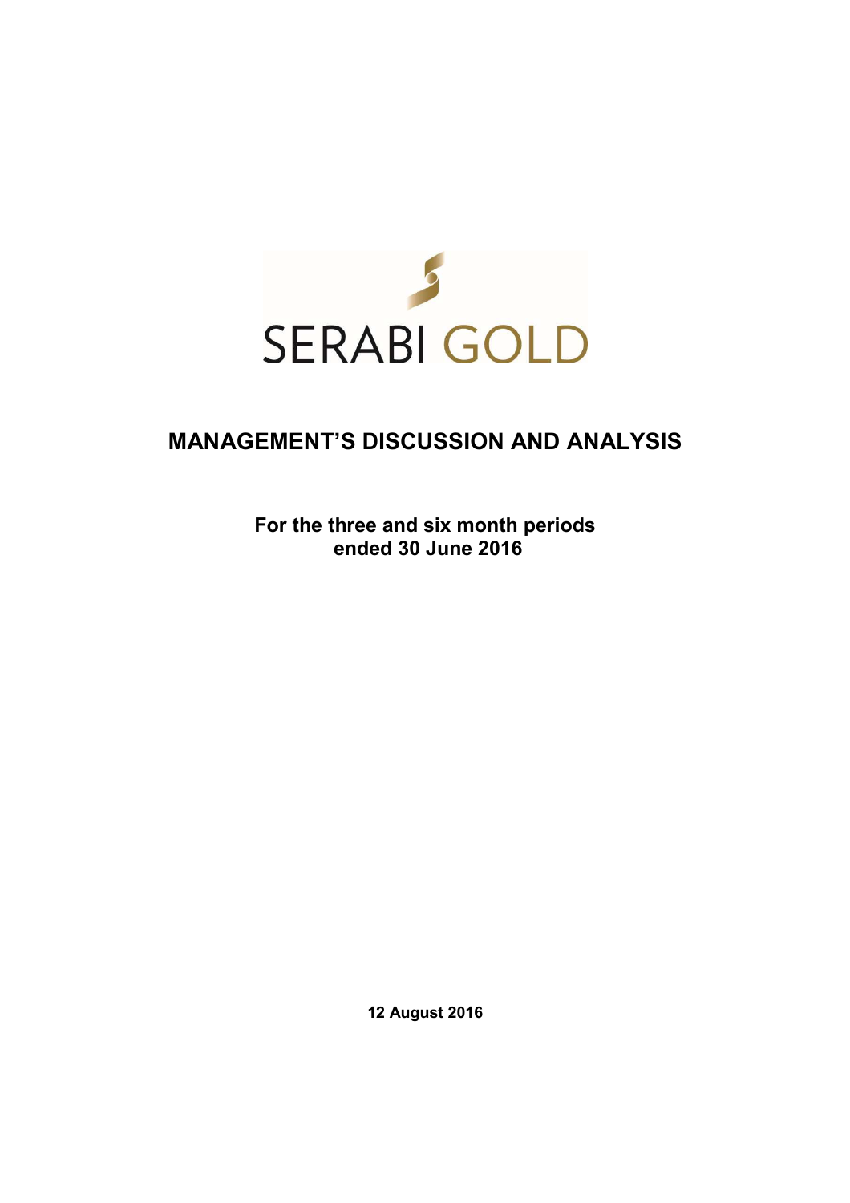SERABI GOLD

# MANAGEMENT'S DISCUSSION AND ANALYSIS

**For the three and six month periods ended 30 June 2016**

**12 August 2016**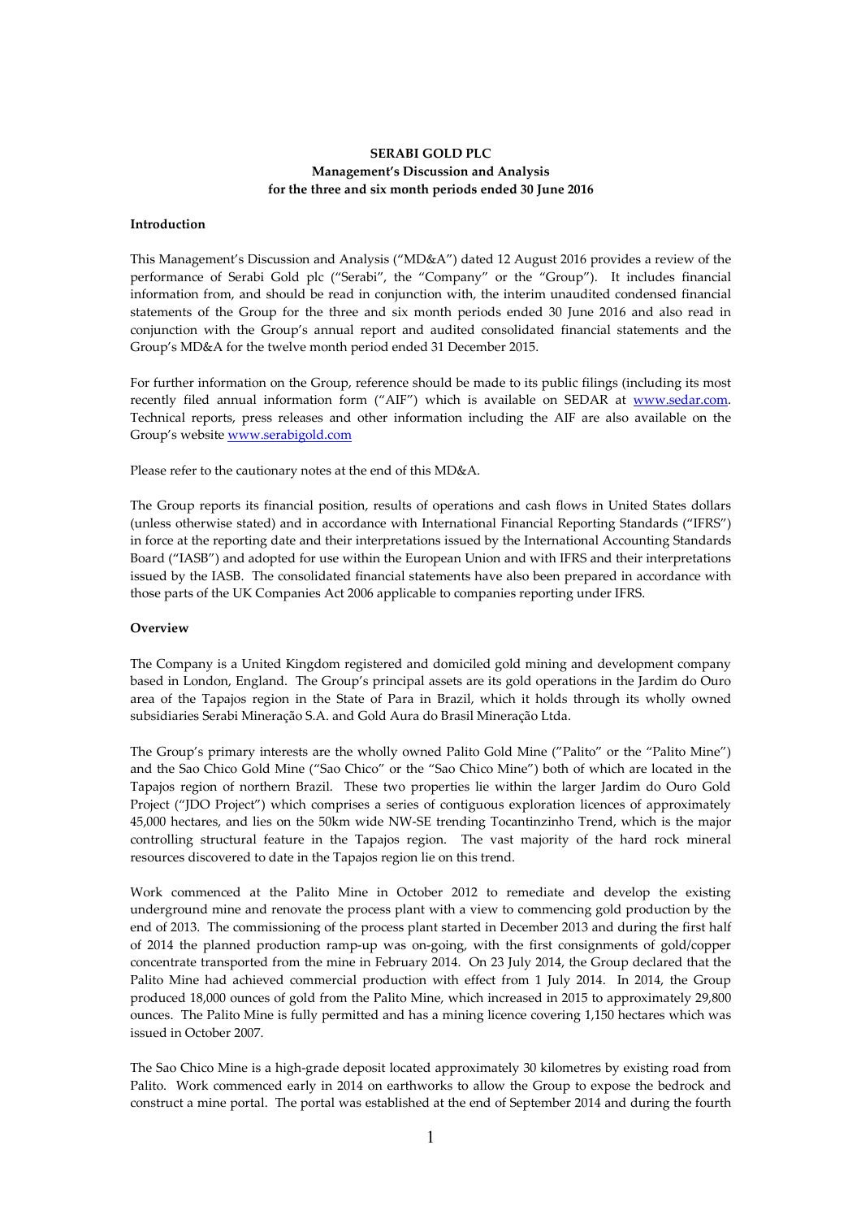**SERABI GOLD PLC**
**Management's Discussion and Analysis**
**for the three and six month periods ended 30 June 2016**

**Introduction**

This Management's Discussion and Analysis ("MD&A") dated 12 August 2016 provides a review of the performance of Serabi Gold plc ("Serabi", the "Company" or the "Group"). It includes financial information from, and should be read in conjunction with, the interim unaudited condensed financial statements of the Group for the three and six month periods ended 30 June 2016 and also read in conjunction with the Group's annual report and audited consolidated financial statements and the Group's MD&A for the twelve month period ended 31 December 2015.

For further information on the Group, reference should be made to its public filings (including its most recently filed annual information form ("AIF") which is available on SEDAR at www.sedar.com. Technical reports, press releases and other information including the AIF are also available on the Group's website www.serabigold.com

Please refer to the cautionary notes at the end of this MD&A.

The Group reports its financial position, results of operations and cash flows in United States dollars (unless otherwise stated) and in accordance with International Financial Reporting Standards ("IFRS") in force at the reporting date and their interpretations issued by the International Accounting Standards Board ("IASB") and adopted for use within the European Union and with IFRS and their interpretations issued by the IASB. The consolidated financial statements have also been prepared in accordance with those parts of the UK Companies Act 2006 applicable to companies reporting under IFRS.

**Overview**

The Company is a United Kingdom registered and domiciled gold mining and development company based in London, England. The Group's principal assets are its gold operations in the Jardim do Ouro area of the Tapajos region in the State of Para in Brazil, which it holds through its wholly owned subsidiaries Serabi Mineração S.A. and Gold Aura do Brasil Mineração Ltda.

The Group's primary interests are the wholly owned Palito Gold Mine ("Palito" or the "Palito Mine") and the Sao Chico Gold Mine ("Sao Chico" or the "Sao Chico Mine") both of which are located in the Tapajos region of northern Brazil. These two properties lie within the larger Jardim do Ouro Gold Project ("JDO Project") which comprises a series of contiguous exploration licences of approximately 45,000 hectares, and lies on the 50km wide NW-SE trending Tocantinzinho Trend, which is the major controlling structural feature in the Tapajos region. The vast majority of the hard rock mineral resources discovered to date in the Tapajos region lie on this trend.

Work commenced at the Palito Mine in October 2012 to remediate and develop the existing underground mine and renovate the process plant with a view to commencing gold production by the end of 2013. The commissioning of the process plant started in December 2013 and during the first half of 2014 the planned production ramp-up was on-going, with the first consignments of gold/copper concentrate transported from the mine in February 2014. On 23 July 2014, the Group declared that the Palito Mine had achieved commercial production with effect from 1 July 2014. In 2014, the Group produced 18,000 ounces of gold from the Palito Mine, which increased in 2015 to approximately 29,800 ounces. The Palito Mine is fully permitted and has a mining licence covering 1,150 hectares which was issued in October 2007.

The Sao Chico Mine is a high-grade deposit located approximately 30 kilometres by existing road from Palito. Work commenced early in 2014 on earthworks to allow the Group to expose the bedrock and construct a mine portal. The portal was established at the end of September 2014 and during the fourth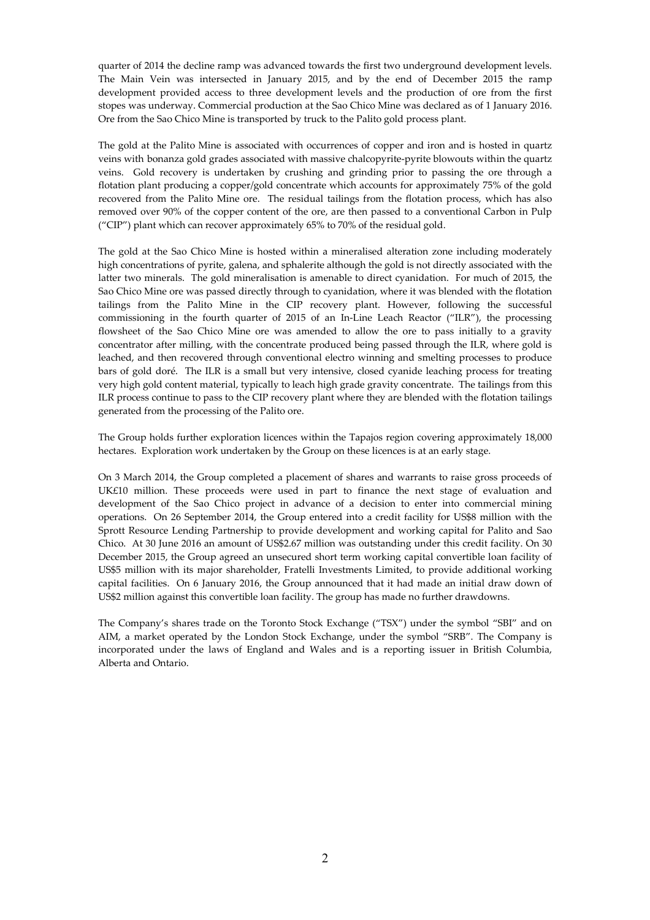quarter of 2014 the decline ramp was advanced towards the first two underground development levels. The Main Vein was intersected in January 2015, and by the end of December 2015 the ramp development provided access to three development levels and the production of ore from the first stopes was underway. Commercial production at the Sao Chico Mine was declared as of 1 January 2016. Ore from the Sao Chico Mine is transported by truck to the Palito gold process plant.

The gold at the Palito Mine is associated with occurrences of copper and iron and is hosted in quartz veins with bonanza gold grades associated with massive chalcopyrite-pyrite blowouts within the quartz veins. Gold recovery is undertaken by crushing and grinding prior to passing the ore through a flotation plant producing a copper/gold concentrate which accounts for approximately 75% of the gold recovered from the Palito Mine ore. The residual tailings from the flotation process, which has also removed over 90% of the copper content of the ore, are then passed to a conventional Carbon in Pulp ("CIP") plant which can recover approximately 65% to 70% of the residual gold.

The gold at the Sao Chico Mine is hosted within a mineralised alteration zone including moderately high concentrations of pyrite, galena, and sphalerite although the gold is not directly associated with the latter two minerals. The gold mineralisation is amenable to direct cyanidation. For much of 2015, the Sao Chico Mine ore was passed directly through to cyanidation, where it was blended with the flotation tailings from the Palito Mine in the CIP recovery plant. However, following the successful commissioning in the fourth quarter of 2015 of an In-Line Leach Reactor ("ILR"), the processing flowsheet of the Sao Chico Mine ore was amended to allow the ore to pass initially to a gravity concentrator after milling, with the concentrate produced being passed through the ILR, where gold is leached, and then recovered through conventional electro winning and smelting processes to produce bars of gold doré. The ILR is a small but very intensive, closed cyanide leaching process for treating very high gold content material, typically to leach high grade gravity concentrate. The tailings from this ILR process continue to pass to the CIP recovery plant where they are blended with the flotation tailings generated from the processing of the Palito ore.

The Group holds further exploration licences within the Tapajos region covering approximately 18,000 hectares. Exploration work undertaken by the Group on these licences is at an early stage.

On 3 March 2014, the Group completed a placement of shares and warrants to raise gross proceeds of UK£10 million. These proceeds were used in part to finance the next stage of evaluation and development of the Sao Chico project in advance of a decision to enter into commercial mining operations. On 26 September 2014, the Group entered into a credit facility for US$8 million with the Sprott Resource Lending Partnership to provide development and working capital for Palito and Sao Chico. At 30 June 2016 an amount of US$2.67 million was outstanding under this credit facility. On 30 December 2015, the Group agreed an unsecured short term working capital convertible loan facility of US$5 million with its major shareholder, Fratelli Investments Limited, to provide additional working capital facilities. On 6 January 2016, the Group announced that it had made an initial draw down of US$2 million against this convertible loan facility. The group has made no further drawdowns.

The Company's shares trade on the Toronto Stock Exchange ("TSX") under the symbol "SBI" and on AIM, a market operated by the London Stock Exchange, under the symbol "SRB". The Company is incorporated under the laws of England and Wales and is a reporting issuer in British Columbia, Alberta and Ontario.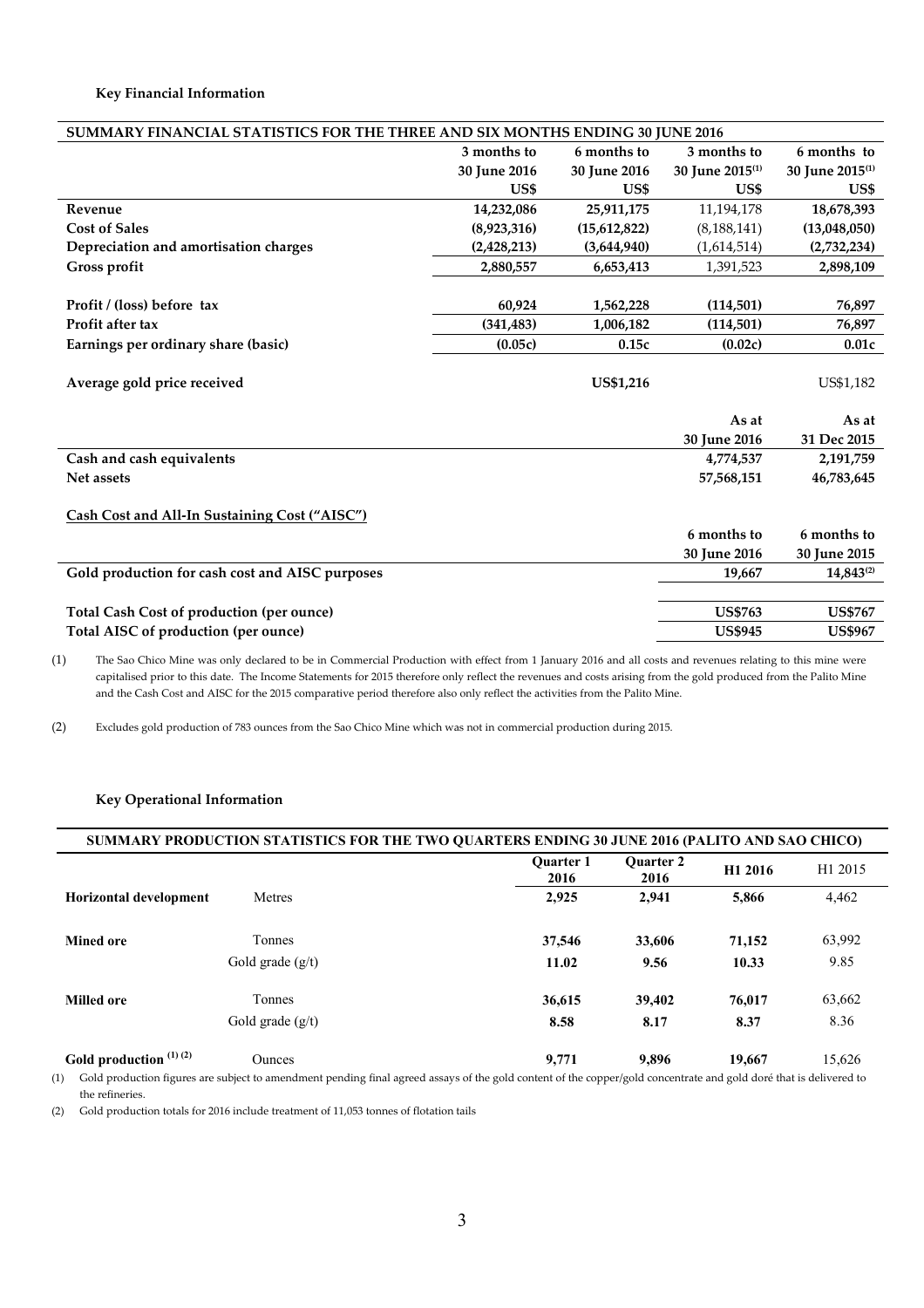### Key Financial Information

| SUMMARY FINANCIAL STATISTICS FOR THE THREE AND SIX MONTHS ENDING 30 JUNE 2016 | | | | |
|---|---|---|---|---|
| | 3 months to 30 June 2016 US$ | 6 months to 30 June 2016 US$ | 3 months to 30 June 2015[(1)] US$ | 6 months to 30 June 2015[(1)] US$ |
| **Revenue** | **14,232,086** | **25,911,175** | 11,194,178 | **18,678,393** |
| **Cost of Sales** | **(8,923,316)** | **(15,612,822)** | (8,188,141) | **(13,048,050)** |
| **Depreciation and amortisation charges** | **(2,428,213)** | **(3,644,940)** | (1,614,514) | **(2,732,234)** |
| **Gross profit** | **2,880,557** | **6,653,413** | 1,391,523 | **2,898,109** |
| | | | | |
| **Profit / (loss) before tax** | **60,924** | **1,562,228** | **(114,501)** | **76,897** |
| **Profit after tax** | **(341,483)** | **1,006,182** | **(114,501)** | **76,897** |
| **Earnings per ordinary share (basic)** | **(0.05c)** | **0.15c** | **(0.02c)** | **0.01c** |
| | | | | |
| **Average gold price received** | | **US$1,216** | | US$1,182 |

| | As at 30 June 2016 | As at 31 Dec 2015 |
|---|---|---|
| **Cash and cash equivalents** | **4,774,537** | **2,191,759** |
| **Net assets** | **57,568,151** | **46,783,645** |

**Cash Cost and All-In Sustaining Cost ("AISC")**

| | 6 months to 30 June 2016 | 6 months to 30 June 2015 |
|---|---|---|
| **Gold production for cash cost and AISC purposes** | **19,667** | **14,843[(2)]** |
| | | |
| **Total Cash Cost of production (per ounce)** | **US$763** | **US$767** |
| **Total AISC of production (per ounce)** | **US$945** | **US$967** |

(1) The Sao Chico Mine was only declared to be in Commercial Production with effect from 1 January 2016 and all costs and revenues relating to this mine were capitalised prior to this date. The Income Statements for 2015 therefore only reflect the revenues and costs arising from the gold produced from the Palito Mine and the Cash Cost and AISC for the 2015 comparative period therefore also only reflect the activities from the Palito Mine.

(2) Excludes gold production of 783 ounces from the Sao Chico Mine which was not in commercial production during 2015.

### Key Operational Information

| SUMMARY PRODUCTION STATISTICS FOR THE TWO QUARTERS ENDING 30 JUNE 2016 (PALITO AND SAO CHICO) | | | | | |
|---|---|---|---|---|---|
| | | **Quarter 1 2016** | **Quarter 2 2016** | **H1 2016** | H1 2015 |
| **Horizontal development** | Metres | **2,925** | **2,941** | **5,866** | 4,462 |
| | | | | | |
| **Mined ore** | Tonnes | **37,546** | **33,606** | **71,152** | 63,992 |
| | Gold grade (g/t) | **11.02** | **9.56** | **10.33** | 9.85 |
| | | | | | |
| **Milled ore** | Tonnes | **36,615** | **39,402** | **76,017** | 63,662 |
| | Gold grade (g/t) | **8.58** | **8.17** | **8.37** | 8.36 |
| | | | | | |
| **Gold production [(1) (2)]** | Ounces | **9,771** | **9,896** | **19,667** | 15,626 |

(1) Gold production figures are subject to amendment pending final agreed assays of the gold content of the copper/gold concentrate and gold doré that is delivered to the refineries.

(2) Gold production totals for 2016 include treatment of 11,053 tonnes of flotation tails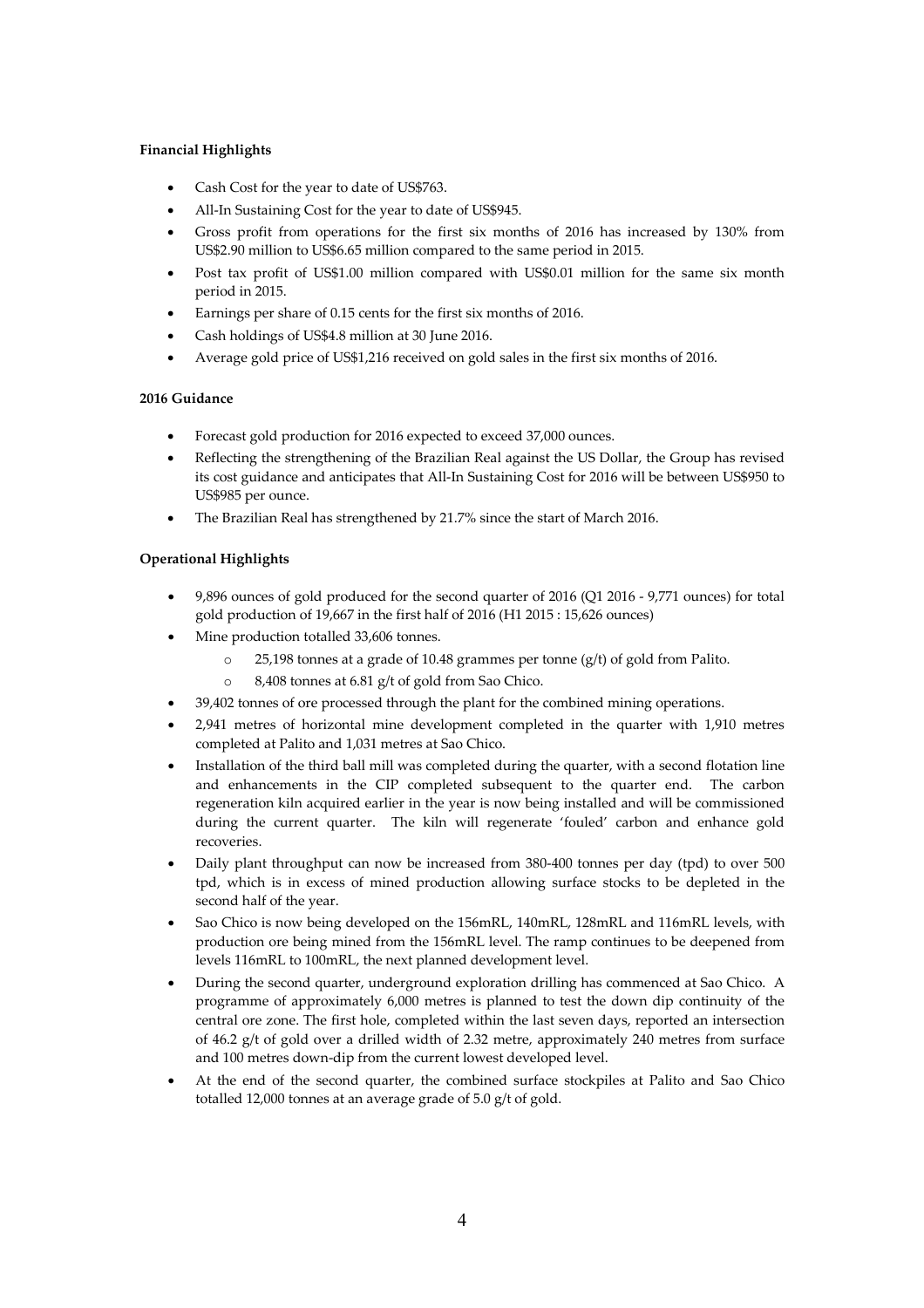**Financial Highlights**

- Cash Cost for the year to date of US$763.
- All-In Sustaining Cost for the year to date of US$945.
- Gross profit from operations for the first six months of 2016 has increased by 130% from US$2.90 million to US$6.65 million compared to the same period in 2015.
- Post tax profit of US$1.00 million compared with US$0.01 million for the same six month period in 2015.
- Earnings per share of 0.15 cents for the first six months of 2016.
- Cash holdings of US$4.8 million at 30 June 2016.
- Average gold price of US$1,216 received on gold sales in the first six months of 2016.

**2016 Guidance**

- Forecast gold production for 2016 expected to exceed 37,000 ounces.
- Reflecting the strengthening of the Brazilian Real against the US Dollar, the Group has revised its cost guidance and anticipates that All-In Sustaining Cost for 2016 will be between US$950 to US$985 per ounce.
- The Brazilian Real has strengthened by 21.7% since the start of March 2016.

**Operational Highlights**

- 9,896 ounces of gold produced for the second quarter of 2016 (Q1 2016 - 9,771 ounces) for total gold production of 19,667 in the first half of 2016 (H1 2015 : 15,626 ounces)
- Mine production totalled 33,606 tonnes.
    - 25,198 tonnes at a grade of 10.48 grammes per tonne (g/t) of gold from Palito.
    - 8,408 tonnes at 6.81 g/t of gold from Sao Chico.
- 39,402 tonnes of ore processed through the plant for the combined mining operations.
- 2,941 metres of horizontal mine development completed in the quarter with 1,910 metres completed at Palito and 1,031 metres at Sao Chico.
- Installation of the third ball mill was completed during the quarter, with a second flotation line and enhancements in the CIP completed subsequent to the quarter end. The carbon regeneration kiln acquired earlier in the year is now being installed and will be commissioned during the current quarter. The kiln will regenerate 'fouled' carbon and enhance gold recoveries.
- Daily plant throughput can now be increased from 380-400 tonnes per day (tpd) to over 500 tpd, which is in excess of mined production allowing surface stocks to be depleted in the second half of the year.
- Sao Chico is now being developed on the 156mRL, 140mRL, 128mRL and 116mRL levels, with production ore being mined from the 156mRL level. The ramp continues to be deepened from levels 116mRL to 100mRL, the next planned development level.
- During the second quarter, underground exploration drilling has commenced at Sao Chico. A programme of approximately 6,000 metres is planned to test the down dip continuity of the central ore zone. The first hole, completed within the last seven days, reported an intersection of 46.2 g/t of gold over a drilled width of 2.32 metre, approximately 240 metres from surface and 100 metres down-dip from the current lowest developed level.
- At the end of the second quarter, the combined surface stockpiles at Palito and Sao Chico totalled 12,000 tonnes at an average grade of 5.0 g/t of gold.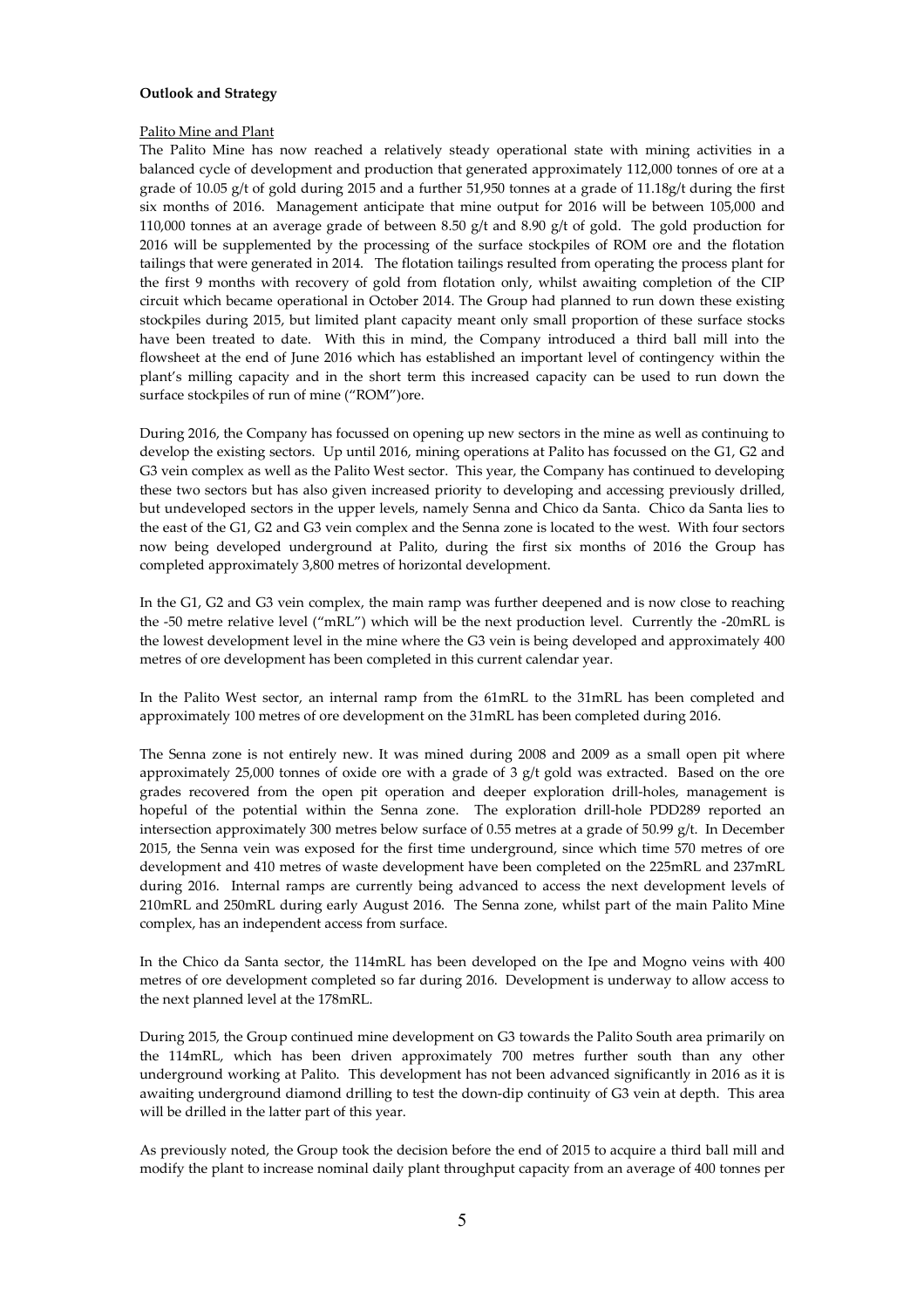**Outlook and Strategy**

Palito Mine and Plant

The Palito Mine has now reached a relatively steady operational state with mining activities in a balanced cycle of development and production that generated approximately 112,000 tonnes of ore at a grade of 10.05 g/t of gold during 2015 and a further 51,950 tonnes at a grade of 11.18g/t during the first six months of 2016. Management anticipate that mine output for 2016 will be between 105,000 and 110,000 tonnes at an average grade of between 8.50 g/t and 8.90 g/t of gold. The gold production for 2016 will be supplemented by the processing of the surface stockpiles of ROM ore and the flotation tailings that were generated in 2014. The flotation tailings resulted from operating the process plant for the first 9 months with recovery of gold from flotation only, whilst awaiting completion of the CIP circuit which became operational in October 2014. The Group had planned to run down these existing stockpiles during 2015, but limited plant capacity meant only small proportion of these surface stocks have been treated to date. With this in mind, the Company introduced a third ball mill into the flowsheet at the end of June 2016 which has established an important level of contingency within the plant's milling capacity and in the short term this increased capacity can be used to run down the surface stockpiles of run of mine ("ROM")ore.

During 2016, the Company has focussed on opening up new sectors in the mine as well as continuing to develop the existing sectors. Up until 2016, mining operations at Palito has focussed on the G1, G2 and G3 vein complex as well as the Palito West sector. This year, the Company has continued to developing these two sectors but has also given increased priority to developing and accessing previously drilled, but undeveloped sectors in the upper levels, namely Senna and Chico da Santa. Chico da Santa lies to the east of the G1, G2 and G3 vein complex and the Senna zone is located to the west. With four sectors now being developed underground at Palito, during the first six months of 2016 the Group has completed approximately 3,800 metres of horizontal development.

In the G1, G2 and G3 vein complex, the main ramp was further deepened and is now close to reaching the -50 metre relative level ("mRL") which will be the next production level. Currently the -20mRL is the lowest development level in the mine where the G3 vein is being developed and approximately 400 metres of ore development has been completed in this current calendar year.

In the Palito West sector, an internal ramp from the 61mRL to the 31mRL has been completed and approximately 100 metres of ore development on the 31mRL has been completed during 2016.

The Senna zone is not entirely new. It was mined during 2008 and 2009 as a small open pit where approximately 25,000 tonnes of oxide ore with a grade of 3 g/t gold was extracted. Based on the ore grades recovered from the open pit operation and deeper exploration drill-holes, management is hopeful of the potential within the Senna zone. The exploration drill-hole PDD289 reported an intersection approximately 300 metres below surface of 0.55 metres at a grade of 50.99 g/t. In December 2015, the Senna vein was exposed for the first time underground, since which time 570 metres of ore development and 410 metres of waste development have been completed on the 225mRL and 237mRL during 2016. Internal ramps are currently being advanced to access the next development levels of 210mRL and 250mRL during early August 2016. The Senna zone, whilst part of the main Palito Mine complex, has an independent access from surface.

In the Chico da Santa sector, the 114mRL has been developed on the Ipe and Mogno veins with 400 metres of ore development completed so far during 2016. Development is underway to allow access to the next planned level at the 178mRL.

During 2015, the Group continued mine development on G3 towards the Palito South area primarily on the 114mRL, which has been driven approximately 700 metres further south than any other underground working at Palito. This development has not been advanced significantly in 2016 as it is awaiting underground diamond drilling to test the down-dip continuity of G3 vein at depth. This area will be drilled in the latter part of this year.

As previously noted, the Group took the decision before the end of 2015 to acquire a third ball mill and modify the plant to increase nominal daily plant throughput capacity from an average of 400 tonnes per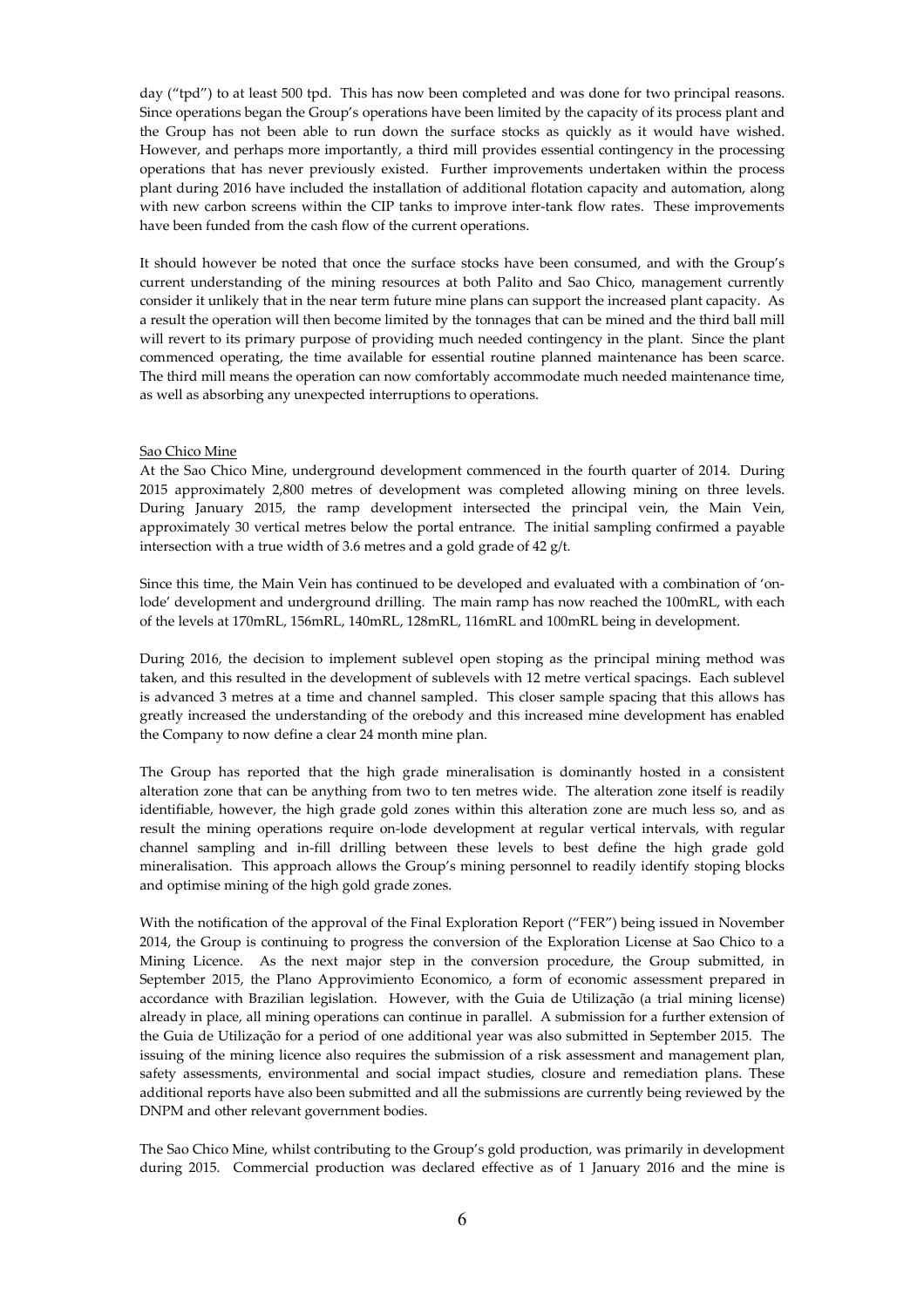day ("tpd") to at least 500 tpd. This has now been completed and was done for two principal reasons. Since operations began the Group's operations have been limited by the capacity of its process plant and the Group has not been able to run down the surface stocks as quickly as it would have wished. However, and perhaps more importantly, a third mill provides essential contingency in the processing operations that has never previously existed. Further improvements undertaken within the process plant during 2016 have included the installation of additional flotation capacity and automation, along with new carbon screens within the CIP tanks to improve inter-tank flow rates. These improvements have been funded from the cash flow of the current operations.

It should however be noted that once the surface stocks have been consumed, and with the Group's current understanding of the mining resources at both Palito and Sao Chico, management currently consider it unlikely that in the near term future mine plans can support the increased plant capacity. As a result the operation will then become limited by the tonnages that can be mined and the third ball mill will revert to its primary purpose of providing much needed contingency in the plant. Since the plant commenced operating, the time available for essential routine planned maintenance has been scarce. The third mill means the operation can now comfortably accommodate much needed maintenance time, as well as absorbing any unexpected interruptions to operations.

Sao Chico Mine

At the Sao Chico Mine, underground development commenced in the fourth quarter of 2014. During 2015 approximately 2,800 metres of development was completed allowing mining on three levels. During January 2015, the ramp development intersected the principal vein, the Main Vein, approximately 30 vertical metres below the portal entrance. The initial sampling confirmed a payable intersection with a true width of 3.6 metres and a gold grade of 42 g/t.

Since this time, the Main Vein has continued to be developed and evaluated with a combination of 'on-lode' development and underground drilling. The main ramp has now reached the 100mRL, with each of the levels at 170mRL, 156mRL, 140mRL, 128mRL, 116mRL and 100mRL being in development.

During 2016, the decision to implement sublevel open stoping as the principal mining method was taken, and this resulted in the development of sublevels with 12 metre vertical spacings. Each sublevel is advanced 3 metres at a time and channel sampled. This closer sample spacing that this allows has greatly increased the understanding of the orebody and this increased mine development has enabled the Company to now define a clear 24 month mine plan.

The Group has reported that the high grade mineralisation is dominantly hosted in a consistent alteration zone that can be anything from two to ten metres wide. The alteration zone itself is readily identifiable, however, the high grade gold zones within this alteration zone are much less so, and as result the mining operations require on-lode development at regular vertical intervals, with regular channel sampling and in-fill drilling between these levels to best define the high grade gold mineralisation. This approach allows the Group's mining personnel to readily identify stoping blocks and optimise mining of the high gold grade zones.

With the notification of the approval of the Final Exploration Report ("FER") being issued in November 2014, the Group is continuing to progress the conversion of the Exploration License at Sao Chico to a Mining Licence. As the next major step in the conversion procedure, the Group submitted, in September 2015, the Plano Approvimiento Economico, a form of economic assessment prepared in accordance with Brazilian legislation. However, with the Guia de Utilização (a trial mining license) already in place, all mining operations can continue in parallel. A submission for a further extension of the Guia de Utilização for a period of one additional year was also submitted in September 2015. The issuing of the mining licence also requires the submission of a risk assessment and management plan, safety assessments, environmental and social impact studies, closure and remediation plans. These additional reports have also been submitted and all the submissions are currently being reviewed by the DNPM and other relevant government bodies.

The Sao Chico Mine, whilst contributing to the Group's gold production, was primarily in development during 2015. Commercial production was declared effective as of 1 January 2016 and the mine is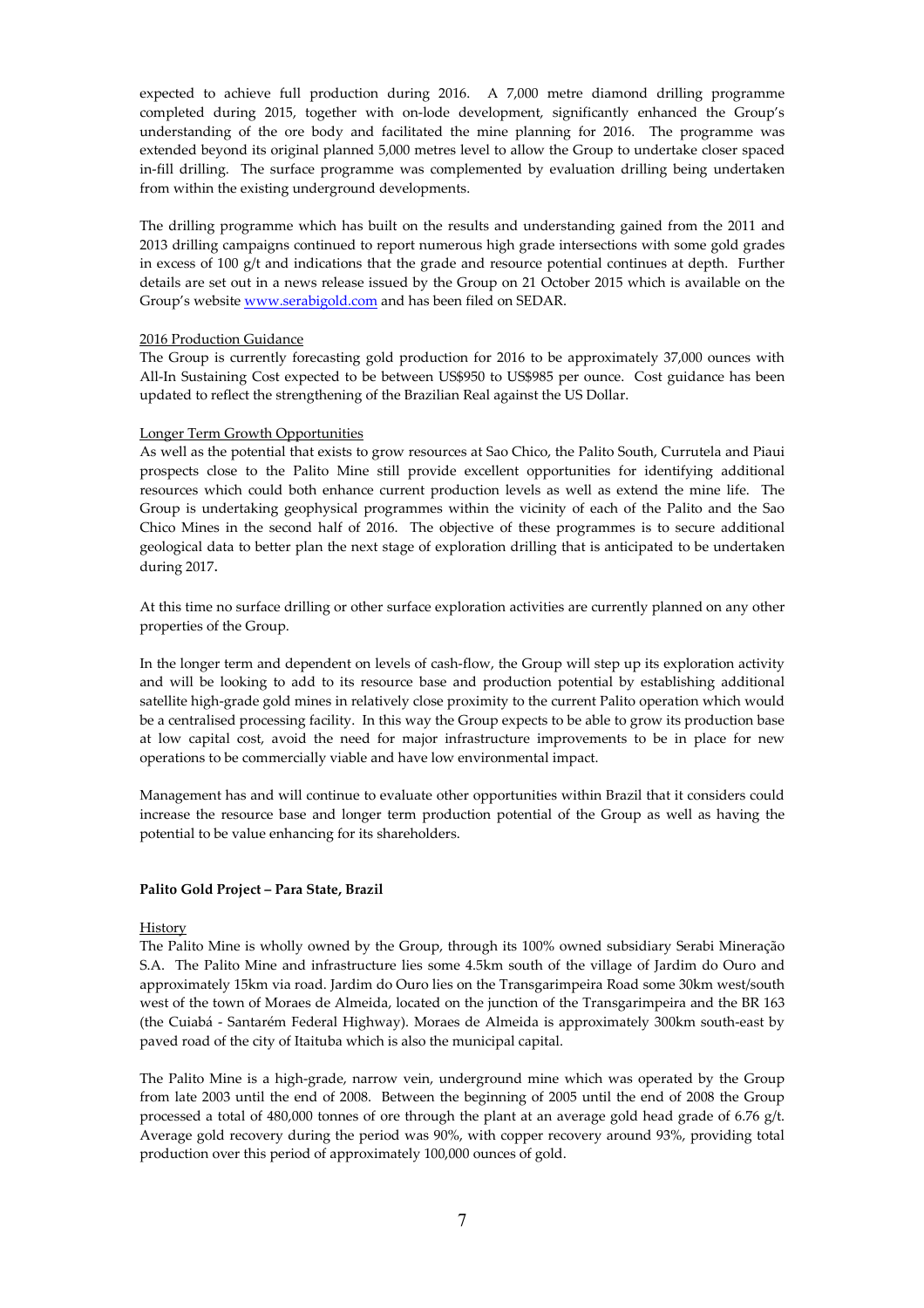expected to achieve full production during 2016. A 7,000 metre diamond drilling programme completed during 2015, together with on-lode development, significantly enhanced the Group's understanding of the ore body and facilitated the mine planning for 2016. The programme was extended beyond its original planned 5,000 metres level to allow the Group to undertake closer spaced in-fill drilling. The surface programme was complemented by evaluation drilling being undertaken from within the existing underground developments.

The drilling programme which has built on the results and understanding gained from the 2011 and 2013 drilling campaigns continued to report numerous high grade intersections with some gold grades in excess of 100 g/t and indications that the grade and resource potential continues at depth. Further details are set out in a news release issued by the Group on 21 October 2015 which is available on the Group's website [www.serabigold.com](http://www.serabigold.com) and has been filed on SEDAR.

2016 Production Guidance

The Group is currently forecasting gold production for 2016 to be approximately 37,000 ounces with All-In Sustaining Cost expected to be between US$950 to US$985 per ounce. Cost guidance has been updated to reflect the strengthening of the Brazilian Real against the US Dollar.

Longer Term Growth Opportunities

As well as the potential that exists to grow resources at Sao Chico, the Palito South, Currutela and Piaui prospects close to the Palito Mine still provide excellent opportunities for identifying additional resources which could both enhance current production levels as well as extend the mine life. The Group is undertaking geophysical programmes within the vicinity of each of the Palito and the Sao Chico Mines in the second half of 2016. The objective of these programmes is to secure additional geological data to better plan the next stage of exploration drilling that is anticipated to be undertaken during 2017.

At this time no surface drilling or other surface exploration activities are currently planned on any other properties of the Group.

In the longer term and dependent on levels of cash-flow, the Group will step up its exploration activity and will be looking to add to its resource base and production potential by establishing additional satellite high-grade gold mines in relatively close proximity to the current Palito operation which would be a centralised processing facility. In this way the Group expects to be able to grow its production base at low capital cost, avoid the need for major infrastructure improvements to be in place for new operations to be commercially viable and have low environmental impact.

Management has and will continue to evaluate other opportunities within Brazil that it considers could increase the resource base and longer term production potential of the Group as well as having the potential to be value enhancing for its shareholders.

**Palito Gold Project – Para State, Brazil**

History

The Palito Mine is wholly owned by the Group, through its 100% owned subsidiary Serabi Mineração S.A. The Palito Mine and infrastructure lies some 4.5km south of the village of Jardim do Ouro and approximately 15km via road. Jardim do Ouro lies on the Transgarimpeira Road some 30km west/south west of the town of Moraes de Almeida, located on the junction of the Transgarimpeira and the BR 163 (the Cuiabá - Santarém Federal Highway). Moraes de Almeida is approximately 300km south-east by paved road of the city of Itaituba which is also the municipal capital.

The Palito Mine is a high-grade, narrow vein, underground mine which was operated by the Group from late 2003 until the end of 2008. Between the beginning of 2005 until the end of 2008 the Group processed a total of 480,000 tonnes of ore through the plant at an average gold head grade of 6.76 g/t. Average gold recovery during the period was 90%, with copper recovery around 93%, providing total production over this period of approximately 100,000 ounces of gold.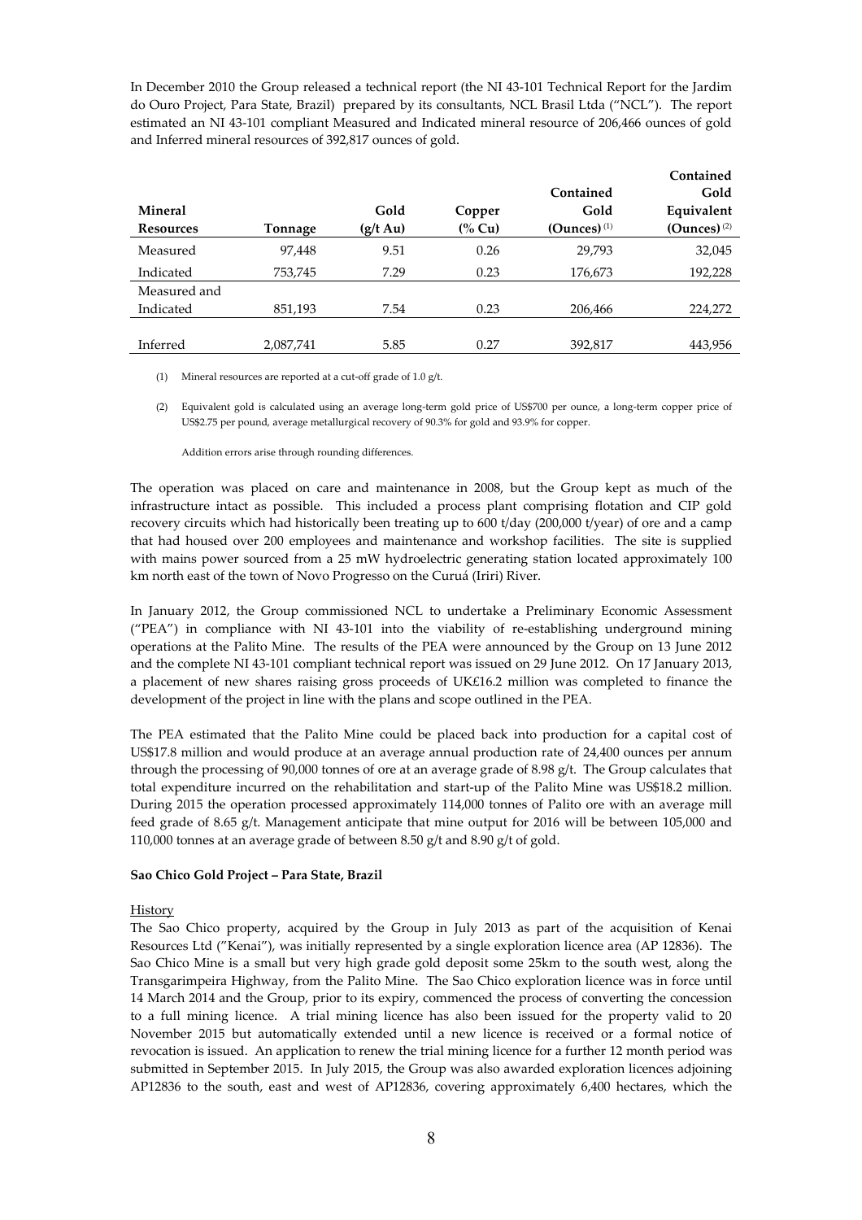In December 2010 the Group released a technical report (the NI 43-101 Technical Report for the Jardim do Ouro Project, Para State, Brazil) prepared by its consultants, NCL Brasil Ltda ("NCL"). The report estimated an NI 43-101 compliant Measured and Indicated mineral resource of 206,466 ounces of gold and Inferred mineral resources of 392,817 ounces of gold.

| Mineral Resources | Tonnage | Gold (g/t Au) | Copper (% Cu) | Contained Gold (Ounces) (1) | Contained Gold Equivalent (Ounces) (2) |
|---|---|---|---|---|---|
| Measured | 97,448 | 9.51 | 0.26 | 29,793 | 32,045 |
| Indicated | 753,745 | 7.29 | 0.23 | 176,673 | 192,228 |
| Measured and Indicated | 851,193 | 7.54 | 0.23 | 206,466 | 224,272 |
| Inferred | 2,087,741 | 5.85 | 0.27 | 392,817 | 443,956 |

(1) Mineral resources are reported at a cut-off grade of 1.0 g/t.

(2) Equivalent gold is calculated using an average long-term gold price of US$700 per ounce, a long-term copper price of US$2.75 per pound, average metallurgical recovery of 90.3% for gold and 93.9% for copper.

Addition errors arise through rounding differences.

The operation was placed on care and maintenance in 2008, but the Group kept as much of the infrastructure intact as possible. This included a process plant comprising flotation and CIP gold recovery circuits which had historically been treating up to 600 t/day (200,000 t/year) of ore and a camp that had housed over 200 employees and maintenance and workshop facilities. The site is supplied with mains power sourced from a 25 mW hydroelectric generating station located approximately 100 km north east of the town of Novo Progresso on the Curuá (Iriri) River.

In January 2012, the Group commissioned NCL to undertake a Preliminary Economic Assessment ("PEA") in compliance with NI 43-101 into the viability of re-establishing underground mining operations at the Palito Mine. The results of the PEA were announced by the Group on 13 June 2012 and the complete NI 43-101 compliant technical report was issued on 29 June 2012. On 17 January 2013, a placement of new shares raising gross proceeds of UK£16.2 million was completed to finance the development of the project in line with the plans and scope outlined in the PEA.

The PEA estimated that the Palito Mine could be placed back into production for a capital cost of US$17.8 million and would produce at an average annual production rate of 24,400 ounces per annum through the processing of 90,000 tonnes of ore at an average grade of 8.98 g/t. The Group calculates that total expenditure incurred on the rehabilitation and start-up of the Palito Mine was US$18.2 million. During 2015 the operation processed approximately 114,000 tonnes of Palito ore with an average mill feed grade of 8.65 g/t. Management anticipate that mine output for 2016 will be between 105,000 and 110,000 tonnes at an average grade of between 8.50 g/t and 8.90 g/t of gold.

**Sao Chico Gold Project – Para State, Brazil**

History

The Sao Chico property, acquired by the Group in July 2013 as part of the acquisition of Kenai Resources Ltd ("Kenai"), was initially represented by a single exploration licence area (AP 12836). The Sao Chico Mine is a small but very high grade gold deposit some 25km to the south west, along the Transgarimpeira Highway, from the Palito Mine. The Sao Chico exploration licence was in force until 14 March 2014 and the Group, prior to its expiry, commenced the process of converting the concession to a full mining licence. A trial mining licence has also been issued for the property valid to 20 November 2015 but automatically extended until a new licence is received or a formal notice of revocation is issued. An application to renew the trial mining licence for a further 12 month period was submitted in September 2015. In July 2015, the Group was also awarded exploration licences adjoining AP12836 to the south, east and west of AP12836, covering approximately 6,400 hectares, which the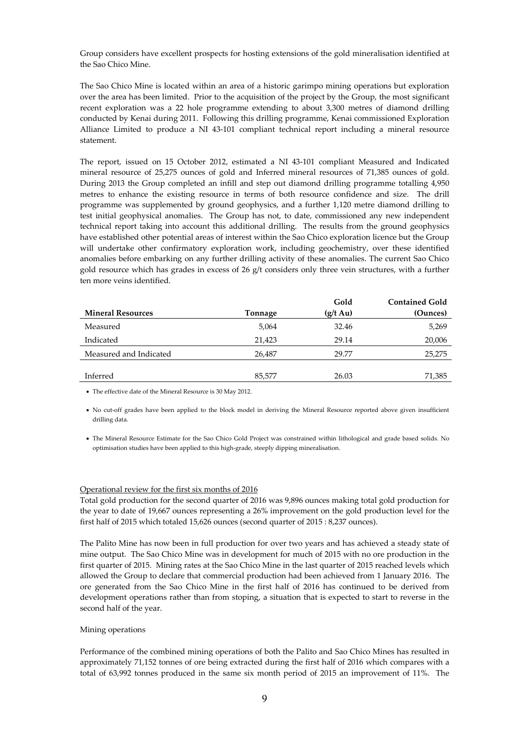Group considers have excellent prospects for hosting extensions of the gold mineralisation identified at the Sao Chico Mine.

The Sao Chico Mine is located within an area of a historic garimpo mining operations but exploration over the area has been limited. Prior to the acquisition of the project by the Group, the most significant recent exploration was a 22 hole programme extending to about 3,300 metres of diamond drilling conducted by Kenai during 2011. Following this drilling programme, Kenai commissioned Exploration Alliance Limited to produce a NI 43-101 compliant technical report including a mineral resource statement.

The report, issued on 15 October 2012, estimated a NI 43-101 compliant Measured and Indicated mineral resource of 25,275 ounces of gold and Inferred mineral resources of 71,385 ounces of gold. During 2013 the Group completed an infill and step out diamond drilling programme totalling 4,950 metres to enhance the existing resource in terms of both resource confidence and size. The drill programme was supplemented by ground geophysics, and a further 1,120 metre diamond drilling to test initial geophysical anomalies. The Group has not, to date, commissioned any new independent technical report taking into account this additional drilling. The results from the ground geophysics have established other potential areas of interest within the Sao Chico exploration licence but the Group will undertake other confirmatory exploration work, including geochemistry, over these identified anomalies before embarking on any further drilling activity of these anomalies. The current Sao Chico gold resource which has grades in excess of 26 g/t considers only three vein structures, with a further ten more veins identified.

| Mineral Resources | Tonnage | Gold (g/t Au) | Contained Gold (Ounces) |
|---|---|---|---|
| Measured | 5,064 | 32.46 | 5,269 |
| Indicated | 21,423 | 29.14 | 20,006 |
| Measured and Indicated | 26,487 | 29.77 | 25,275 |
| Inferred | 85,577 | 26.03 | 71,385 |

- The effective date of the Mineral Resource is 30 May 2012.
- No cut-off grades have been applied to the block model in deriving the Mineral Resource reported above given insufficient drilling data.
- The Mineral Resource Estimate for the Sao Chico Gold Project was constrained within lithological and grade based solids. No optimisation studies have been applied to this high-grade, steeply dipping mineralisation.

Operational review for the first six months of 2016

Total gold production for the second quarter of 2016 was 9,896 ounces making total gold production for the year to date of 19,667 ounces representing a 26% improvement on the gold production level for the first half of 2015 which totaled 15,626 ounces (second quarter of 2015 : 8,237 ounces).

The Palito Mine has now been in full production for over two years and has achieved a steady state of mine output. The Sao Chico Mine was in development for much of 2015 with no ore production in the first quarter of 2015. Mining rates at the Sao Chico Mine in the last quarter of 2015 reached levels which allowed the Group to declare that commercial production had been achieved from 1 January 2016. The ore generated from the Sao Chico Mine in the first half of 2016 has continued to be derived from development operations rather than from stoping, a situation that is expected to start to reverse in the second half of the year.

Mining operations

Performance of the combined mining operations of both the Palito and Sao Chico Mines has resulted in approximately 71,152 tonnes of ore being extracted during the first half of 2016 which compares with a total of 63,992 tonnes produced in the same six month period of 2015 an improvement of 11%. The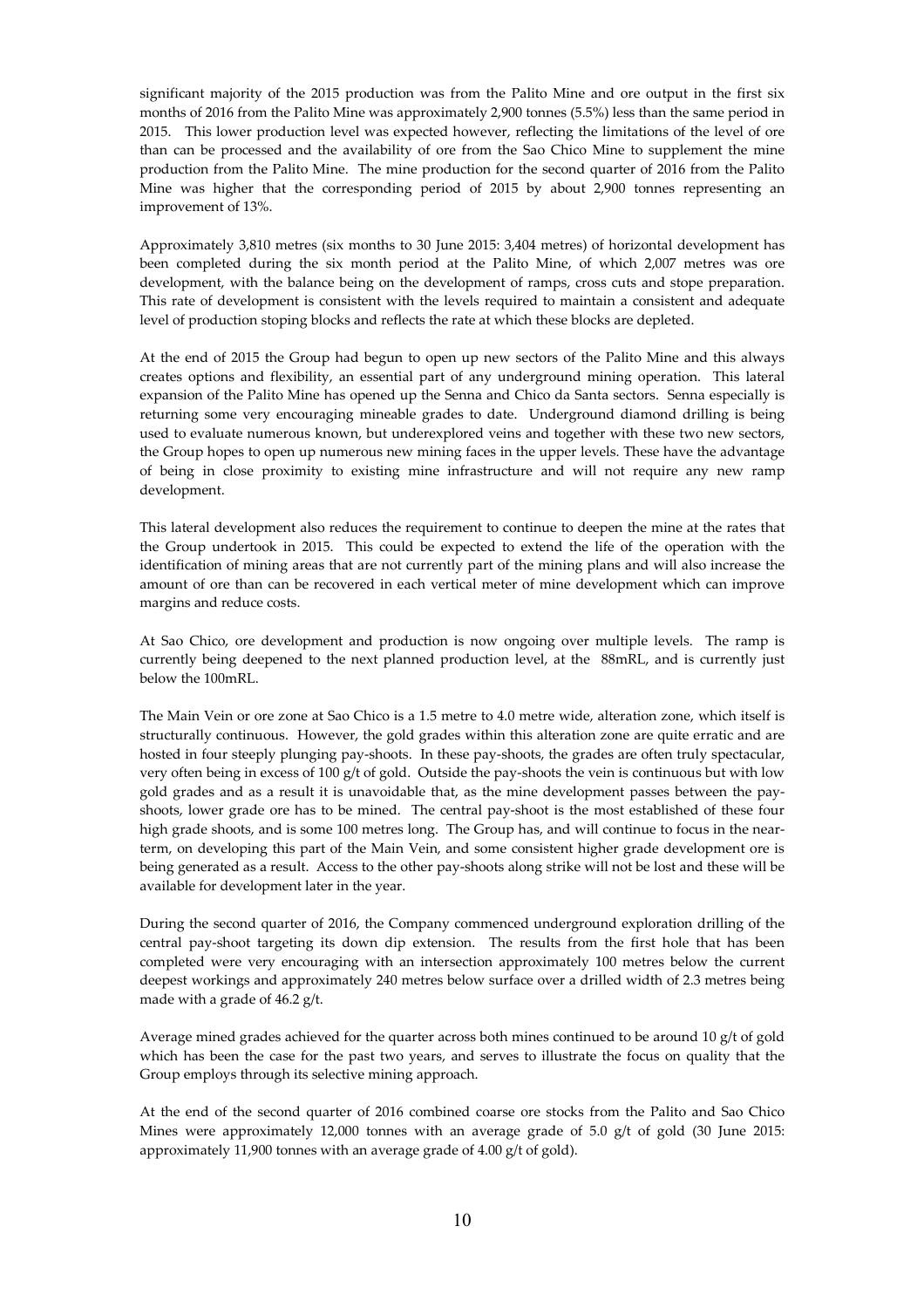significant majority of the 2015 production was from the Palito Mine and ore output in the first six months of 2016 from the Palito Mine was approximately 2,900 tonnes (5.5%) less than the same period in 2015. This lower production level was expected however, reflecting the limitations of the level of ore than can be processed and the availability of ore from the Sao Chico Mine to supplement the mine production from the Palito Mine. The mine production for the second quarter of 2016 from the Palito Mine was higher that the corresponding period of 2015 by about 2,900 tonnes representing an improvement of 13%.

Approximately 3,810 metres (six months to 30 June 2015: 3,404 metres) of horizontal development has been completed during the six month period at the Palito Mine, of which 2,007 metres was ore development, with the balance being on the development of ramps, cross cuts and stope preparation. This rate of development is consistent with the levels required to maintain a consistent and adequate level of production stoping blocks and reflects the rate at which these blocks are depleted.

At the end of 2015 the Group had begun to open up new sectors of the Palito Mine and this always creates options and flexibility, an essential part of any underground mining operation. This lateral expansion of the Palito Mine has opened up the Senna and Chico da Santa sectors. Senna especially is returning some very encouraging mineable grades to date. Underground diamond drilling is being used to evaluate numerous known, but underexplored veins and together with these two new sectors, the Group hopes to open up numerous new mining faces in the upper levels. These have the advantage of being in close proximity to existing mine infrastructure and will not require any new ramp development.

This lateral development also reduces the requirement to continue to deepen the mine at the rates that the Group undertook in 2015. This could be expected to extend the life of the operation with the identification of mining areas that are not currently part of the mining plans and will also increase the amount of ore than can be recovered in each vertical meter of mine development which can improve margins and reduce costs.

At Sao Chico, ore development and production is now ongoing over multiple levels. The ramp is currently being deepened to the next planned production level, at the 88mRL, and is currently just below the 100mRL.

The Main Vein or ore zone at Sao Chico is a 1.5 metre to 4.0 metre wide, alteration zone, which itself is structurally continuous. However, the gold grades within this alteration zone are quite erratic and are hosted in four steeply plunging pay-shoots. In these pay-shoots, the grades are often truly spectacular, very often being in excess of 100 g/t of gold. Outside the pay-shoots the vein is continuous but with low gold grades and as a result it is unavoidable that, as the mine development passes between the pay-shoots, lower grade ore has to be mined. The central pay-shoot is the most established of these four high grade shoots, and is some 100 metres long. The Group has, and will continue to focus in the near-term, on developing this part of the Main Vein, and some consistent higher grade development ore is being generated as a result. Access to the other pay-shoots along strike will not be lost and these will be available for development later in the year.

During the second quarter of 2016, the Company commenced underground exploration drilling of the central pay-shoot targeting its down dip extension. The results from the first hole that has been completed were very encouraging with an intersection approximately 100 metres below the current deepest workings and approximately 240 metres below surface over a drilled width of 2.3 metres being made with a grade of 46.2 g/t.

Average mined grades achieved for the quarter across both mines continued to be around 10 g/t of gold which has been the case for the past two years, and serves to illustrate the focus on quality that the Group employs through its selective mining approach.

At the end of the second quarter of 2016 combined coarse ore stocks from the Palito and Sao Chico Mines were approximately 12,000 tonnes with an average grade of 5.0 g/t of gold (30 June 2015: approximately 11,900 tonnes with an average grade of 4.00 g/t of gold).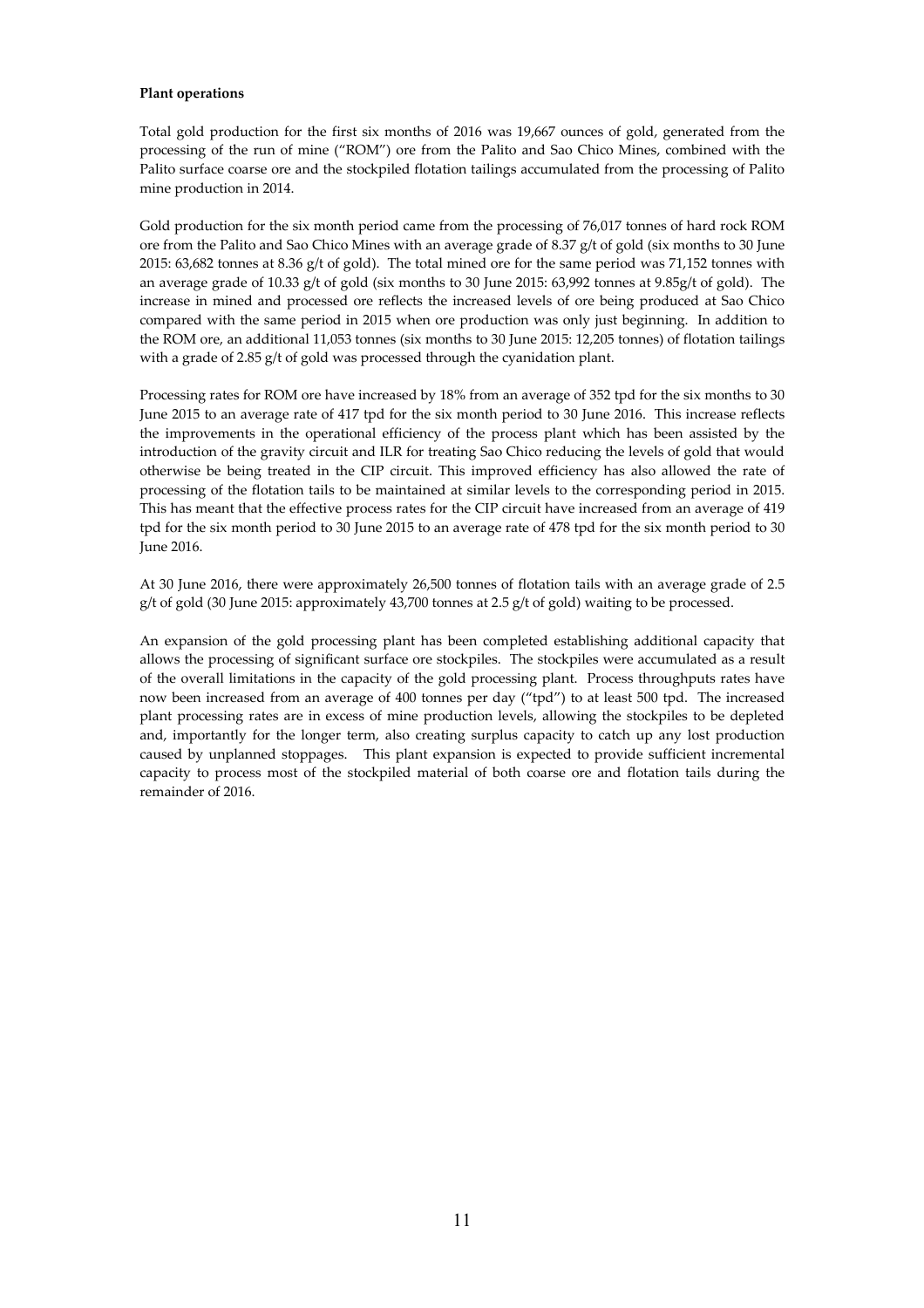**Plant operations**

Total gold production for the first six months of 2016 was 19,667 ounces of gold, generated from the processing of the run of mine ("ROM") ore from the Palito and Sao Chico Mines, combined with the Palito surface coarse ore and the stockpiled flotation tailings accumulated from the processing of Palito mine production in 2014.

Gold production for the six month period came from the processing of 76,017 tonnes of hard rock ROM ore from the Palito and Sao Chico Mines with an average grade of 8.37 g/t of gold (six months to 30 June 2015: 63,682 tonnes at 8.36 g/t of gold). The total mined ore for the same period was 71,152 tonnes with an average grade of 10.33 g/t of gold (six months to 30 June 2015: 63,992 tonnes at 9.85g/t of gold). The increase in mined and processed ore reflects the increased levels of ore being produced at Sao Chico compared with the same period in 2015 when ore production was only just beginning. In addition to the ROM ore, an additional 11,053 tonnes (six months to 30 June 2015: 12,205 tonnes) of flotation tailings with a grade of 2.85 g/t of gold was processed through the cyanidation plant.

Processing rates for ROM ore have increased by 18% from an average of 352 tpd for the six months to 30 June 2015 to an average rate of 417 tpd for the six month period to 30 June 2016. This increase reflects the improvements in the operational efficiency of the process plant which has been assisted by the introduction of the gravity circuit and ILR for treating Sao Chico reducing the levels of gold that would otherwise be being treated in the CIP circuit. This improved efficiency has also allowed the rate of processing of the flotation tails to be maintained at similar levels to the corresponding period in 2015. This has meant that the effective process rates for the CIP circuit have increased from an average of 419 tpd for the six month period to 30 June 2015 to an average rate of 478 tpd for the six month period to 30 June 2016.

At 30 June 2016, there were approximately 26,500 tonnes of flotation tails with an average grade of 2.5 g/t of gold (30 June 2015: approximately 43,700 tonnes at 2.5 g/t of gold) waiting to be processed.

An expansion of the gold processing plant has been completed establishing additional capacity that allows the processing of significant surface ore stockpiles. The stockpiles were accumulated as a result of the overall limitations in the capacity of the gold processing plant. Process throughputs rates have now been increased from an average of 400 tonnes per day ("tpd") to at least 500 tpd. The increased plant processing rates are in excess of mine production levels, allowing the stockpiles to be depleted and, importantly for the longer term, also creating surplus capacity to catch up any lost production caused by unplanned stoppages. This plant expansion is expected to provide sufficient incremental capacity to process most of the stockpiled material of both coarse ore and flotation tails during the remainder of 2016.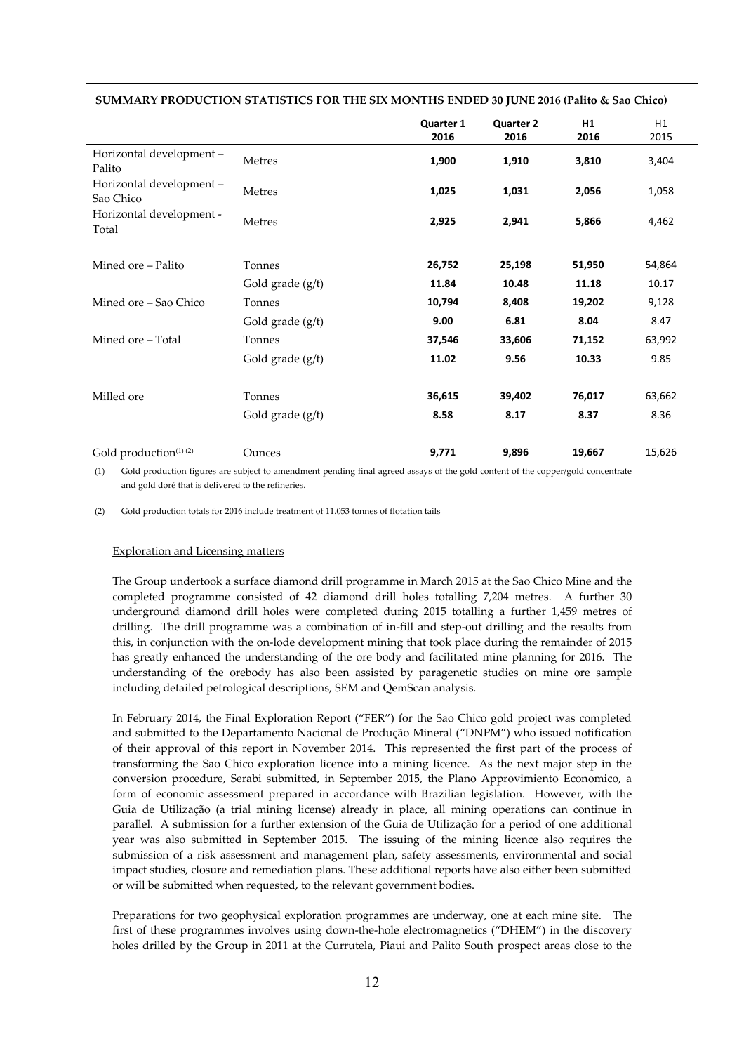**SUMMARY PRODUCTION STATISTICS FOR THE SIX MONTHS ENDED 30 JUNE 2016 (Palito & Sao Chico)**

| | | Quarter 1 2016 | Quarter 2 2016 | H1 2016 | H1 2015 |
|---|---|---|---|---|---|
| Horizontal development – Palito | Metres | **1,900** | **1,910** | **3,810** | 3,404 |
| Horizontal development – Sao Chico | Metres | **1,025** | **1,031** | **2,056** | 1,058 |
| Horizontal development - Total | Metres | **2,925** | **2,941** | **5,866** | 4,462 |
| | | | | | |
| Mined ore – Palito | Tonnes | **26,752** | **25,198** | **51,950** | 54,864 |
| | Gold grade (g/t) | **11.84** | **10.48** | **11.18** | 10.17 |
| Mined ore – Sao Chico | Tonnes | **10,794** | **8,408** | **19,202** | 9,128 |
| | Gold grade (g/t) | **9.00** | **6.81** | **8.04** | 8.47 |
| Mined ore – Total | Tonnes | **37,546** | **33,606** | **71,152** | 63,992 |
| | Gold grade (g/t) | **11.02** | **9.56** | **10.33** | 9.85 |
| | | | | | |
| Milled ore | Tonnes | **36,615** | **39,402** | **76,017** | 63,662 |
| | Gold grade (g/t) | **8.58** | **8.17** | **8.37** | 8.36 |
| | | | | | |
| Gold production[(1) (2)] | Ounces | **9,771** | **9,896** | **19,667** | 15,626 |

(1) Gold production figures are subject to amendment pending final agreed assays of the gold content of the copper/gold concentrate and gold doré that is delivered to the refineries.

(2) Gold production totals for 2016 include treatment of 11.053 tonnes of flotation tails

Exploration and Licensing matters

The Group undertook a surface diamond drill programme in March 2015 at the Sao Chico Mine and the completed programme consisted of 42 diamond drill holes totalling 7,204 metres. A further 30 underground diamond drill holes were completed during 2015 totalling a further 1,459 metres of drilling. The drill programme was a combination of in-fill and step-out drilling and the results from this, in conjunction with the on-lode development mining that took place during the remainder of 2015 has greatly enhanced the understanding of the ore body and facilitated mine planning for 2016. The understanding of the orebody has also been assisted by paragenetic studies on mine ore sample including detailed petrological descriptions, SEM and QemScan analysis.

In February 2014, the Final Exploration Report ("FER") for the Sao Chico gold project was completed and submitted to the Departamento Nacional de Produção Mineral ("DNPM") who issued notification of their approval of this report in November 2014. This represented the first part of the process of transforming the Sao Chico exploration licence into a mining licence. As the next major step in the conversion procedure, Serabi submitted, in September 2015, the Plano Approvimiento Economico, a form of economic assessment prepared in accordance with Brazilian legislation. However, with the Guia de Utilização (a trial mining license) already in place, all mining operations can continue in parallel. A submission for a further extension of the Guia de Utilização for a period of one additional year was also submitted in September 2015. The issuing of the mining licence also requires the submission of a risk assessment and management plan, safety assessments, environmental and social impact studies, closure and remediation plans. These additional reports have also either been submitted or will be submitted when requested, to the relevant government bodies.

Preparations for two geophysical exploration programmes are underway, one at each mine site. The first of these programmes involves using down-the-hole electromagnetics ("DHEM") in the discovery holes drilled by the Group in 2011 at the Currutela, Piaui and Palito South prospect areas close to the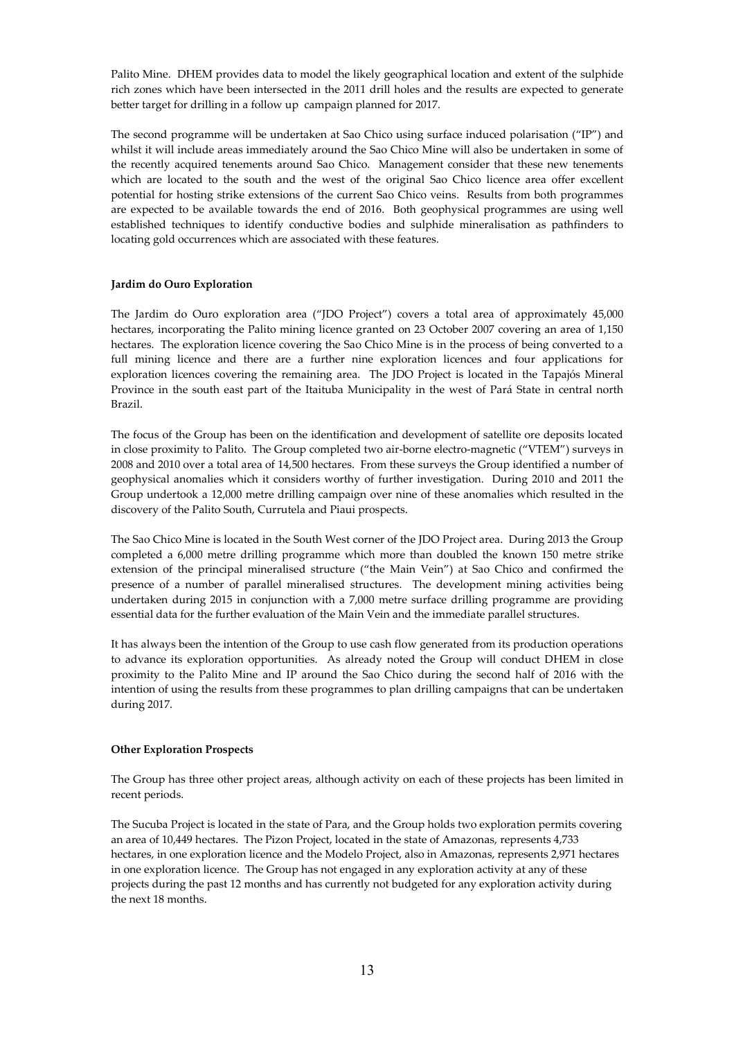Palito Mine. DHEM provides data to model the likely geographical location and extent of the sulphide rich zones which have been intersected in the 2011 drill holes and the results are expected to generate better target for drilling in a follow up campaign planned for 2017.

The second programme will be undertaken at Sao Chico using surface induced polarisation ("IP") and whilst it will include areas immediately around the Sao Chico Mine will also be undertaken in some of the recently acquired tenements around Sao Chico. Management consider that these new tenements which are located to the south and the west of the original Sao Chico licence area offer excellent potential for hosting strike extensions of the current Sao Chico veins. Results from both programmes are expected to be available towards the end of 2016. Both geophysical programmes are using well established techniques to identify conductive bodies and sulphide mineralisation as pathfinders to locating gold occurrences which are associated with these features.

**Jardim do Ouro Exploration**

The Jardim do Ouro exploration area ("JDO Project") covers a total area of approximately 45,000 hectares, incorporating the Palito mining licence granted on 23 October 2007 covering an area of 1,150 hectares. The exploration licence covering the Sao Chico Mine is in the process of being converted to a full mining licence and there are a further nine exploration licences and four applications for exploration licences covering the remaining area. The JDO Project is located in the Tapajós Mineral Province in the south east part of the Itaituba Municipality in the west of Pará State in central north Brazil.

The focus of the Group has been on the identification and development of satellite ore deposits located in close proximity to Palito. The Group completed two air-borne electro-magnetic ("VTEM") surveys in 2008 and 2010 over a total area of 14,500 hectares. From these surveys the Group identified a number of geophysical anomalies which it considers worthy of further investigation. During 2010 and 2011 the Group undertook a 12,000 metre drilling campaign over nine of these anomalies which resulted in the discovery of the Palito South, Currutela and Piaui prospects.

The Sao Chico Mine is located in the South West corner of the JDO Project area. During 2013 the Group completed a 6,000 metre drilling programme which more than doubled the known 150 metre strike extension of the principal mineralised structure ("the Main Vein") at Sao Chico and confirmed the presence of a number of parallel mineralised structures. The development mining activities being undertaken during 2015 in conjunction with a 7,000 metre surface drilling programme are providing essential data for the further evaluation of the Main Vein and the immediate parallel structures.

It has always been the intention of the Group to use cash flow generated from its production operations to advance its exploration opportunities. As already noted the Group will conduct DHEM in close proximity to the Palito Mine and IP around the Sao Chico during the second half of 2016 with the intention of using the results from these programmes to plan drilling campaigns that can be undertaken during 2017.

**Other Exploration Prospects**

The Group has three other project areas, although activity on each of these projects has been limited in recent periods.

The Sucuba Project is located in the state of Para, and the Group holds two exploration permits covering an area of 10,449 hectares. The Pizon Project, located in the state of Amazonas, represents 4,733 hectares, in one exploration licence and the Modelo Project, also in Amazonas, represents 2,971 hectares in one exploration licence. The Group has not engaged in any exploration activity at any of these projects during the past 12 months and has currently not budgeted for any exploration activity during the next 18 months.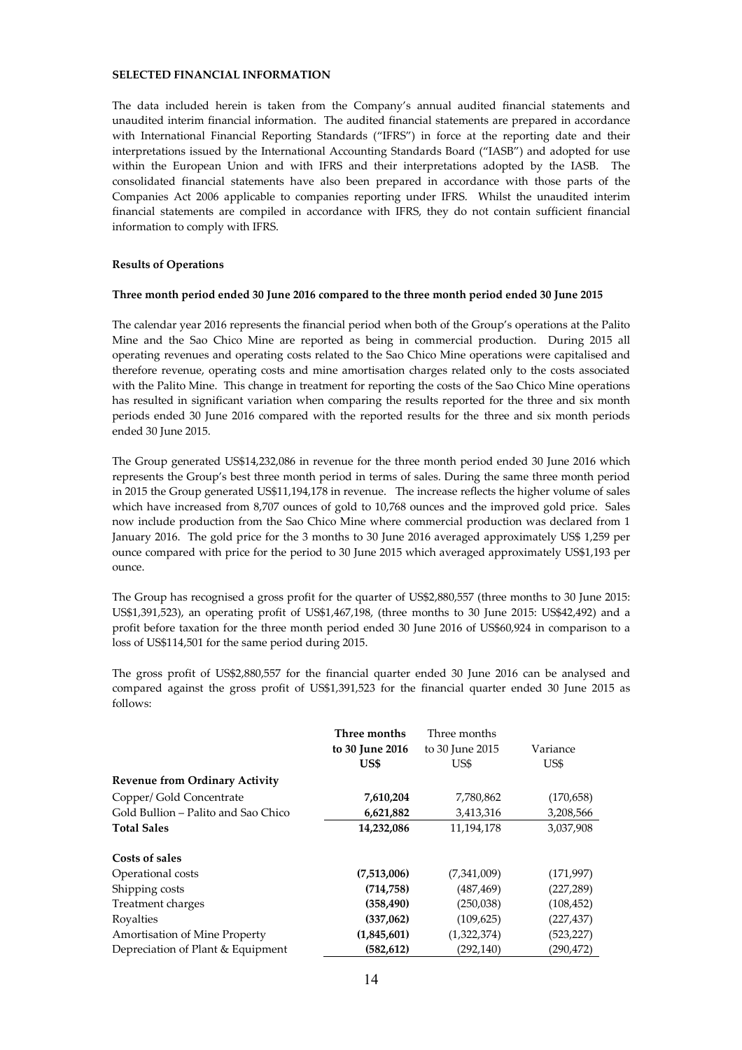**SELECTED FINANCIAL INFORMATION**

The data included herein is taken from the Company's annual audited financial statements and unaudited interim financial information. The audited financial statements are prepared in accordance with International Financial Reporting Standards ("IFRS") in force at the reporting date and their interpretations issued by the International Accounting Standards Board ("IASB") and adopted for use within the European Union and with IFRS and their interpretations adopted by the IASB. The consolidated financial statements have also been prepared in accordance with those parts of the Companies Act 2006 applicable to companies reporting under IFRS. Whilst the unaudited interim financial statements are compiled in accordance with IFRS, they do not contain sufficient financial information to comply with IFRS.

**Results of Operations**

**Three month period ended 30 June 2016 compared to the three month period ended 30 June 2015**

The calendar year 2016 represents the financial period when both of the Group's operations at the Palito Mine and the Sao Chico Mine are reported as being in commercial production. During 2015 all operating revenues and operating costs related to the Sao Chico Mine operations were capitalised and therefore revenue, operating costs and mine amortisation charges related only to the costs associated with the Palito Mine. This change in treatment for reporting the costs of the Sao Chico Mine operations has resulted in significant variation when comparing the results reported for the three and six month periods ended 30 June 2016 compared with the reported results for the three and six month periods ended 30 June 2015.

The Group generated US$14,232,086 in revenue for the three month period ended 30 June 2016 which represents the Group's best three month period in terms of sales. During the same three month period in 2015 the Group generated US$11,194,178 in revenue. The increase reflects the higher volume of sales which have increased from 8,707 ounces of gold to 10,768 ounces and the improved gold price. Sales now include production from the Sao Chico Mine where commercial production was declared from 1 January 2016. The gold price for the 3 months to 30 June 2016 averaged approximately US$ 1,259 per ounce compared with price for the period to 30 June 2015 which averaged approximately US$1,193 per ounce.

The Group has recognised a gross profit for the quarter of US$2,880,557 (three months to 30 June 2015: US$1,391,523), an operating profit of US$1,467,198, (three months to 30 June 2015: US$42,492) and a profit before taxation for the three month period ended 30 June 2016 of US$60,924 in comparison to a loss of US$114,501 for the same period during 2015.

The gross profit of US$2,880,557 for the financial quarter ended 30 June 2016 can be analysed and compared against the gross profit of US$1,391,523 for the financial quarter ended 30 June 2015 as follows:

| | **Three months to 30 June 2016 US$** | Three months to 30 June 2015 US$ | Variance US$ |
|---|---|---|---|
| **Revenue from Ordinary Activity** | | | |
| Copper/ Gold Concentrate | **7,610,204** | 7,780,862 | (170,658) |
| Gold Bullion – Palito and Sao Chico | **6,621,882** | 3,413,316 | 3,208,566 |
| **Total Sales** | **14,232,086** | 11,194,178 | 3,037,908 |
| **Costs of sales** | | | |
| Operational costs | **(7,513,006)** | (7,341,009) | (171,997) |
| Shipping costs | **(714,758)** | (487,469) | (227,289) |
| Treatment charges | **(358,490)** | (250,038) | (108,452) |
| Royalties | **(337,062)** | (109,625) | (227,437) |
| Amortisation of Mine Property | **(1,845,601)** | (1,322,374) | (523,227) |
| Depreciation of Plant & Equipment | **(582,612)** | (292,140) | (290,472) |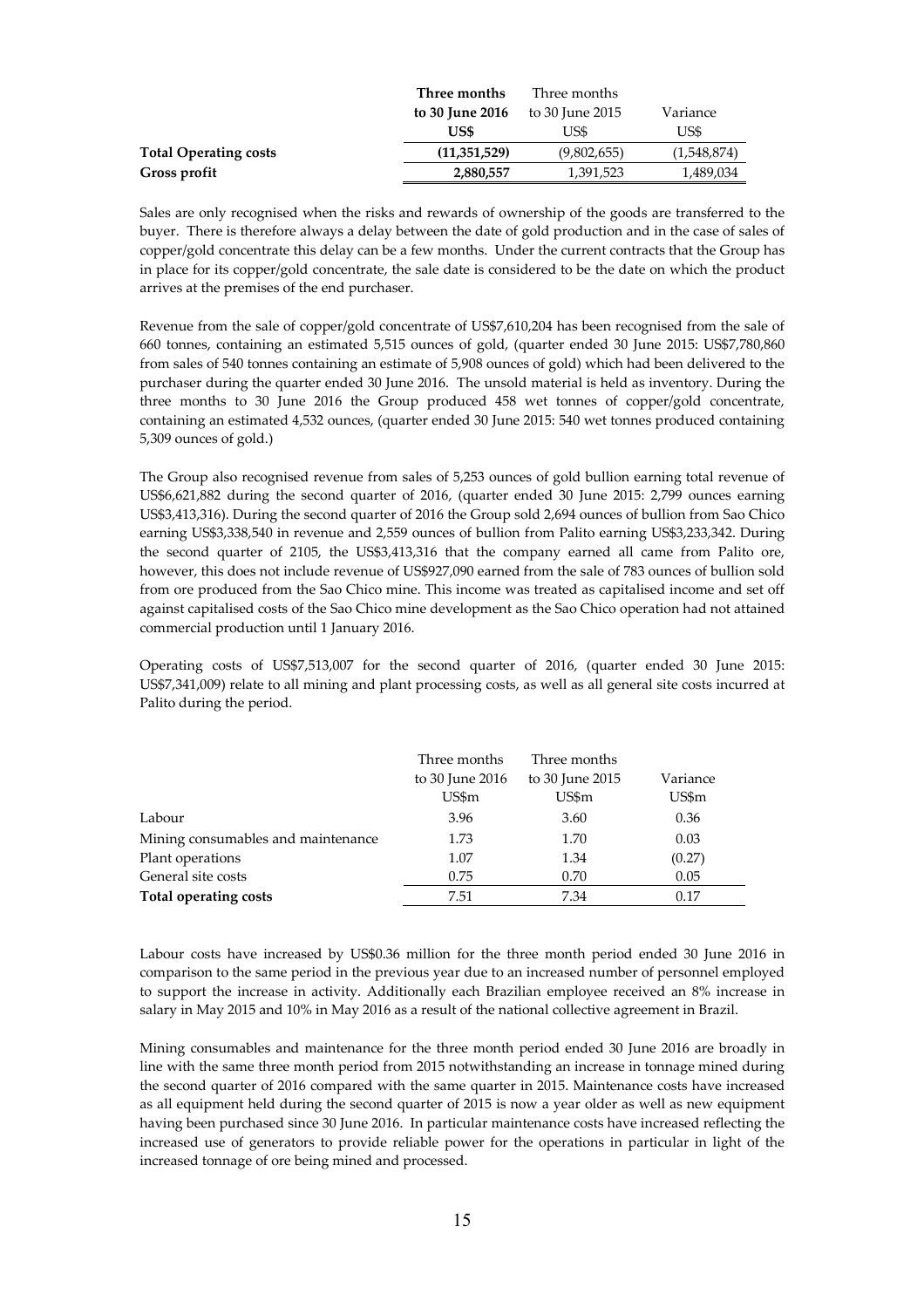| | Three months to 30 June 2016 | Three months to 30 June 2015 | Variance |
|---|---|---|---|
| | US$ | US$ | US$ |
| **Total Operating costs** | **(11,351,529)** | (9,802,655) | (1,548,874) |
| **Gross profit** | **2,880,557** | 1,391,523 | 1,489,034 |

Sales are only recognised when the risks and rewards of ownership of the goods are transferred to the buyer. There is therefore always a delay between the date of gold production and in the case of sales of copper/gold concentrate this delay can be a few months. Under the current contracts that the Group has in place for its copper/gold concentrate, the sale date is considered to be the date on which the product arrives at the premises of the end purchaser.

Revenue from the sale of copper/gold concentrate of US$7,610,204 has been recognised from the sale of 660 tonnes, containing an estimated 5,515 ounces of gold, (quarter ended 30 June 2015: US$7,780,860 from sales of 540 tonnes containing an estimate of 5,908 ounces of gold) which had been delivered to the purchaser during the quarter ended 30 June 2016. The unsold material is held as inventory. During the three months to 30 June 2016 the Group produced 458 wet tonnes of copper/gold concentrate, containing an estimated 4,532 ounces, (quarter ended 30 June 2015: 540 wet tonnes produced containing 5,309 ounces of gold.)

The Group also recognised revenue from sales of 5,253 ounces of gold bullion earning total revenue of US$6,621,882 during the second quarter of 2016, (quarter ended 30 June 2015: 2,799 ounces earning US$3,413,316). During the second quarter of 2016 the Group sold 2,694 ounces of bullion from Sao Chico earning US$3,338,540 in revenue and 2,559 ounces of bullion from Palito earning US$3,233,342. During the second quarter of 2105, the US$3,413,316 that the company earned all came from Palito ore, however, this does not include revenue of US$927,090 earned from the sale of 783 ounces of bullion sold from ore produced from the Sao Chico mine. This income was treated as capitalised income and set off against capitalised costs of the Sao Chico mine development as the Sao Chico operation had not attained commercial production until 1 January 2016.

Operating costs of US$7,513,007 for the second quarter of 2016, (quarter ended 30 June 2015: US$7,341,009) relate to all mining and plant processing costs, as well as all general site costs incurred at Palito during the period.

| | Three months to 30 June 2016 | Three months to 30 June 2015 | Variance |
|---|---|---|---|
| | US$m | US$m | US$m |
| Labour | 3.96 | 3.60 | 0.36 |
| Mining consumables and maintenance | 1.73 | 1.70 | 0.03 |
| Plant operations | 1.07 | 1.34 | (0.27) |
| General site costs | 0.75 | 0.70 | 0.05 |
| **Total operating costs** | 7.51 | 7.34 | 0.17 |

Labour costs have increased by US$0.36 million for the three month period ended 30 June 2016 in comparison to the same period in the previous year due to an increased number of personnel employed to support the increase in activity. Additionally each Brazilian employee received an 8% increase in salary in May 2015 and 10% in May 2016 as a result of the national collective agreement in Brazil.

Mining consumables and maintenance for the three month period ended 30 June 2016 are broadly in line with the same three month period from 2015 notwithstanding an increase in tonnage mined during the second quarter of 2016 compared with the same quarter in 2015. Maintenance costs have increased as all equipment held during the second quarter of 2015 is now a year older as well as new equipment having been purchased since 30 June 2016. In particular maintenance costs have increased reflecting the increased use of generators to provide reliable power for the operations in particular in light of the increased tonnage of ore being mined and processed.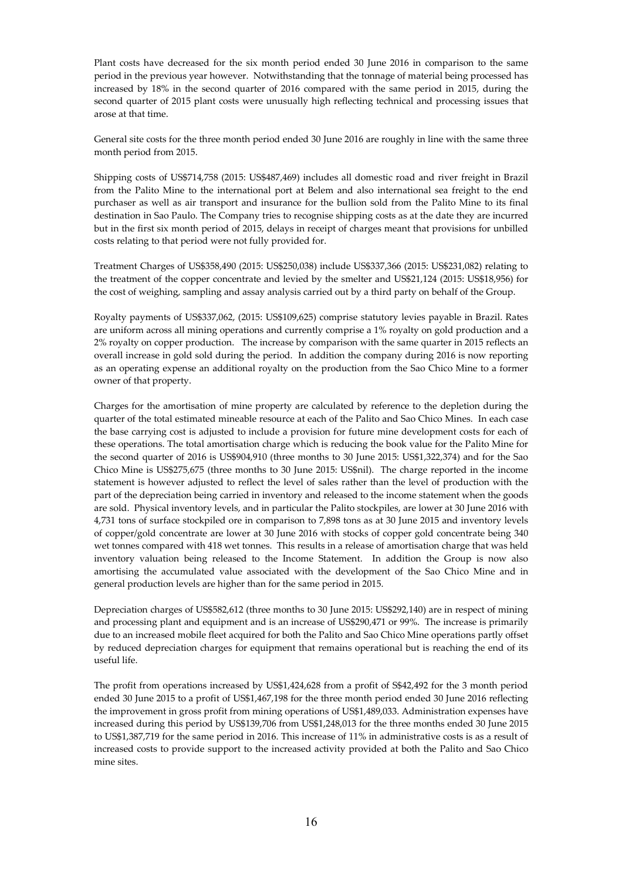Plant costs have decreased for the six month period ended 30 June 2016 in comparison to the same period in the previous year however. Notwithstanding that the tonnage of material being processed has increased by 18% in the second quarter of 2016 compared with the same period in 2015, during the second quarter of 2015 plant costs were unusually high reflecting technical and processing issues that arose at that time.

General site costs for the three month period ended 30 June 2016 are roughly in line with the same three month period from 2015.

Shipping costs of US$714,758 (2015: US$487,469) includes all domestic road and river freight in Brazil from the Palito Mine to the international port at Belem and also international sea freight to the end purchaser as well as air transport and insurance for the bullion sold from the Palito Mine to its final destination in Sao Paulo. The Company tries to recognise shipping costs as at the date they are incurred but in the first six month period of 2015, delays in receipt of charges meant that provisions for unbilled costs relating to that period were not fully provided for.

Treatment Charges of US$358,490 (2015: US$250,038) include US$337,366 (2015: US$231,082) relating to the treatment of the copper concentrate and levied by the smelter and US$21,124 (2015: US$18,956) for the cost of weighing, sampling and assay analysis carried out by a third party on behalf of the Group.

Royalty payments of US$337,062, (2015: US$109,625) comprise statutory levies payable in Brazil. Rates are uniform across all mining operations and currently comprise a 1% royalty on gold production and a 2% royalty on copper production. The increase by comparison with the same quarter in 2015 reflects an overall increase in gold sold during the period. In addition the company during 2016 is now reporting as an operating expense an additional royalty on the production from the Sao Chico Mine to a former owner of that property.

Charges for the amortisation of mine property are calculated by reference to the depletion during the quarter of the total estimated mineable resource at each of the Palito and Sao Chico Mines. In each case the base carrying cost is adjusted to include a provision for future mine development costs for each of these operations. The total amortisation charge which is reducing the book value for the Palito Mine for the second quarter of 2016 is US$904,910 (three months to 30 June 2015: US$1,322,374) and for the Sao Chico Mine is US$275,675 (three months to 30 June 2015: US$nil). The charge reported in the income statement is however adjusted to reflect the level of sales rather than the level of production with the part of the depreciation being carried in inventory and released to the income statement when the goods are sold. Physical inventory levels, and in particular the Palito stockpiles, are lower at 30 June 2016 with 4,731 tons of surface stockpiled ore in comparison to 7,898 tons as at 30 June 2015 and inventory levels of copper/gold concentrate are lower at 30 June 2016 with stocks of copper gold concentrate being 340 wet tonnes compared with 418 wet tonnes. This results in a release of amortisation charge that was held inventory valuation being released to the Income Statement. In addition the Group is now also amortising the accumulated value associated with the development of the Sao Chico Mine and in general production levels are higher than for the same period in 2015.

Depreciation charges of US$582,612 (three months to 30 June 2015: US$292,140) are in respect of mining and processing plant and equipment and is an increase of US$290,471 or 99%. The increase is primarily due to an increased mobile fleet acquired for both the Palito and Sao Chico Mine operations partly offset by reduced depreciation charges for equipment that remains operational but is reaching the end of its useful life.

The profit from operations increased by US$1,424,628 from a profit of S$42,492 for the 3 month period ended 30 June 2015 to a profit of US$1,467,198 for the three month period ended 30 June 2016 reflecting the improvement in gross profit from mining operations of US$1,489,033. Administration expenses have increased during this period by US$139,706 from US$1,248,013 for the three months ended 30 June 2015 to US$1,387,719 for the same period in 2016. This increase of 11% in administrative costs is as a result of increased costs to provide support to the increased activity provided at both the Palito and Sao Chico mine sites.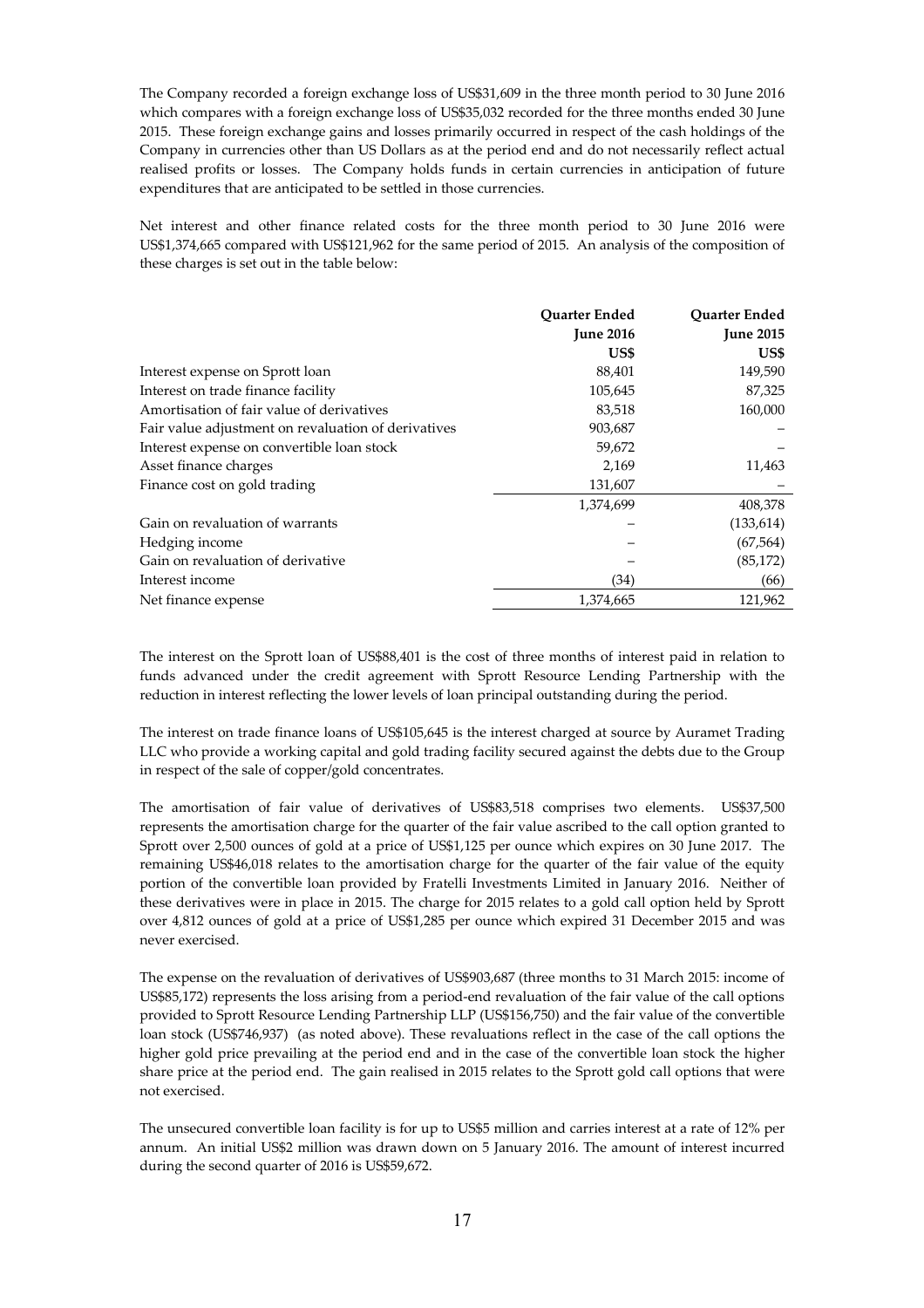The Company recorded a foreign exchange loss of US$31,609 in the three month period to 30 June 2016 which compares with a foreign exchange loss of US$35,032 recorded for the three months ended 30 June 2015. These foreign exchange gains and losses primarily occurred in respect of the cash holdings of the Company in currencies other than US Dollars as at the period end and do not necessarily reflect actual realised profits or losses. The Company holds funds in certain currencies in anticipation of future expenditures that are anticipated to be settled in those currencies.

Net interest and other finance related costs for the three month period to 30 June 2016 were US$1,374,665 compared with US$121,962 for the same period of 2015. An analysis of the composition of these charges is set out in the table below:

| | Quarter Ended June 2016 US$ | Quarter Ended June 2015 US$ |
|---|---|---|
| Interest expense on Sprott loan | 88,401 | 149,590 |
| Interest on trade finance facility | 105,645 | 87,325 |
| Amortisation of fair value of derivatives | 83,518 | 160,000 |
| Fair value adjustment on revaluation of derivatives | 903,687 | – |
| Interest expense on convertible loan stock | 59,672 | – |
| Asset finance charges | 2,169 | 11,463 |
| Finance cost on gold trading | 131,607 | – |
| | 1,374,699 | 408,378 |
| Gain on revaluation of warrants | – | (133,614) |
| Hedging income | – | (67,564) |
| Gain on revaluation of derivative | – | (85,172) |
| Interest income | (34) | (66) |
| Net finance expense | 1,374,665 | 121,962 |

The interest on the Sprott loan of US$88,401 is the cost of three months of interest paid in relation to funds advanced under the credit agreement with Sprott Resource Lending Partnership with the reduction in interest reflecting the lower levels of loan principal outstanding during the period.

The interest on trade finance loans of US$105,645 is the interest charged at source by Auramet Trading LLC who provide a working capital and gold trading facility secured against the debts due to the Group in respect of the sale of copper/gold concentrates.

The amortisation of fair value of derivatives of US$83,518 comprises two elements. US$37,500 represents the amortisation charge for the quarter of the fair value ascribed to the call option granted to Sprott over 2,500 ounces of gold at a price of US$1,125 per ounce which expires on 30 June 2017. The remaining US$46,018 relates to the amortisation charge for the quarter of the fair value of the equity portion of the convertible loan provided by Fratelli Investments Limited in January 2016. Neither of these derivatives were in place in 2015. The charge for 2015 relates to a gold call option held by Sprott over 4,812 ounces of gold at a price of US$1,285 per ounce which expired 31 December 2015 and was never exercised.

The expense on the revaluation of derivatives of US$903,687 (three months to 31 March 2015: income of US$85,172) represents the loss arising from a period-end revaluation of the fair value of the call options provided to Sprott Resource Lending Partnership LLP (US$156,750) and the fair value of the convertible loan stock (US$746,937) (as noted above). These revaluations reflect in the case of the call options the higher gold price prevailing at the period end and in the case of the convertible loan stock the higher share price at the period end. The gain realised in 2015 relates to the Sprott gold call options that were not exercised.

The unsecured convertible loan facility is for up to US$5 million and carries interest at a rate of 12% per annum. An initial US$2 million was drawn down on 5 January 2016. The amount of interest incurred during the second quarter of 2016 is US$59,672.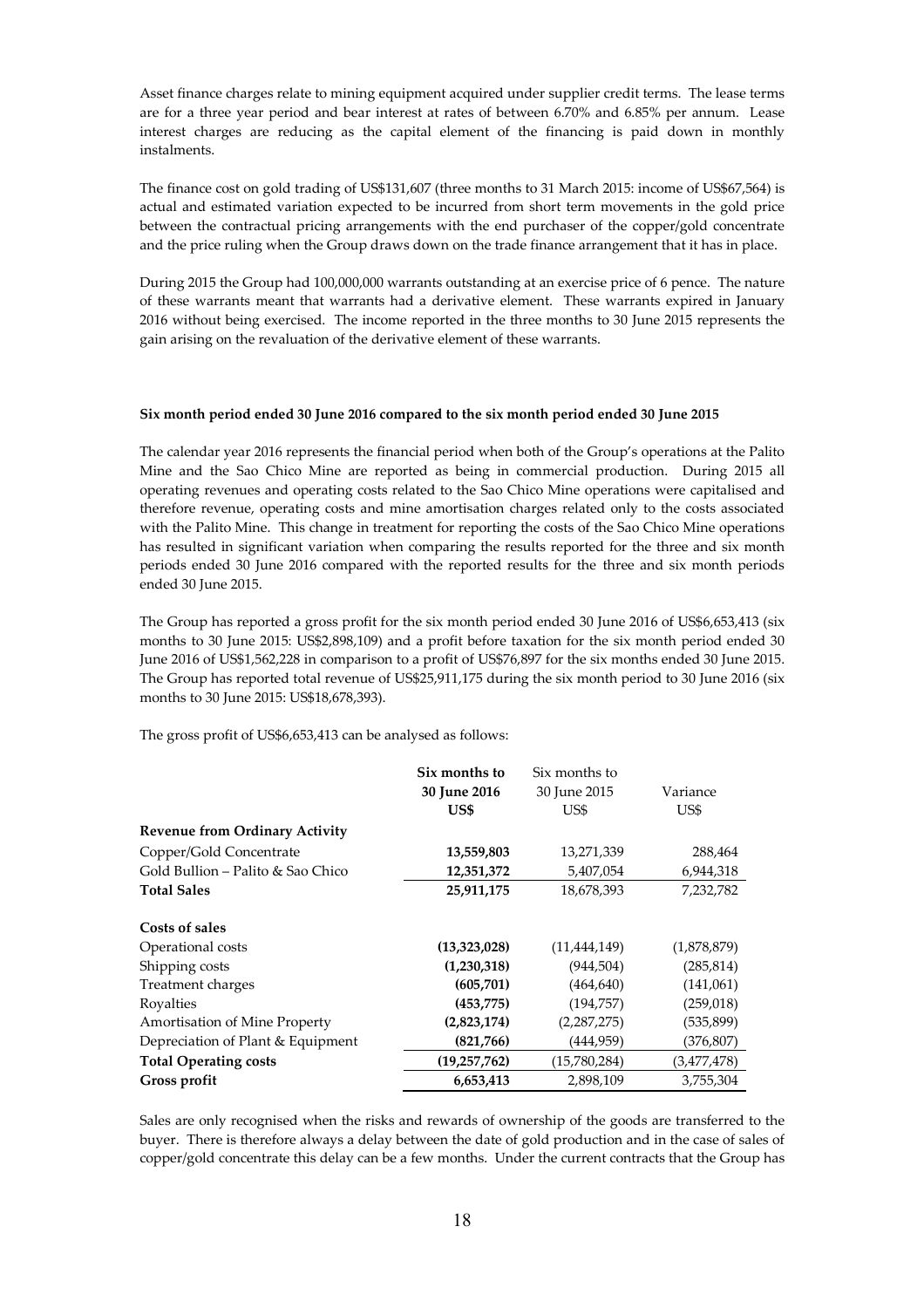Asset finance charges relate to mining equipment acquired under supplier credit terms. The lease terms are for a three year period and bear interest at rates of between 6.70% and 6.85% per annum. Lease interest charges are reducing as the capital element of the financing is paid down in monthly instalments.

The finance cost on gold trading of US$131,607 (three months to 31 March 2015: income of US$67,564) is actual and estimated variation expected to be incurred from short term movements in the gold price between the contractual pricing arrangements with the end purchaser of the copper/gold concentrate and the price ruling when the Group draws down on the trade finance arrangement that it has in place.

During 2015 the Group had 100,000,000 warrants outstanding at an exercise price of 6 pence. The nature of these warrants meant that warrants had a derivative element. These warrants expired in January 2016 without being exercised. The income reported in the three months to 30 June 2015 represents the gain arising on the revaluation of the derivative element of these warrants.

**Six month period ended 30 June 2016 compared to the six month period ended 30 June 2015**

The calendar year 2016 represents the financial period when both of the Group's operations at the Palito Mine and the Sao Chico Mine are reported as being in commercial production. During 2015 all operating revenues and operating costs related to the Sao Chico Mine operations were capitalised and therefore revenue, operating costs and mine amortisation charges related only to the costs associated with the Palito Mine. This change in treatment for reporting the costs of the Sao Chico Mine operations has resulted in significant variation when comparing the results reported for the three and six month periods ended 30 June 2016 compared with the reported results for the three and six month periods ended 30 June 2015.

The Group has reported a gross profit for the six month period ended 30 June 2016 of US$6,653,413 (six months to 30 June 2015: US$2,898,109) and a profit before taxation for the six month period ended 30 June 2016 of US$1,562,228 in comparison to a profit of US$76,897 for the six months ended 30 June 2015. The Group has reported total revenue of US$25,911,175 during the six month period to 30 June 2016 (six months to 30 June 2015: US$18,678,393).

The gross profit of US$6,653,413 can be analysed as follows:

| | **Six months to 30 June 2016 US$** | Six months to 30 June 2015 US$ | Variance US$ |
|---|---|---|---|
| **Revenue from Ordinary Activity** | | | |
| Copper/Gold Concentrate | **13,559,803** | 13,271,339 | 288,464 |
| Gold Bullion – Palito & Sao Chico | **12,351,372** | 5,407,054 | 6,944,318 |
| **Total Sales** | **25,911,175** | 18,678,393 | 7,232,782 |
| **Costs of sales** | | | |
| Operational costs | **(13,323,028)** | (11,444,149) | (1,878,879) |
| Shipping costs | **(1,230,318)** | (944,504) | (285,814) |
| Treatment charges | **(605,701)** | (464,640) | (141,061) |
| Royalties | **(453,775)** | (194,757) | (259,018) |
| Amortisation of Mine Property | **(2,823,174)** | (2,287,275) | (535,899) |
| Depreciation of Plant & Equipment | **(821,766)** | (444,959) | (376,807) |
| **Total Operating costs** | **(19,257,762)** | (15,780,284) | (3,477,478) |
| **Gross profit** | **6,653,413** | 2,898,109 | 3,755,304 |

Sales are only recognised when the risks and rewards of ownership of the goods are transferred to the buyer. There is therefore always a delay between the date of gold production and in the case of sales of copper/gold concentrate this delay can be a few months. Under the current contracts that the Group has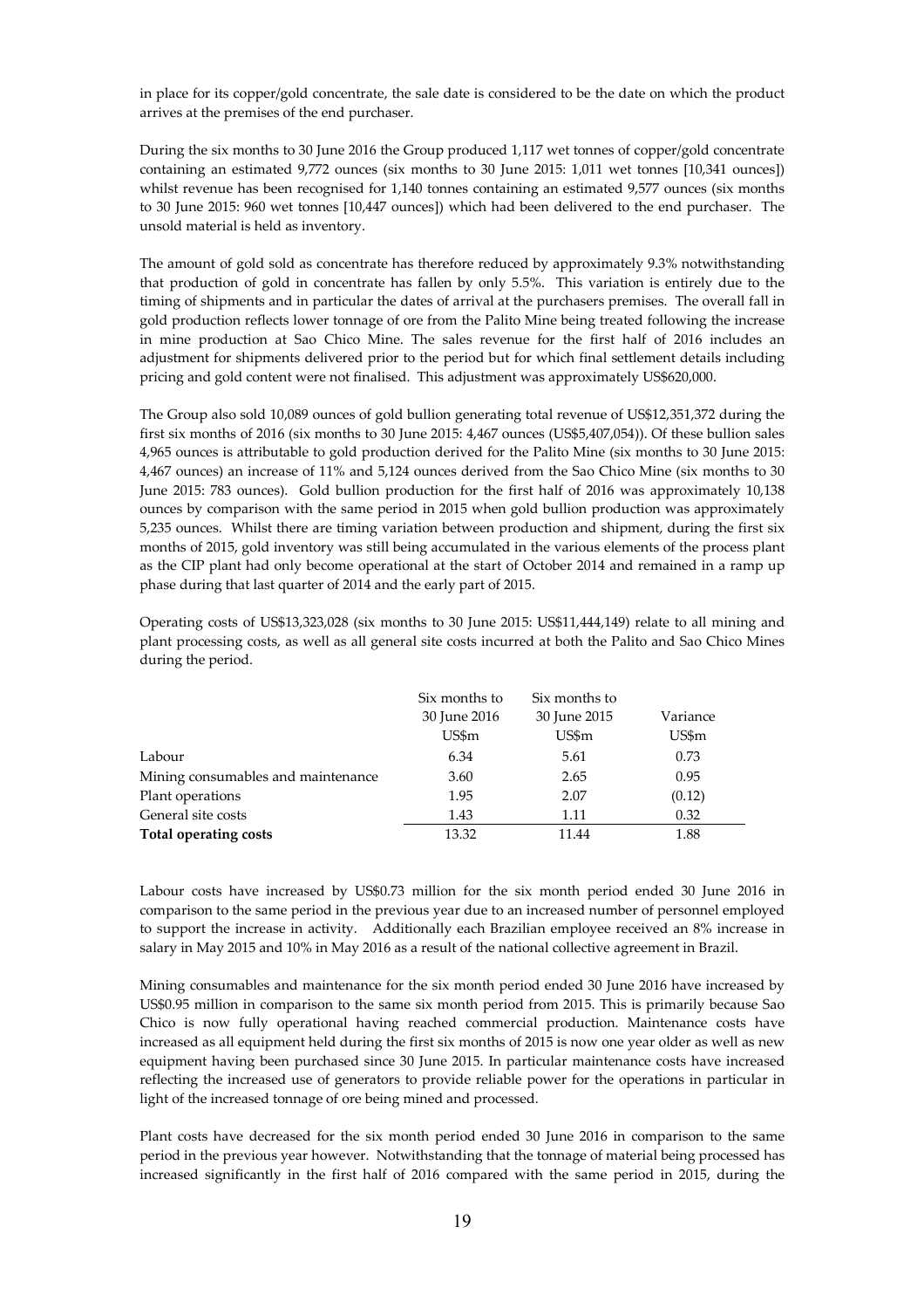in place for its copper/gold concentrate, the sale date is considered to be the date on which the product arrives at the premises of the end purchaser.

During the six months to 30 June 2016 the Group produced 1,117 wet tonnes of copper/gold concentrate containing an estimated 9,772 ounces (six months to 30 June 2015: 1,011 wet tonnes [10,341 ounces]) whilst revenue has been recognised for 1,140 tonnes containing an estimated 9,577 ounces (six months to 30 June 2015: 960 wet tonnes [10,447 ounces]) which had been delivered to the end purchaser. The unsold material is held as inventory.

The amount of gold sold as concentrate has therefore reduced by approximately 9.3% notwithstanding that production of gold in concentrate has fallen by only 5.5%. This variation is entirely due to the timing of shipments and in particular the dates of arrival at the purchasers premises. The overall fall in gold production reflects lower tonnage of ore from the Palito Mine being treated following the increase in mine production at Sao Chico Mine. The sales revenue for the first half of 2016 includes an adjustment for shipments delivered prior to the period but for which final settlement details including pricing and gold content were not finalised. This adjustment was approximately US$620,000.

The Group also sold 10,089 ounces of gold bullion generating total revenue of US$12,351,372 during the first six months of 2016 (six months to 30 June 2015: 4,467 ounces (US$5,407,054)). Of these bullion sales 4,965 ounces is attributable to gold production derived for the Palito Mine (six months to 30 June 2015: 4,467 ounces) an increase of 11% and 5,124 ounces derived from the Sao Chico Mine (six months to 30 June 2015: 783 ounces). Gold bullion production for the first half of 2016 was approximately 10,138 ounces by comparison with the same period in 2015 when gold bullion production was approximately 5,235 ounces. Whilst there are timing variation between production and shipment, during the first six months of 2015, gold inventory was still being accumulated in the various elements of the process plant as the CIP plant had only become operational at the start of October 2014 and remained in a ramp up phase during that last quarter of 2014 and the early part of 2015.

Operating costs of US$13,323,028 (six months to 30 June 2015: US$11,444,149) relate to all mining and plant processing costs, as well as all general site costs incurred at both the Palito and Sao Chico Mines during the period.

| | Six months to 30 June 2016 US$m | Six months to 30 June 2015 US$m | Variance US$m |
|---|---|---|---|
| Labour | 6.34 | 5.61 | 0.73 |
| Mining consumables and maintenance | 3.60 | 2.65 | 0.95 |
| Plant operations | 1.95 | 2.07 | (0.12) |
| General site costs | 1.43 | 1.11 | 0.32 |
| **Total operating costs** | 13.32 | 11.44 | 1.88 |

Labour costs have increased by US$0.73 million for the six month period ended 30 June 2016 in comparison to the same period in the previous year due to an increased number of personnel employed to support the increase in activity. Additionally each Brazilian employee received an 8% increase in salary in May 2015 and 10% in May 2016 as a result of the national collective agreement in Brazil.

Mining consumables and maintenance for the six month period ended 30 June 2016 have increased by US$0.95 million in comparison to the same six month period from 2015. This is primarily because Sao Chico is now fully operational having reached commercial production. Maintenance costs have increased as all equipment held during the first six months of 2015 is now one year older as well as new equipment having been purchased since 30 June 2015. In particular maintenance costs have increased reflecting the increased use of generators to provide reliable power for the operations in particular in light of the increased tonnage of ore being mined and processed.

Plant costs have decreased for the six month period ended 30 June 2016 in comparison to the same period in the previous year however. Notwithstanding that the tonnage of material being processed has increased significantly in the first half of 2016 compared with the same period in 2015, during the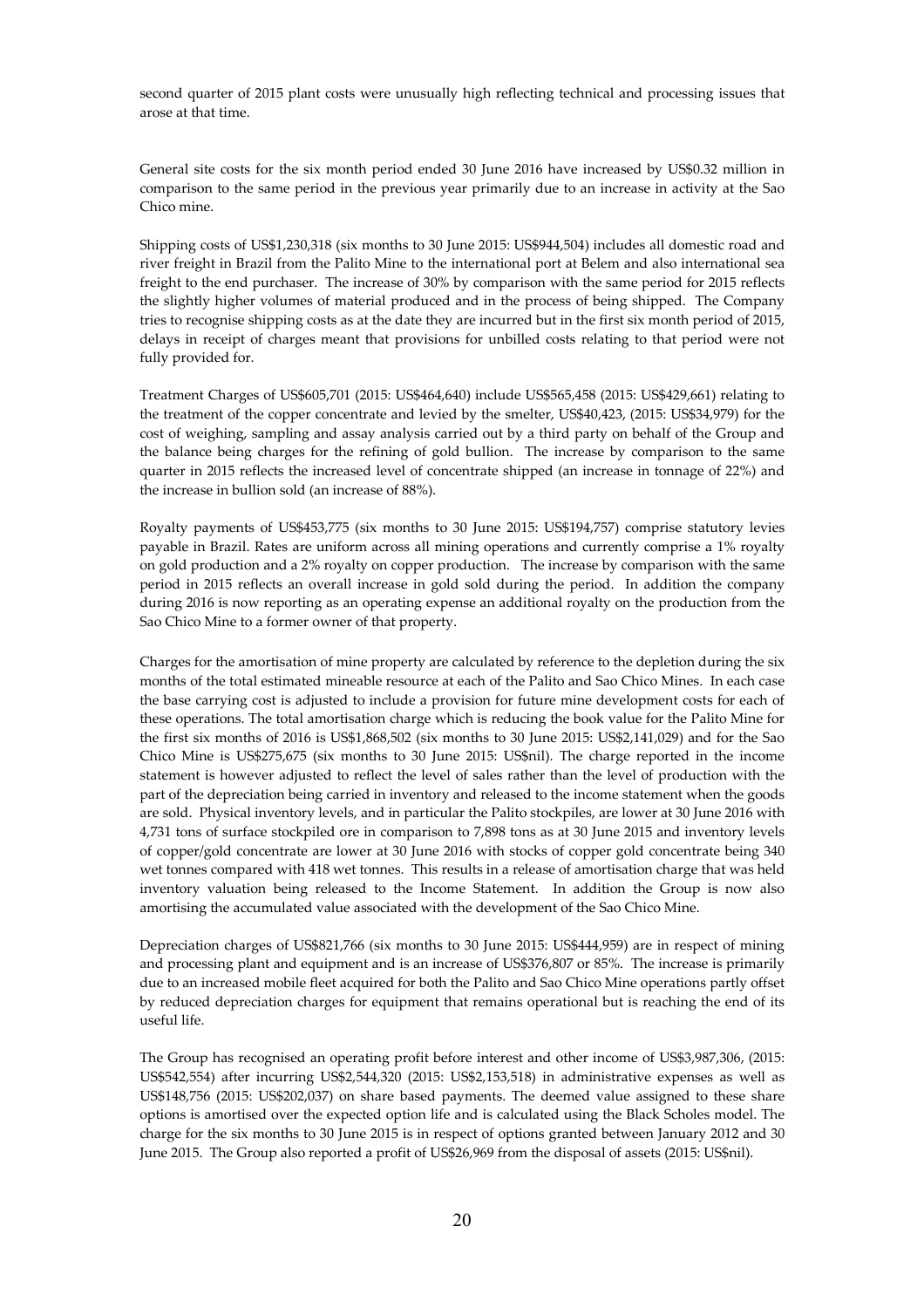second quarter of 2015 plant costs were unusually high reflecting technical and processing issues that arose at that time.

General site costs for the six month period ended 30 June 2016 have increased by US$0.32 million in comparison to the same period in the previous year primarily due to an increase in activity at the Sao Chico mine.

Shipping costs of US$1,230,318 (six months to 30 June 2015: US$944,504) includes all domestic road and river freight in Brazil from the Palito Mine to the international port at Belem and also international sea freight to the end purchaser. The increase of 30% by comparison with the same period for 2015 reflects the slightly higher volumes of material produced and in the process of being shipped. The Company tries to recognise shipping costs as at the date they are incurred but in the first six month period of 2015, delays in receipt of charges meant that provisions for unbilled costs relating to that period were not fully provided for.

Treatment Charges of US$605,701 (2015: US$464,640) include US$565,458 (2015: US$429,661) relating to the treatment of the copper concentrate and levied by the smelter, US$40,423, (2015: US$34,979) for the cost of weighing, sampling and assay analysis carried out by a third party on behalf of the Group and the balance being charges for the refining of gold bullion. The increase by comparison to the same quarter in 2015 reflects the increased level of concentrate shipped (an increase in tonnage of 22%) and the increase in bullion sold (an increase of 88%).

Royalty payments of US$453,775 (six months to 30 June 2015: US$194,757) comprise statutory levies payable in Brazil. Rates are uniform across all mining operations and currently comprise a 1% royalty on gold production and a 2% royalty on copper production. The increase by comparison with the same period in 2015 reflects an overall increase in gold sold during the period. In addition the company during 2016 is now reporting as an operating expense an additional royalty on the production from the Sao Chico Mine to a former owner of that property.

Charges for the amortisation of mine property are calculated by reference to the depletion during the six months of the total estimated mineable resource at each of the Palito and Sao Chico Mines. In each case the base carrying cost is adjusted to include a provision for future mine development costs for each of these operations. The total amortisation charge which is reducing the book value for the Palito Mine for the first six months of 2016 is US$1,868,502 (six months to 30 June 2015: US$2,141,029) and for the Sao Chico Mine is US$275,675 (six months to 30 June 2015: US$nil). The charge reported in the income statement is however adjusted to reflect the level of sales rather than the level of production with the part of the depreciation being carried in inventory and released to the income statement when the goods are sold. Physical inventory levels, and in particular the Palito stockpiles, are lower at 30 June 2016 with 4,731 tons of surface stockpiled ore in comparison to 7,898 tons as at 30 June 2015 and inventory levels of copper/gold concentrate are lower at 30 June 2016 with stocks of copper gold concentrate being 340 wet tonnes compared with 418 wet tonnes. This results in a release of amortisation charge that was held inventory valuation being released to the Income Statement. In addition the Group is now also amortising the accumulated value associated with the development of the Sao Chico Mine.

Depreciation charges of US$821,766 (six months to 30 June 2015: US$444,959) are in respect of mining and processing plant and equipment and is an increase of US$376,807 or 85%. The increase is primarily due to an increased mobile fleet acquired for both the Palito and Sao Chico Mine operations partly offset by reduced depreciation charges for equipment that remains operational but is reaching the end of its useful life.

The Group has recognised an operating profit before interest and other income of US$3,987,306, (2015: US$542,554) after incurring US$2,544,320 (2015: US$2,153,518) in administrative expenses as well as US$148,756 (2015: US$202,037) on share based payments. The deemed value assigned to these share options is amortised over the expected option life and is calculated using the Black Scholes model. The charge for the six months to 30 June 2015 is in respect of options granted between January 2012 and 30 June 2015. The Group also reported a profit of US$26,969 from the disposal of assets (2015: US$nil).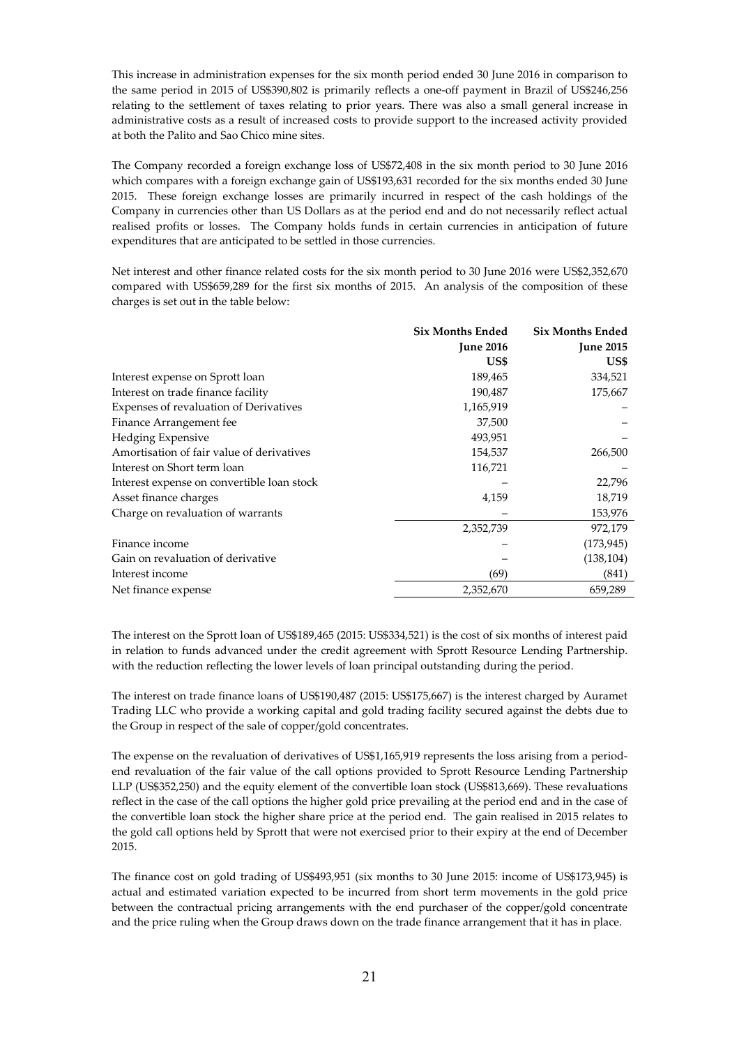This increase in administration expenses for the six month period ended 30 June 2016 in comparison to the same period in 2015 of US$390,802 is primarily reflects a one-off payment in Brazil of US$246,256 relating to the settlement of taxes relating to prior years. There was also a small general increase in administrative costs as a result of increased costs to provide support to the increased activity provided at both the Palito and Sao Chico mine sites.

The Company recorded a foreign exchange loss of US$72,408 in the six month period to 30 June 2016 which compares with a foreign exchange gain of US$193,631 recorded for the six months ended 30 June 2015. These foreign exchange losses are primarily incurred in respect of the cash holdings of the Company in currencies other than US Dollars as at the period end and do not necessarily reflect actual realised profits or losses. The Company holds funds in certain currencies in anticipation of future expenditures that are anticipated to be settled in those currencies.

Net interest and other finance related costs for the six month period to 30 June 2016 were US$2,352,670 compared with US$659,289 for the first six months of 2015. An analysis of the composition of these charges is set out in the table below:

| | **Six Months Ended June 2016 US$** | **Six Months Ended June 2015 US$** |
|---|---:|---:|
| Interest expense on Sprott loan | 189,465 | 334,521 |
| Interest on trade finance facility | 190,487 | 175,667 |
| Expenses of revaluation of Derivatives | 1,165,919 | – |
| Finance Arrangement fee | 37,500 | – |
| Hedging Expensive | 493,951 | – |
| Amortisation of fair value of derivatives | 154,537 | 266,500 |
| Interest on Short term loan | 116,721 | – |
| Interest expense on convertible loan stock | – | 22,796 |
| Asset finance charges | 4,159 | 18,719 |
| Charge on revaluation of warrants | – | 153,976 |
| | 2,352,739 | 972,179 |
| Finance income | – | (173,945) |
| Gain on revaluation of derivative | – | (138,104) |
| Interest income | (69) | (841) |
| Net finance expense | 2,352,670 | 659,289 |

The interest on the Sprott loan of US$189,465 (2015: US$334,521) is the cost of six months of interest paid in relation to funds advanced under the credit agreement with Sprott Resource Lending Partnership. with the reduction reflecting the lower levels of loan principal outstanding during the period.

The interest on trade finance loans of US$190,487 (2015: US$175,667) is the interest charged by Auramet Trading LLC who provide a working capital and gold trading facility secured against the debts due to the Group in respect of the sale of copper/gold concentrates.

The expense on the revaluation of derivatives of US$1,165,919 represents the loss arising from a period-end revaluation of the fair value of the call options provided to Sprott Resource Lending Partnership LLP (US$352,250) and the equity element of the convertible loan stock (US$813,669). These revaluations reflect in the case of the call options the higher gold price prevailing at the period end and in the case of the convertible loan stock the higher share price at the period end. The gain realised in 2015 relates to the gold call options held by Sprott that were not exercised prior to their expiry at the end of December 2015.

The finance cost on gold trading of US$493,951 (six months to 30 June 2015: income of US$173,945) is actual and estimated variation expected to be incurred from short term movements in the gold price between the contractual pricing arrangements with the end purchaser of the copper/gold concentrate and the price ruling when the Group draws down on the trade finance arrangement that it has in place.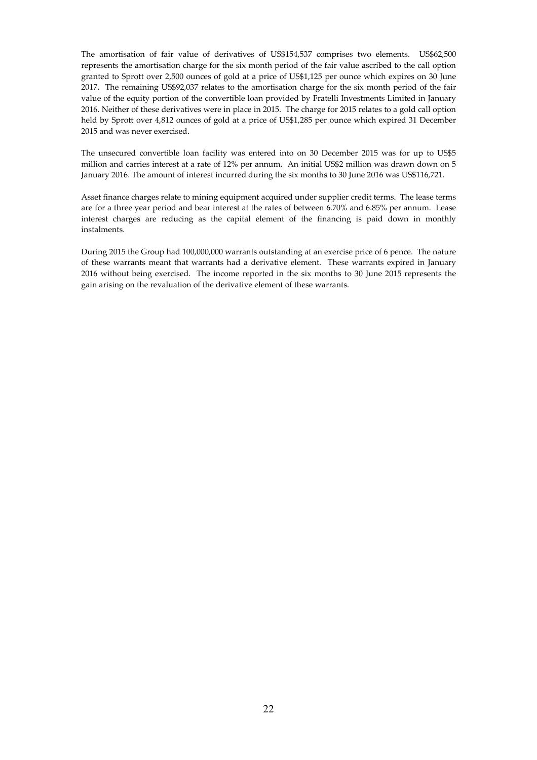The amortisation of fair value of derivatives of US$154,537 comprises two elements. US$62,500 represents the amortisation charge for the six month period of the fair value ascribed to the call option granted to Sprott over 2,500 ounces of gold at a price of US$1,125 per ounce which expires on 30 June 2017. The remaining US$92,037 relates to the amortisation charge for the six month period of the fair value of the equity portion of the convertible loan provided by Fratelli Investments Limited in January 2016. Neither of these derivatives were in place in 2015. The charge for 2015 relates to a gold call option held by Sprott over 4,812 ounces of gold at a price of US$1,285 per ounce which expired 31 December 2015 and was never exercised.

The unsecured convertible loan facility was entered into on 30 December 2015 was for up to US$5 million and carries interest at a rate of 12% per annum. An initial US$2 million was drawn down on 5 January 2016. The amount of interest incurred during the six months to 30 June 2016 was US$116,721.

Asset finance charges relate to mining equipment acquired under supplier credit terms. The lease terms are for a three year period and bear interest at the rates of between 6.70% and 6.85% per annum. Lease interest charges are reducing as the capital element of the financing is paid down in monthly instalments.

During 2015 the Group had 100,000,000 warrants outstanding at an exercise price of 6 pence. The nature of these warrants meant that warrants had a derivative element. These warrants expired in January 2016 without being exercised. The income reported in the six months to 30 June 2015 represents the gain arising on the revaluation of the derivative element of these warrants.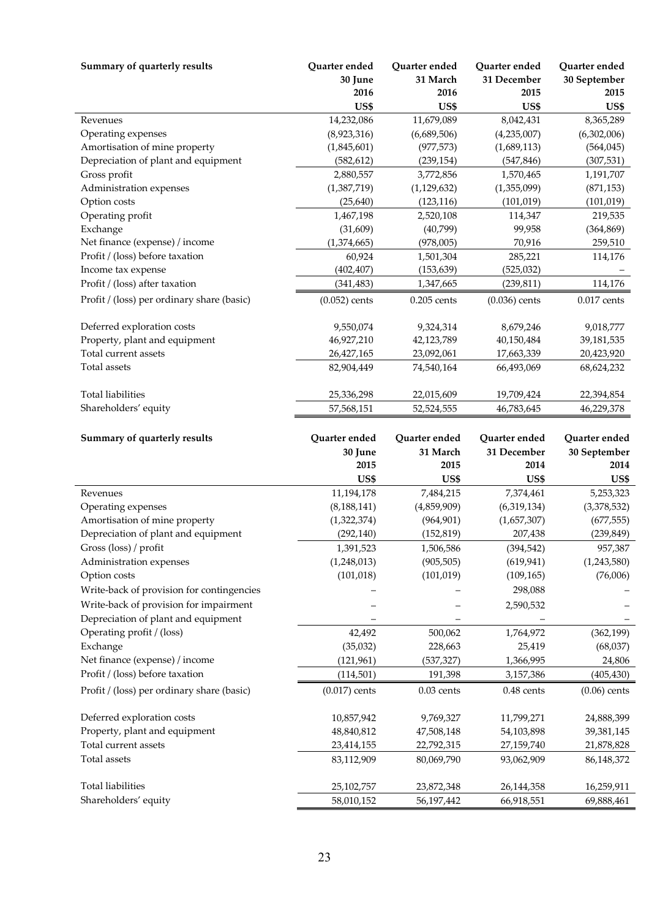| Summary of quarterly results | Quarter ended 30 June 2016 US$ | Quarter ended 31 March 2016 US$ | Quarter ended 31 December 2015 US$ | Quarter ended 30 September 2015 US$ |
|---|---|---|---|---|
| Revenues | 14,232,086 | 11,679,089 | 8,042,431 | 8,365,289 |
| Operating expenses | (8,923,316) | (6,689,506) | (4,235,007) | (6,302,006) |
| Amortisation of mine property | (1,845,601) | (977,573) | (1,689,113) | (564,045) |
| Depreciation of plant and equipment | (582,612) | (239,154) | (547,846) | (307,531) |
| Gross profit | 2,880,557 | 3,772,856 | 1,570,465 | 1,191,707 |
| Administration expenses | (1,387,719) | (1,129,632) | (1,355,099) | (871,153) |
| Option costs | (25,640) | (123,116) | (101,019) | (101,019) |
| Operating profit | 1,467,198 | 2,520,108 | 114,347 | 219,535 |
| Exchange | (31,609) | (40,799) | 99,958 | (364,869) |
| Net finance (expense) / income | (1,374,665) | (978,005) | 70,916 | 259,510 |
| Profit / (loss) before taxation | 60,924 | 1,501,304 | 285,221 | 114,176 |
| Income tax expense | (402,407) | (153,639) | (525,032) | – |
| Profit / (loss) after taxation | (341,483) | 1,347,665 | (239,811) | 114,176 |
| Profit / (loss) per ordinary share (basic) | (0.052) cents | 0.205 cents | (0.036) cents | 0.017 cents |
| | | | | |
| Deferred exploration costs | 9,550,074 | 9,324,314 | 8,679,246 | 9,018,777 |
| Property, plant and equipment | 46,927,210 | 42,123,789 | 40,150,484 | 39,181,535 |
| Total current assets | 26,427,165 | 23,092,061 | 17,663,339 | 20,423,920 |
| Total assets | 82,904,449 | 74,540,164 | 66,493,069 | 68,624,232 |
| | | | | |
| Total liabilities | 25,336,298 | 22,015,609 | 19,709,424 | 22,394,854 |
| Shareholders' equity | 57,568,151 | 52,524,555 | 46,783,645 | 46,229,378 |

| Summary of quarterly results | Quarter ended 30 June 2015 US$ | Quarter ended 31 March 2015 US$ | Quarter ended 31 December 2014 US$ | Quarter ended 30 September 2014 US$ |
|---|---|---|---|---|
| Revenues | 11,194,178 | 7,484,215 | 7,374,461 | 5,253,323 |
| Operating expenses | (8,188,141) | (4,859,909) | (6,319,134) | (3,378,532) |
| Amortisation of mine property | (1,322,374) | (964,901) | (1,657,307) | (677,555) |
| Depreciation of plant and equipment | (292,140) | (152,819) | 207,438 | (239,849) |
| Gross (loss) / profit | 1,391,523 | 1,506,586 | (394,542) | 957,387 |
| Administration expenses | (1,248,013) | (905,505) | (619,941) | (1,243,580) |
| Option costs | (101,018) | (101,019) | (109,165) | (76,006) |
| Write-back of provision for contingencies | – | – | 298,088 | – |
| Write-back of provision for impairment | – | – | 2,590,532 | – |
| Depreciation of plant and equipment | – | – | – | – |
| Operating profit / (loss) | 42,492 | 500,062 | 1,764,972 | (362,199) |
| Exchange | (35,032) | 228,663 | 25,419 | (68,037) |
| Net finance (expense) / income | (121,961) | (537,327) | 1,366,995 | 24,806 |
| Profit / (loss) before taxation | (114,501) | 191,398 | 3,157,386 | (405,430) |
| Profit / (loss) per ordinary share (basic) | (0.017) cents | 0.03 cents | 0.48 cents | (0.06) cents |
| | | | | |
| Deferred exploration costs | 10,857,942 | 9,769,327 | 11,799,271 | 24,888,399 |
| Property, plant and equipment | 48,840,812 | 47,508,148 | 54,103,898 | 39,381,145 |
| Total current assets | 23,414,155 | 22,792,315 | 27,159,740 | 21,878,828 |
| Total assets | 83,112,909 | 80,069,790 | 93,062,909 | 86,148,372 |
| | | | | |
| Total liabilities | 25,102,757 | 23,872,348 | 26,144,358 | 16,259,911 |
| Shareholders' equity | 58,010,152 | 56,197,442 | 66,918,551 | 69,888,461 |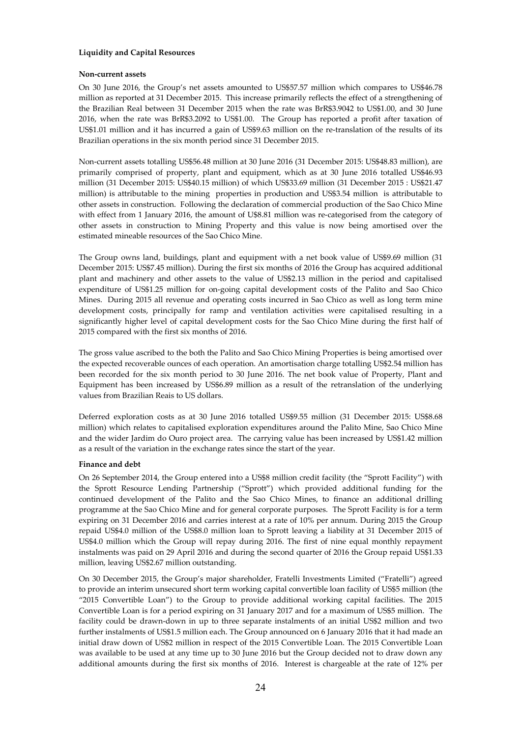**Liquidity and Capital Resources**

**Non-current assets**

On 30 June 2016, the Group's net assets amounted to US$57.57 million which compares to US$46.78 million as reported at 31 December 2015. This increase primarily reflects the effect of a strengthening of the Brazilian Real between 31 December 2015 when the rate was BrR$3.9042 to US$1.00, and 30 June 2016, when the rate was BrR$3.2092 to US$1.00. The Group has reported a profit after taxation of US$1.01 million and it has incurred a gain of US$9.63 million on the re-translation of the results of its Brazilian operations in the six month period since 31 December 2015.

Non-current assets totalling US$56.48 million at 30 June 2016 (31 December 2015: US$48.83 million), are primarily comprised of property, plant and equipment, which as at 30 June 2016 totalled US$46.93 million (31 December 2015: US$40.15 million) of which US$33.69 million (31 December 2015 : US$21.47 million) is attributable to the mining properties in production and US$3.54 million is attributable to other assets in construction. Following the declaration of commercial production of the Sao Chico Mine with effect from 1 January 2016, the amount of U$8.81 million was re-categorised from the category of other assets in construction to Mining Property and this value is now being amortised over the estimated mineable resources of the Sao Chico Mine.

The Group owns land, buildings, plant and equipment with a net book value of US$9.69 million (31 December 2015: US$7.45 million). During the first six months of 2016 the Group has acquired additional plant and machinery and other assets to the value of US$2.13 million in the period and capitalised expenditure of US$1.25 million for on-going capital development costs of the Palito and Sao Chico Mines. During 2015 all revenue and operating costs incurred in Sao Chico as well as long term mine development costs, principally for ramp and ventilation activities were capitalised resulting in a significantly higher level of capital development costs for the Sao Chico Mine during the first half of 2015 compared with the first six months of 2016.

The gross value ascribed to the both the Palito and Sao Chico Mining Properties is being amortised over the expected recoverable ounces of each operation. An amortisation charge totalling US$2.54 million has been recorded for the six month period to 30 June 2016. The net book value of Property, Plant and Equipment has been increased by US$6.89 million as a result of the retranslation of the underlying values from Brazilian Reais to US dollars.

Deferred exploration costs as at 30 June 2016 totalled US$9.55 million (31 December 2015: US$8.68 million) which relates to capitalised exploration expenditures around the Palito Mine, Sao Chico Mine and the wider Jardim do Ouro project area. The carrying value has been increased by US$1.42 million as a result of the variation in the exchange rates since the start of the year.

**Finance and debt**

On 26 September 2014, the Group entered into a US$8 million credit facility (the "Sprott Facility") with the Sprott Resource Lending Partnership ("Sprott") which provided additional funding for the continued development of the Palito and the Sao Chico Mines, to finance an additional drilling programme at the Sao Chico Mine and for general corporate purposes. The Sprott Facility is for a term expiring on 31 December 2016 and carries interest at a rate of 10% per annum. During 2015 the Group repaid US$4.0 million of the US$8.0 million loan to Sprott leaving a liability at 31 December 2015 of US$4.0 million which the Group will repay during 2016. The first of nine equal monthly repayment instalments was paid on 29 April 2016 and during the second quarter of 2016 the Group repaid US$1.33 million, leaving US$2.67 million outstanding.

On 30 December 2015, the Group's major shareholder, Fratelli Investments Limited ("Fratelli") agreed to provide an interim unsecured short term working capital convertible loan facility of US$5 million (the "2015 Convertible Loan") to the Group to provide additional working capital facilities. The 2015 Convertible Loan is for a period expiring on 31 January 2017 and for a maximum of US$5 million. The facility could be drawn-down in up to three separate instalments of an initial US$2 million and two further instalments of US$1.5 million each. The Group announced on 6 January 2016 that it had made an initial draw down of US$2 million in respect of the 2015 Convertible Loan. The 2015 Convertible Loan was available to be used at any time up to 30 June 2016 but the Group decided not to draw down any additional amounts during the first six months of 2016. Interest is chargeable at the rate of 12% per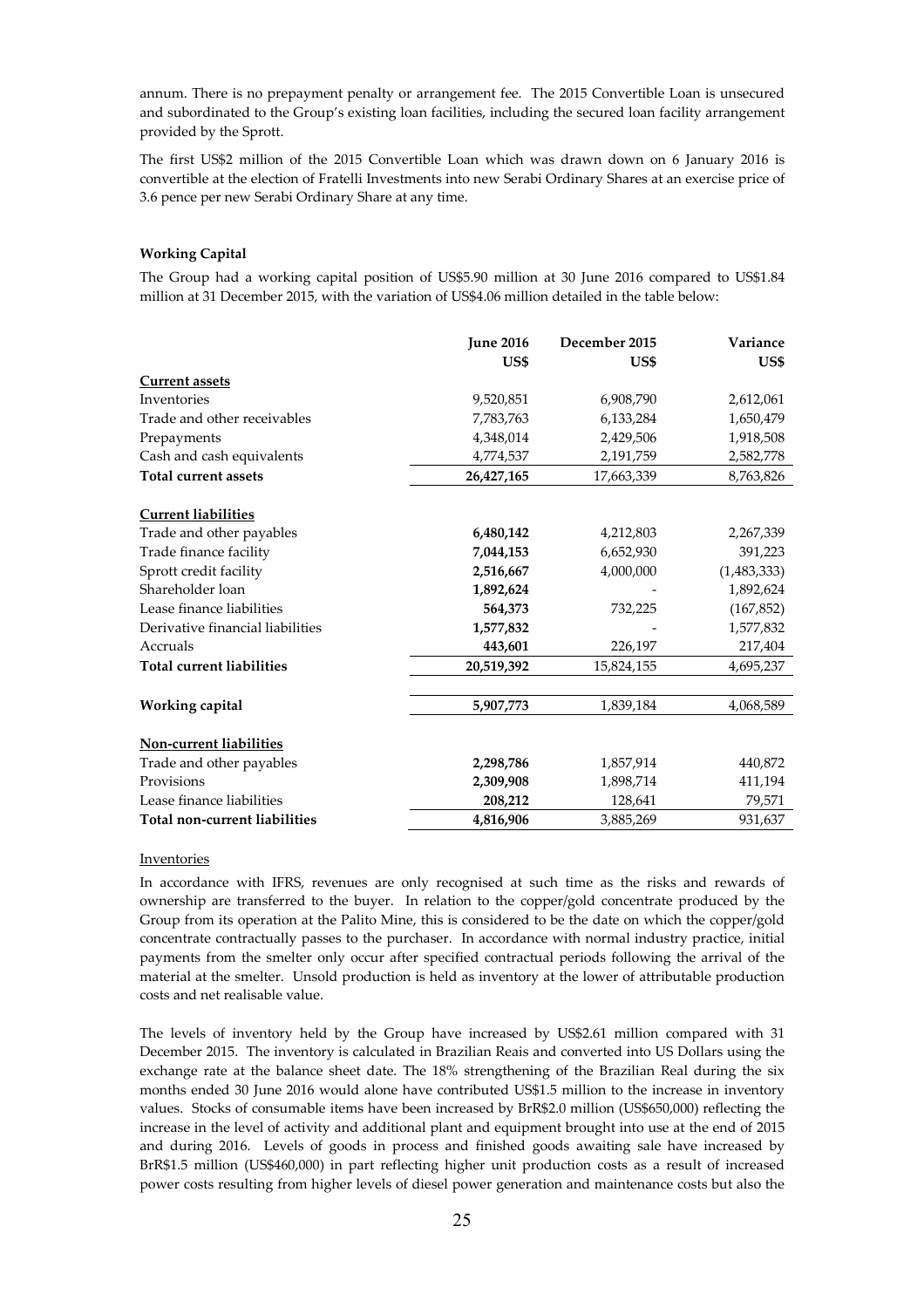annum. There is no prepayment penalty or arrangement fee. The 2015 Convertible Loan is unsecured and subordinated to the Group's existing loan facilities, including the secured loan facility arrangement provided by the Sprott.

The first US$2 million of the 2015 Convertible Loan which was drawn down on 6 January 2016 is convertible at the election of Fratelli Investments into new Serabi Ordinary Shares at an exercise price of 3.6 pence per new Serabi Ordinary Share at any time.

**Working Capital**

The Group had a working capital position of US$5.90 million at 30 June 2016 compared to US$1.84 million at 31 December 2015, with the variation of US$4.06 million detailed in the table below:

| | **June 2016** | December 2015 | Variance |
|---|---|---|---|
| | **US$** | US$ | US$ |
| __Current assets__ | | | |
| Inventories | 9,520,851 | 6,908,790 | 2,612,061 |
| Trade and other receivables | 7,783,763 | 6,133,284 | 1,650,479 |
| Prepayments | 4,348,014 | 2,429,506 | 1,918,508 |
| Cash and cash equivalents | 4,774,537 | 2,191,759 | 2,582,778 |
| **Total current assets** | **26,427,165** | 17,663,339 | 8,763,826 |
| __Current liabilities__ | | | |
| Trade and other payables | **6,480,142** | 4,212,803 | 2,267,339 |
| Trade finance facility | **7,044,153** | 6,652,930 | 391,223 |
| Sprott credit facility | **2,516,667** | 4,000,000 | (1,483,333) |
| Shareholder loan | **1,892,624** | - | 1,892,624 |
| Lease finance liabilities | **564,373** | 732,225 | (167,852) |
| Derivative financial liabilities | **1,577,832** | - | 1,577,832 |
| Accruals | **443,601** | 226,197 | 217,404 |
| **Total current liabilities** | **20,519,392** | 15,824,155 | 4,695,237 |
| **Working capital** | **5,907,773** | 1,839,184 | 4,068,589 |
| __Non-current liabilities__ | | | |
| Trade and other payables | **2,298,786** | 1,857,914 | 440,872 |
| Provisions | **2,309,908** | 1,898,714 | 411,194 |
| Lease finance liabilities | **208,212** | 128,641 | 79,571 |
| **Total non-current liabilities** | **4,816,906** | 3,885,269 | 931,637 |

__Inventories__

In accordance with IFRS, revenues are only recognised at such time as the risks and rewards of ownership are transferred to the buyer. In relation to the copper/gold concentrate produced by the Group from its operation at the Palito Mine, this is considered to be the date on which the copper/gold concentrate contractually passes to the purchaser. In accordance with normal industry practice, initial payments from the smelter only occur after specified contractual periods following the arrival of the material at the smelter. Unsold production is held as inventory at the lower of attributable production costs and net realisable value.

The levels of inventory held by the Group have increased by US$2.61 million compared with 31 December 2015. The inventory is calculated in Brazilian Reais and converted into US Dollars using the exchange rate at the balance sheet date. The 18% strengthening of the Brazilian Real during the six months ended 30 June 2016 would alone have contributed US$1.5 million to the increase in inventory values. Stocks of consumable items have been increased by BrR$2.0 million (US$650,000) reflecting the increase in the level of activity and additional plant and equipment brought into use at the end of 2015 and during 2016. Levels of goods in process and finished goods awaiting sale have increased by BrR$1.5 million (US$460,000) in part reflecting higher unit production costs as a result of increased power costs resulting from higher levels of diesel power generation and maintenance costs but also the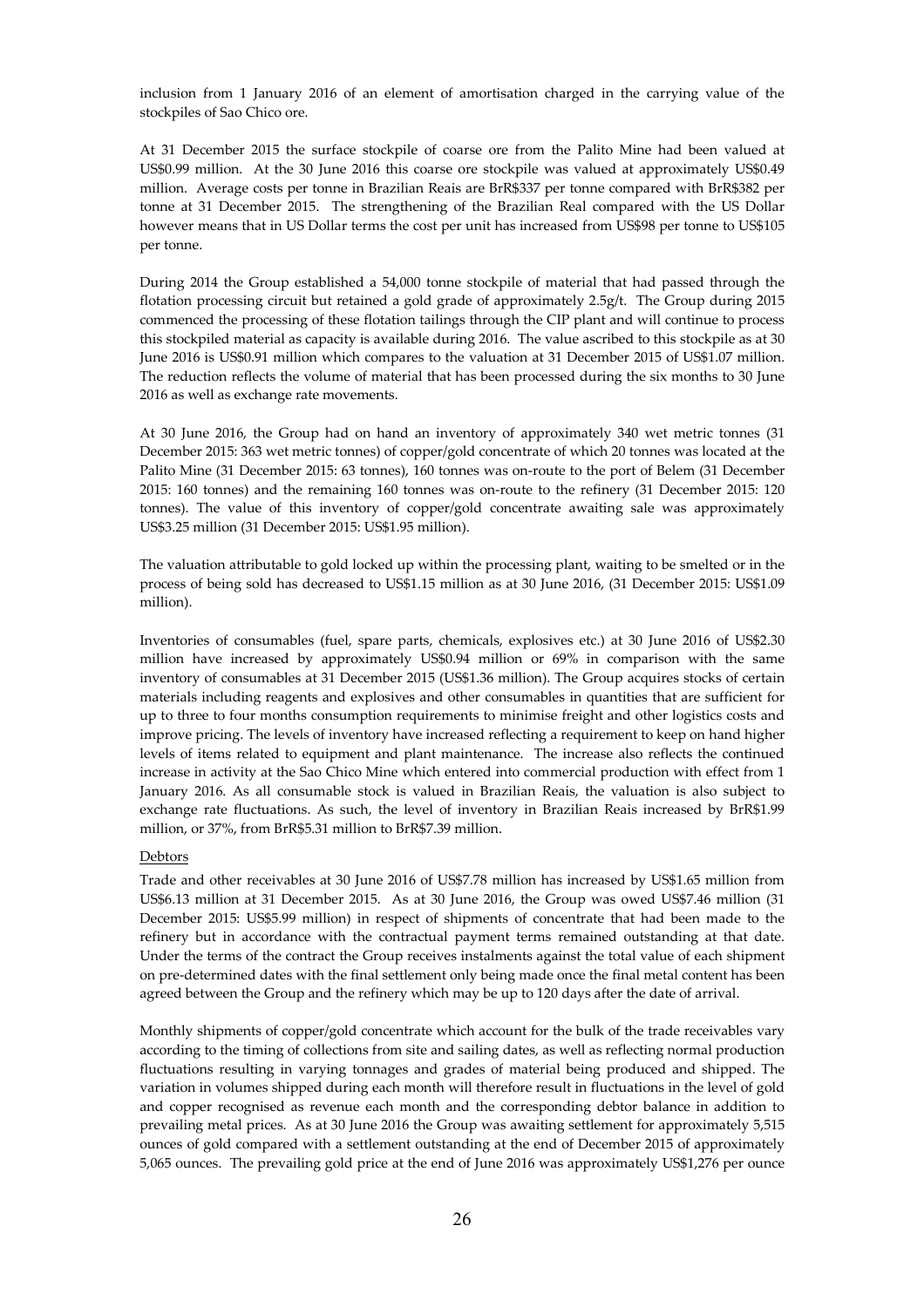inclusion from 1 January 2016 of an element of amortisation charged in the carrying value of the stockpiles of Sao Chico ore.

At 31 December 2015 the surface stockpile of coarse ore from the Palito Mine had been valued at US$0.99 million. At the 30 June 2016 this coarse ore stockpile was valued at approximately US$0.49 million. Average costs per tonne in Brazilian Reais are BrR$337 per tonne compared with BrR$382 per tonne at 31 December 2015. The strengthening of the Brazilian Real compared with the US Dollar however means that in US Dollar terms the cost per unit has increased from US$98 per tonne to US$105 per tonne.

During 2014 the Group established a 54,000 tonne stockpile of material that had passed through the flotation processing circuit but retained a gold grade of approximately 2.5g/t. The Group during 2015 commenced the processing of these flotation tailings through the CIP plant and will continue to process this stockpiled material as capacity is available during 2016. The value ascribed to this stockpile as at 30 June 2016 is US$0.91 million which compares to the valuation at 31 December 2015 of US$1.07 million. The reduction reflects the volume of material that has been processed during the six months to 30 June 2016 as well as exchange rate movements.

At 30 June 2016, the Group had on hand an inventory of approximately 340 wet metric tonnes (31 December 2015: 363 wet metric tonnes) of copper/gold concentrate of which 20 tonnes was located at the Palito Mine (31 December 2015: 63 tonnes), 160 tonnes was on-route to the port of Belem (31 December 2015: 160 tonnes) and the remaining 160 tonnes was on-route to the refinery (31 December 2015: 120 tonnes). The value of this inventory of copper/gold concentrate awaiting sale was approximately US$3.25 million (31 December 2015: US$1.95 million).

The valuation attributable to gold locked up within the processing plant, waiting to be smelted or in the process of being sold has decreased to US$1.15 million as at 30 June 2016, (31 December 2015: US$1.09 million).

Inventories of consumables (fuel, spare parts, chemicals, explosives etc.) at 30 June 2016 of US$2.30 million have increased by approximately US$0.94 million or 69% in comparison with the same inventory of consumables at 31 December 2015 (US$1.36 million). The Group acquires stocks of certain materials including reagents and explosives and other consumables in quantities that are sufficient for up to three to four months consumption requirements to minimise freight and other logistics costs and improve pricing. The levels of inventory have increased reflecting a requirement to keep on hand higher levels of items related to equipment and plant maintenance. The increase also reflects the continued increase in activity at the Sao Chico Mine which entered into commercial production with effect from 1 January 2016. As all consumable stock is valued in Brazilian Reais, the valuation is also subject to exchange rate fluctuations. As such, the level of inventory in Brazilian Reais increased by BrR$1.99 million, or 37%, from BrR$5.31 million to BrR$7.39 million.

Debtors

Trade and other receivables at 30 June 2016 of US$7.78 million has increased by US$1.65 million from US$6.13 million at 31 December 2015. As at 30 June 2016, the Group was owed US$7.46 million (31 December 2015: US$5.99 million) in respect of shipments of concentrate that had been made to the refinery but in accordance with the contractual payment terms remained outstanding at that date. Under the terms of the contract the Group receives instalments against the total value of each shipment on pre-determined dates with the final settlement only being made once the final metal content has been agreed between the Group and the refinery which may be up to 120 days after the date of arrival.

Monthly shipments of copper/gold concentrate which account for the bulk of the trade receivables vary according to the timing of collections from site and sailing dates, as well as reflecting normal production fluctuations resulting in varying tonnages and grades of material being produced and shipped. The variation in volumes shipped during each month will therefore result in fluctuations in the level of gold and copper recognised as revenue each month and the corresponding debtor balance in addition to prevailing metal prices. As at 30 June 2016 the Group was awaiting settlement for approximately 5,515 ounces of gold compared with a settlement outstanding at the end of December 2015 of approximately 5,065 ounces. The prevailing gold price at the end of June 2016 was approximately US$1,276 per ounce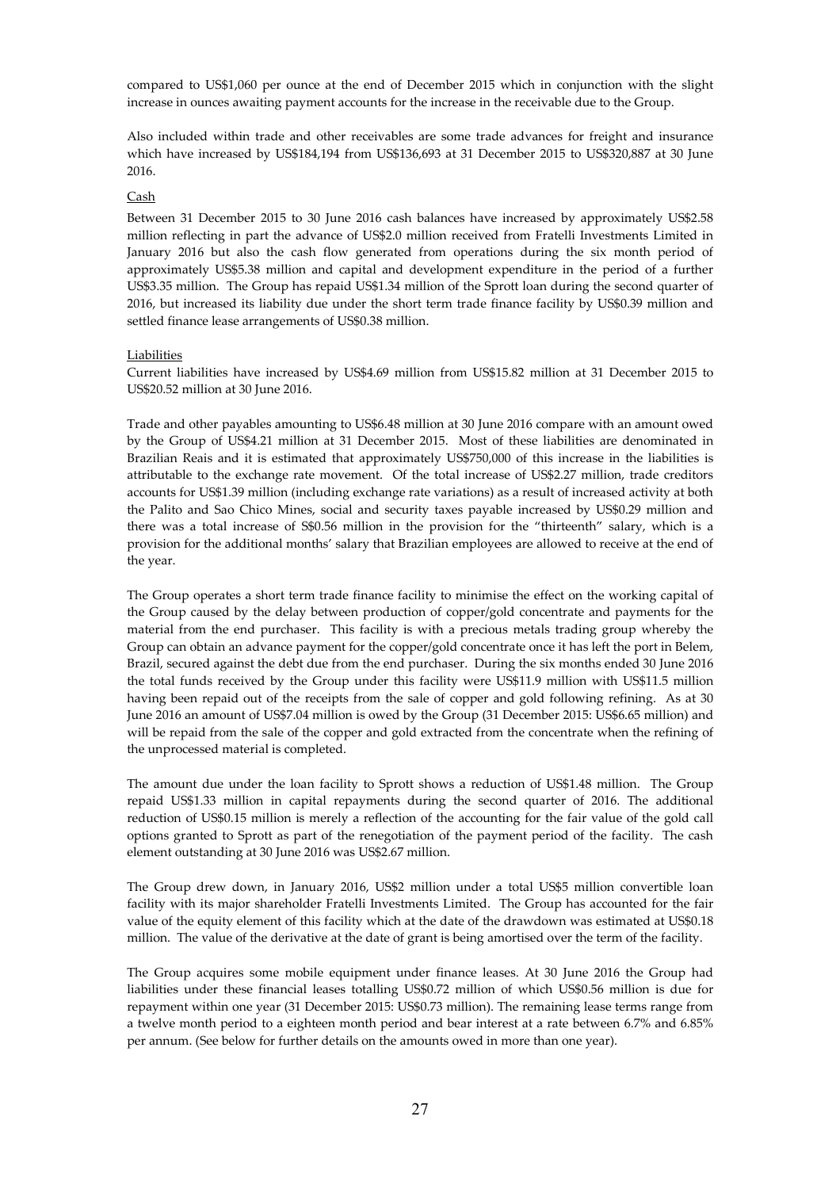compared to US$1,060 per ounce at the end of December 2015 which in conjunction with the slight increase in ounces awaiting payment accounts for the increase in the receivable due to the Group.

Also included within trade and other receivables are some trade advances for freight and insurance which have increased by US$184,194 from US$136,693 at 31 December 2015 to US$320,887 at 30 June 2016.

Cash

Between 31 December 2015 to 30 June 2016 cash balances have increased by approximately US$2.58 million reflecting in part the advance of US$2.0 million received from Fratelli Investments Limited in January 2016 but also the cash flow generated from operations during the six month period of approximately US$5.38 million and capital and development expenditure in the period of a further US$3.35 million. The Group has repaid US$1.34 million of the Sprott loan during the second quarter of 2016, but increased its liability due under the short term trade finance facility by US$0.39 million and settled finance lease arrangements of US$0.38 million.

Liabilities

Current liabilities have increased by US$4.69 million from US$15.82 million at 31 December 2015 to US$20.52 million at 30 June 2016.

Trade and other payables amounting to US$6.48 million at 30 June 2016 compare with an amount owed by the Group of US$4.21 million at 31 December 2015. Most of these liabilities are denominated in Brazilian Reais and it is estimated that approximately US$750,000 of this increase in the liabilities is attributable to the exchange rate movement. Of the total increase of US$2.27 million, trade creditors accounts for US$1.39 million (including exchange rate variations) as a result of increased activity at both the Palito and Sao Chico Mines, social and security taxes payable increased by US$0.29 million and there was a total increase of S$0.56 million in the provision for the "thirteenth" salary, which is a provision for the additional months' salary that Brazilian employees are allowed to receive at the end of the year.

The Group operates a short term trade finance facility to minimise the effect on the working capital of the Group caused by the delay between production of copper/gold concentrate and payments for the material from the end purchaser. This facility is with a precious metals trading group whereby the Group can obtain an advance payment for the copper/gold concentrate once it has left the port in Belem, Brazil, secured against the debt due from the end purchaser. During the six months ended 30 June 2016 the total funds received by the Group under this facility were US$11.9 million with US$11.5 million having been repaid out of the receipts from the sale of copper and gold following refining. As at 30 June 2016 an amount of US$7.04 million is owed by the Group (31 December 2015: US$6.65 million) and will be repaid from the sale of the copper and gold extracted from the concentrate when the refining of the unprocessed material is completed.

The amount due under the loan facility to Sprott shows a reduction of US$1.48 million. The Group repaid US$1.33 million in capital repayments during the second quarter of 2016. The additional reduction of US$0.15 million is merely a reflection of the accounting for the fair value of the gold call options granted to Sprott as part of the renegotiation of the payment period of the facility. The cash element outstanding at 30 June 2016 was US$2.67 million.

The Group drew down, in January 2016, US$2 million under a total US$5 million convertible loan facility with its major shareholder Fratelli Investments Limited. The Group has accounted for the fair value of the equity element of this facility which at the date of the drawdown was estimated at US$0.18 million. The value of the derivative at the date of grant is being amortised over the term of the facility.

The Group acquires some mobile equipment under finance leases. At 30 June 2016 the Group had liabilities under these financial leases totalling US$0.72 million of which US$0.56 million is due for repayment within one year (31 December 2015: US$0.73 million). The remaining lease terms range from a twelve month period to a eighteen month period and bear interest at a rate between 6.7% and 6.85% per annum. (See below for further details on the amounts owed in more than one year).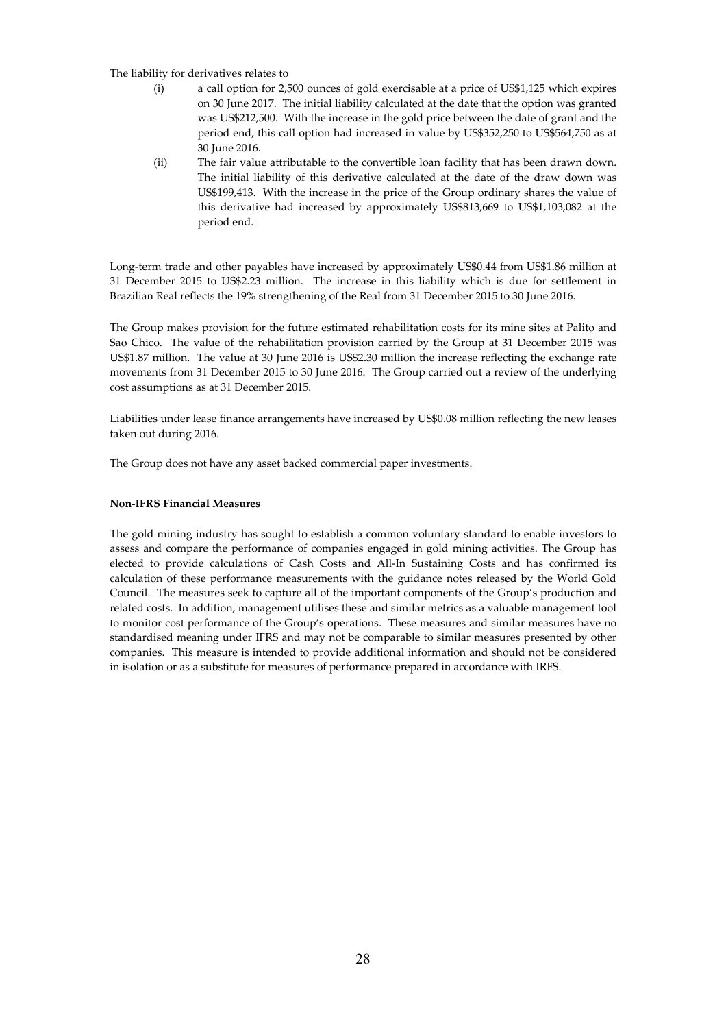The liability for derivatives relates to

(i) a call option for 2,500 ounces of gold exercisable at a price of US$1,125 which expires on 30 June 2017. The initial liability calculated at the date that the option was granted was US$212,500. With the increase in the gold price between the date of grant and the period end, this call option had increased in value by US$352,250 to US$564,750 as at 30 June 2016.

(ii) The fair value attributable to the convertible loan facility that has been drawn down. The initial liability of this derivative calculated at the date of the draw down was US$199,413. With the increase in the price of the Group ordinary shares the value of this derivative had increased by approximately US$813,669 to US$1,103,082 at the period end.

Long-term trade and other payables have increased by approximately US$0.44 from US$1.86 million at 31 December 2015 to US$2.23 million. The increase in this liability which is due for settlement in Brazilian Real reflects the 19% strengthening of the Real from 31 December 2015 to 30 June 2016.

The Group makes provision for the future estimated rehabilitation costs for its mine sites at Palito and Sao Chico. The value of the rehabilitation provision carried by the Group at 31 December 2015 was US$1.87 million. The value at 30 June 2016 is US$2.30 million the increase reflecting the exchange rate movements from 31 December 2015 to 30 June 2016. The Group carried out a review of the underlying cost assumptions as at 31 December 2015.

Liabilities under lease finance arrangements have increased by US$0.08 million reflecting the new leases taken out during 2016.

The Group does not have any asset backed commercial paper investments.

**Non-IFRS Financial Measures**

The gold mining industry has sought to establish a common voluntary standard to enable investors to assess and compare the performance of companies engaged in gold mining activities. The Group has elected to provide calculations of Cash Costs and All-In Sustaining Costs and has confirmed its calculation of these performance measurements with the guidance notes released by the World Gold Council. The measures seek to capture all of the important components of the Group's production and related costs. In addition, management utilises these and similar metrics as a valuable management tool to monitor cost performance of the Group's operations. These measures and similar measures have no standardised meaning under IFRS and may not be comparable to similar measures presented by other companies. This measure is intended to provide additional information and should not be considered in isolation or as a substitute for measures of performance prepared in accordance with IRFS.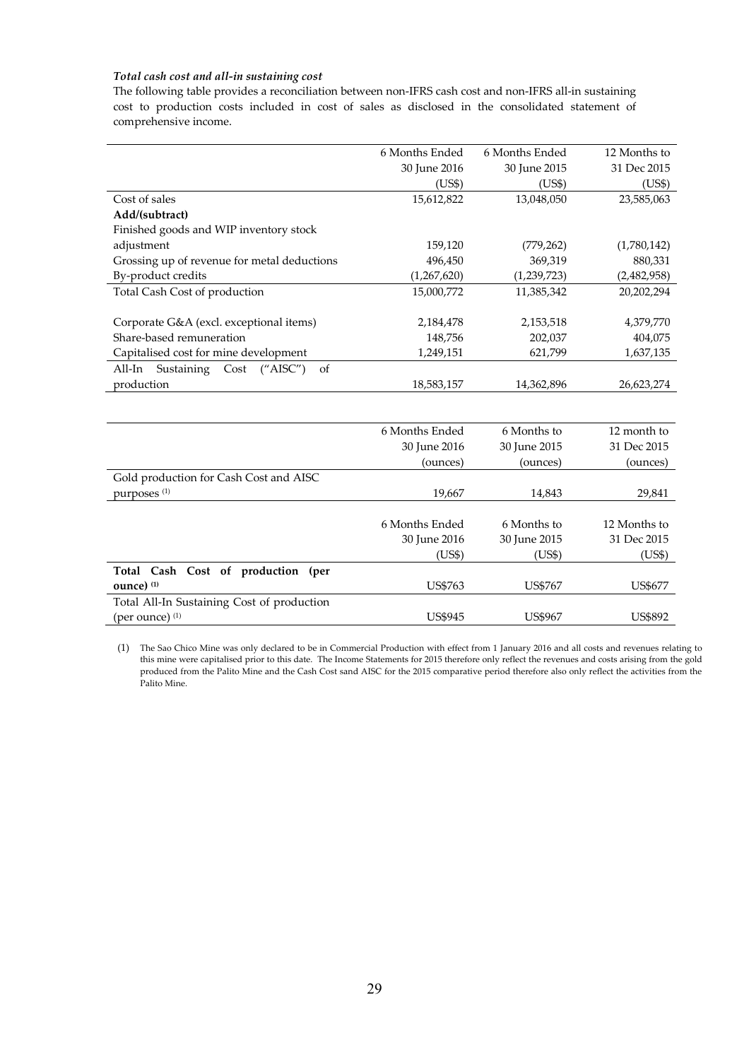***Total cash cost and all-in sustaining cost***

The following table provides a reconciliation between non-IFRS cash cost and non-IFRS all-in sustaining cost to production costs included in cost of sales as disclosed in the consolidated statement of comprehensive income.

| | 6 Months Ended 30 June 2016 (US$) | 6 Months Ended 30 June 2015 (US$) | 12 Months to 31 Dec 2015 (US$) |
|---|---|---|---|
| Cost of sales | 15,612,822 | 13,048,050 | 23,585,063 |
| **Add/(subtract)** | | | |
| Finished goods and WIP inventory stock adjustment | 159,120 | (779,262) | (1,780,142) |
| Grossing up of revenue for metal deductions | 496,450 | 369,319 | 880,331 |
| By-product credits | (1,267,620) | (1,239,723) | (2,482,958) |
| Total Cash Cost of production | 15,000,772 | 11,385,342 | 20,202,294 |
| Corporate G&A (excl. exceptional items) | 2,184,478 | 2,153,518 | 4,379,770 |
| Share-based remuneration | 148,756 | 202,037 | 404,075 |
| Capitalised cost for mine development | 1,249,151 | 621,799 | 1,637,135 |
| All-In Sustaining Cost ("AISC") of production | 18,583,157 | 14,362,896 | 26,623,274 |

| | 6 Months Ended 30 June 2016 (ounces) | 6 Months to 30 June 2015 (ounces) | 12 month to 31 Dec 2015 (ounces) |
|---|---|---|---|
| Gold production for Cash Cost and AISC purposes [(1)] | 19,667 | 14,843 | 29,841 |

| | 6 Months Ended 30 June 2016 (US$) | 6 Months to 30 June 2015 (US$) | 12 Months to 31 Dec 2015 (US$) |
|---|---|---|---|
| **Total Cash Cost of production (per ounce)** [(1)] | US$763 | US$767 | US$677 |
| Total All-In Sustaining Cost of production (per ounce) [(1)] | US$945 | US$967 | US$892 |

(1) The Sao Chico Mine was only declared to be in Commercial Production with effect from 1 January 2016 and all costs and revenues relating to this mine were capitalised prior to this date. The Income Statements for 2015 therefore only reflect the revenues and costs arising from the gold produced from the Palito Mine and the Cash Cost sand AISC for the 2015 comparative period therefore also only reflect the activities from the Palito Mine.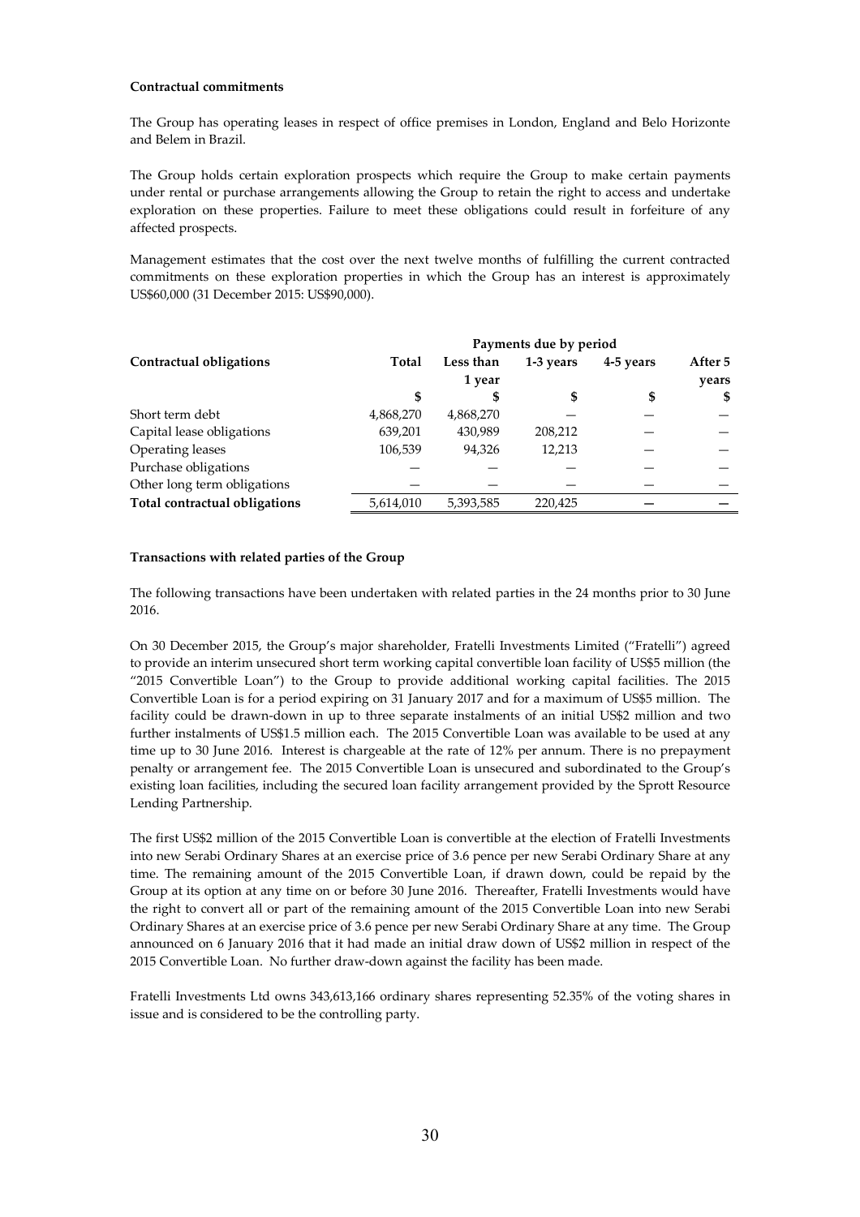**Contractual commitments**

The Group has operating leases in respect of office premises in London, England and Belo Horizonte and Belem in Brazil.

The Group holds certain exploration prospects which require the Group to make certain payments under rental or purchase arrangements allowing the Group to retain the right to access and undertake exploration on these properties. Failure to meet these obligations could result in forfeiture of any affected prospects.

Management estimates that the cost over the next twelve months of fulfilling the current contracted commitments on these exploration properties in which the Group has an interest is approximately US$60,000 (31 December 2015: US$90,000).

| | Payments due by period | | | | |
|---|---|---|---|---|---|
| **Contractual obligations** | **Total** | **Less than 1 year** | **1-3 years** | **4-5 years** | **After 5 years** |
| | **$** | **$** | **$** | **$** | **$** |
| Short term debt | 4,868,270 | 4,868,270 | — | — | — |
| Capital lease obligations | 639,201 | 430,989 | 208,212 | — | — |
| Operating leases | 106,539 | 94,326 | 12,213 | — | — |
| Purchase obligations | — | — | — | — | — |
| Other long term obligations | — | — | — | — | — |
| **Total contractual obligations** | 5,614,010 | 5,393,585 | 220,425 | — | — |

**Transactions with related parties of the Group**

The following transactions have been undertaken with related parties in the 24 months prior to 30 June 2016.

On 30 December 2015, the Group's major shareholder, Fratelli Investments Limited ("Fratelli") agreed to provide an interim unsecured short term working capital convertible loan facility of US$5 million (the "2015 Convertible Loan") to the Group to provide additional working capital facilities. The 2015 Convertible Loan is for a period expiring on 31 January 2017 and for a maximum of US$5 million. The facility could be drawn-down in up to three separate instalments of an initial US$2 million and two further instalments of US$1.5 million each. The 2015 Convertible Loan was available to be used at any time up to 30 June 2016. Interest is chargeable at the rate of 12% per annum. There is no prepayment penalty or arrangement fee. The 2015 Convertible Loan is unsecured and subordinated to the Group's existing loan facilities, including the secured loan facility arrangement provided by the Sprott Resource Lending Partnership.

The first US$2 million of the 2015 Convertible Loan is convertible at the election of Fratelli Investments into new Serabi Ordinary Shares at an exercise price of 3.6 pence per new Serabi Ordinary Share at any time. The remaining amount of the 2015 Convertible Loan, if drawn down, could be repaid by the Group at its option at any time on or before 30 June 2016. Thereafter, Fratelli Investments would have the right to convert all or part of the remaining amount of the 2015 Convertible Loan into new Serabi Ordinary Shares at an exercise price of 3.6 pence per new Serabi Ordinary Share at any time. The Group announced on 6 January 2016 that it had made an initial draw down of US$2 million in respect of the 2015 Convertible Loan. No further draw-down against the facility has been made.

Fratelli Investments Ltd owns 343,613,166 ordinary shares representing 52.35% of the voting shares in issue and is considered to be the controlling party.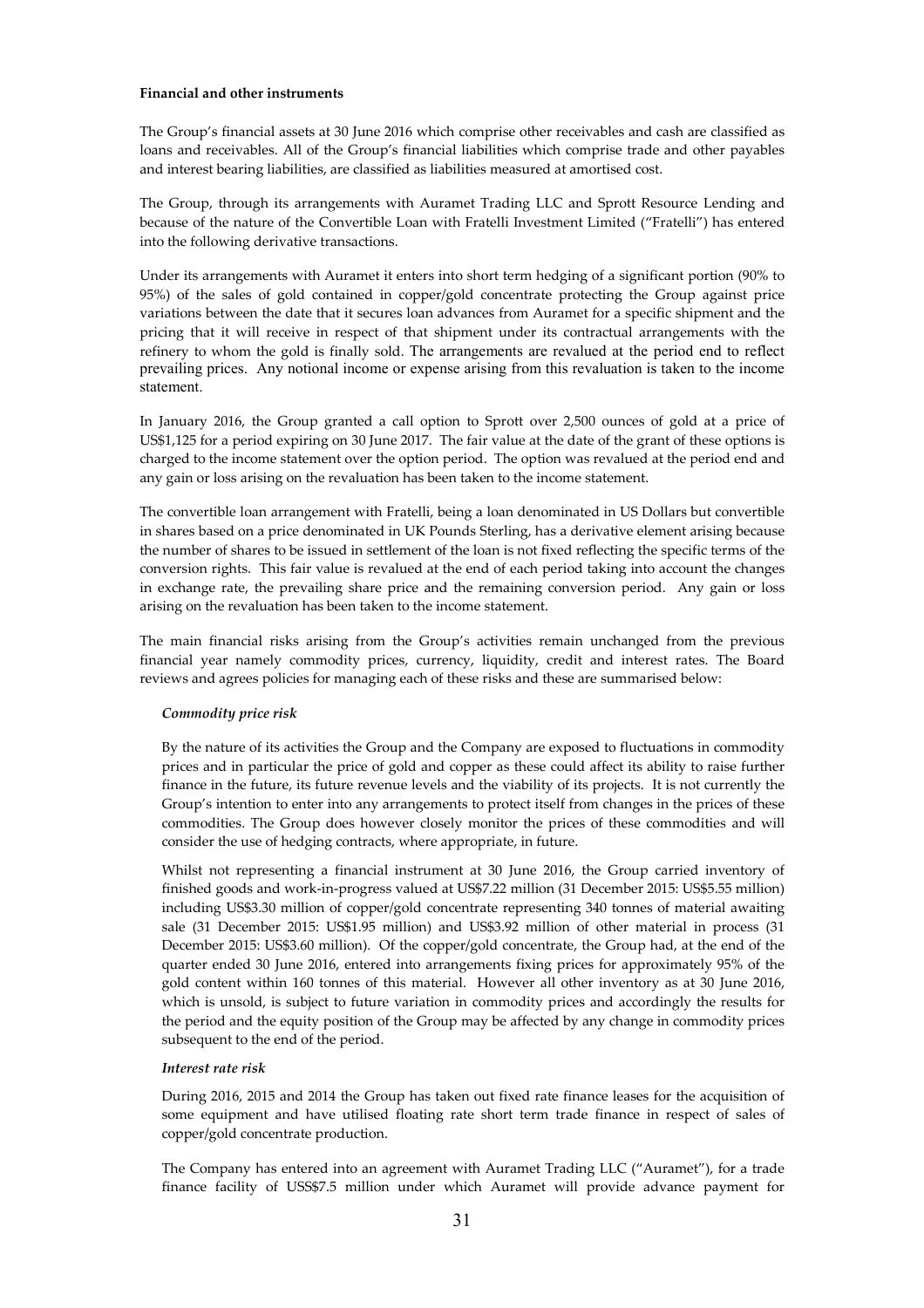**Financial and other instruments**

The Group's financial assets at 30 June 2016 which comprise other receivables and cash are classified as loans and receivables. All of the Group's financial liabilities which comprise trade and other payables and interest bearing liabilities, are classified as liabilities measured at amortised cost.

The Group, through its arrangements with Auramet Trading LLC and Sprott Resource Lending and because of the nature of the Convertible Loan with Fratelli Investment Limited ("Fratelli") has entered into the following derivative transactions.

Under its arrangements with Auramet it enters into short term hedging of a significant portion (90% to 95%) of the sales of gold contained in copper/gold concentrate protecting the Group against price variations between the date that it secures loan advances from Auramet for a specific shipment and the pricing that it will receive in respect of that shipment under its contractual arrangements with the refinery to whom the gold is finally sold. The arrangements are revalued at the period end to reflect prevailing prices. Any notional income or expense arising from this revaluation is taken to the income statement.

In January 2016, the Group granted a call option to Sprott over 2,500 ounces of gold at a price of US$1,125 for a period expiring on 30 June 2017. The fair value at the date of the grant of these options is charged to the income statement over the option period. The option was revalued at the period end and any gain or loss arising on the revaluation has been taken to the income statement.

The convertible loan arrangement with Fratelli, being a loan denominated in US Dollars but convertible in shares based on a price denominated in UK Pounds Sterling, has a derivative element arising because the number of shares to be issued in settlement of the loan is not fixed reflecting the specific terms of the conversion rights. This fair value is revalued at the end of each period taking into account the changes in exchange rate, the prevailing share price and the remaining conversion period. Any gain or loss arising on the revaluation has been taken to the income statement.

The main financial risks arising from the Group's activities remain unchanged from the previous financial year namely commodity prices, currency, liquidity, credit and interest rates. The Board reviews and agrees policies for managing each of these risks and these are summarised below:

*Commodity price risk*

By the nature of its activities the Group and the Company are exposed to fluctuations in commodity prices and in particular the price of gold and copper as these could affect its ability to raise further finance in the future, its future revenue levels and the viability of its projects. It is not currently the Group's intention to enter into any arrangements to protect itself from changes in the prices of these commodities. The Group does however closely monitor the prices of these commodities and will consider the use of hedging contracts, where appropriate, in future.

Whilst not representing a financial instrument at 30 June 2016, the Group carried inventory of finished goods and work-in-progress valued at US$7.22 million (31 December 2015: US$5.55 million) including US$3.30 million of copper/gold concentrate representing 340 tonnes of material awaiting sale (31 December 2015: US$1.95 million) and US$3.92 million of other material in process (31 December 2015: US$3.60 million). Of the copper/gold concentrate, the Group had, at the end of the quarter ended 30 June 2016, entered into arrangements fixing prices for approximately 95% of the gold content within 160 tonnes of this material. However all other inventory as at 30 June 2016, which is unsold, is subject to future variation in commodity prices and accordingly the results for the period and the equity position of the Group may be affected by any change in commodity prices subsequent to the end of the period.

*Interest rate risk*

During 2016, 2015 and 2014 the Group has taken out fixed rate finance leases for the acquisition of some equipment and have utilised floating rate short term trade finance in respect of sales of copper/gold concentrate production.

The Company has entered into an agreement with Auramet Trading LLC ("Auramet"), for a trade finance facility of USS$7.5 million under which Auramet will provide advance payment for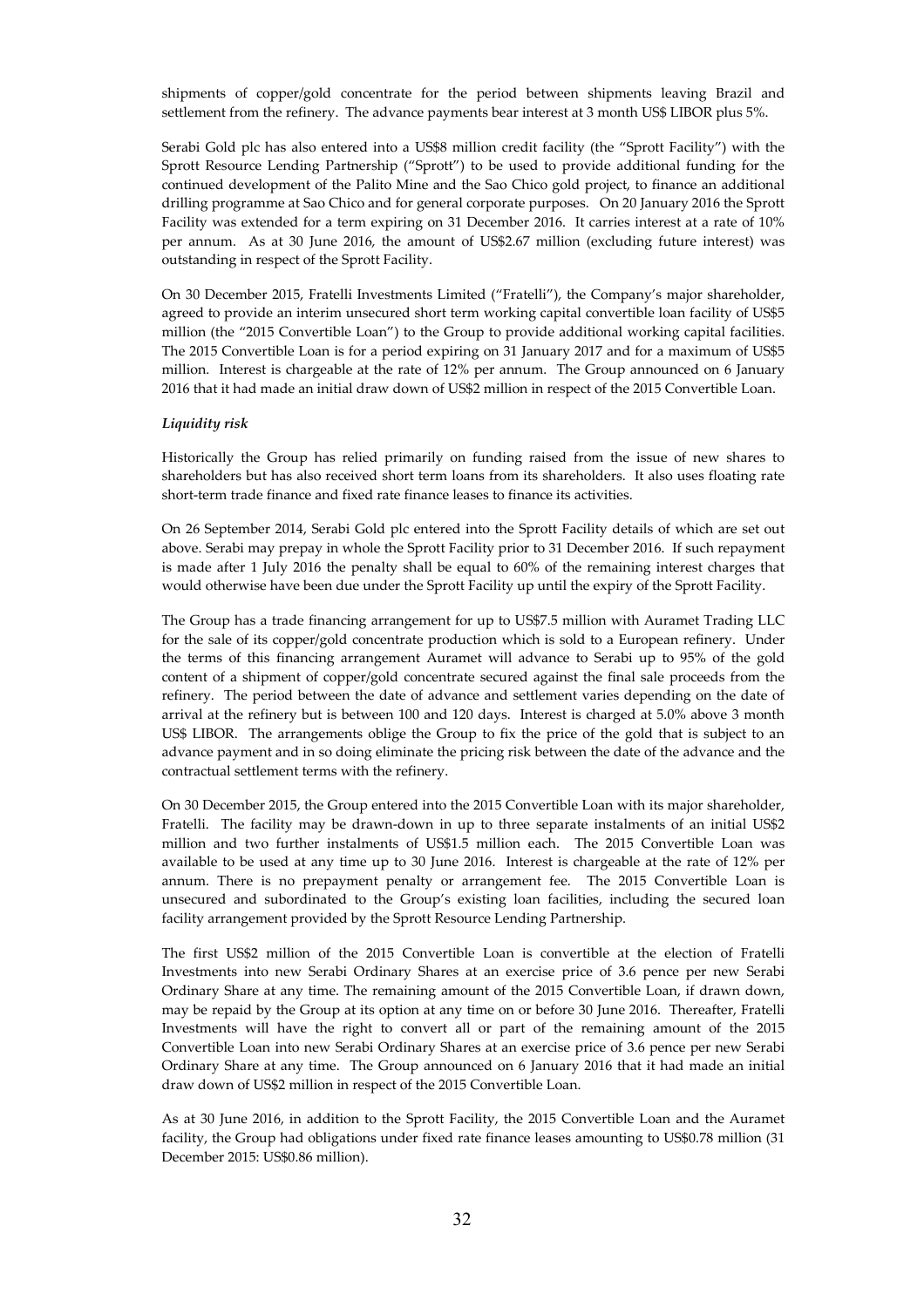shipments of copper/gold concentrate for the period between shipments leaving Brazil and settlement from the refinery. The advance payments bear interest at 3 month US$ LIBOR plus 5%.

Serabi Gold plc has also entered into a US$8 million credit facility (the "Sprott Facility") with the Sprott Resource Lending Partnership ("Sprott") to be used to provide additional funding for the continued development of the Palito Mine and the Sao Chico gold project, to finance an additional drilling programme at Sao Chico and for general corporate purposes. On 20 January 2016 the Sprott Facility was extended for a term expiring on 31 December 2016. It carries interest at a rate of 10% per annum. As at 30 June 2016, the amount of US$2.67 million (excluding future interest) was outstanding in respect of the Sprott Facility.

On 30 December 2015, Fratelli Investments Limited ("Fratelli"), the Company's major shareholder, agreed to provide an interim unsecured short term working capital convertible loan facility of US$5 million (the "2015 Convertible Loan") to the Group to provide additional working capital facilities. The 2015 Convertible Loan is for a period expiring on 31 January 2017 and for a maximum of US$5 million. Interest is chargeable at the rate of 12% per annum. The Group announced on 6 January 2016 that it had made an initial draw down of US$2 million in respect of the 2015 Convertible Loan.

***Liquidity risk***

Historically the Group has relied primarily on funding raised from the issue of new shares to shareholders but has also received short term loans from its shareholders. It also uses floating rate short-term trade finance and fixed rate finance leases to finance its activities.

On 26 September 2014, Serabi Gold plc entered into the Sprott Facility details of which are set out above. Serabi may prepay in whole the Sprott Facility prior to 31 December 2016. If such repayment is made after 1 July 2016 the penalty shall be equal to 60% of the remaining interest charges that would otherwise have been due under the Sprott Facility up until the expiry of the Sprott Facility.

The Group has a trade financing arrangement for up to US$7.5 million with Auramet Trading LLC for the sale of its copper/gold concentrate production which is sold to a European refinery. Under the terms of this financing arrangement Auramet will advance to Serabi up to 95% of the gold content of a shipment of copper/gold concentrate secured against the final sale proceeds from the refinery. The period between the date of advance and settlement varies depending on the date of arrival at the refinery but is between 100 and 120 days. Interest is charged at 5.0% above 3 month US$ LIBOR. The arrangements oblige the Group to fix the price of the gold that is subject to an advance payment and in so doing eliminate the pricing risk between the date of the advance and the contractual settlement terms with the refinery.

On 30 December 2015, the Group entered into the 2015 Convertible Loan with its major shareholder, Fratelli. The facility may be drawn-down in up to three separate instalments of an initial US$2 million and two further instalments of US$1.5 million each. The 2015 Convertible Loan was available to be used at any time up to 30 June 2016. Interest is chargeable at the rate of 12% per annum. There is no prepayment penalty or arrangement fee. The 2015 Convertible Loan is unsecured and subordinated to the Group's existing loan facilities, including the secured loan facility arrangement provided by the Sprott Resource Lending Partnership.

The first US$2 million of the 2015 Convertible Loan is convertible at the election of Fratelli Investments into new Serabi Ordinary Shares at an exercise price of 3.6 pence per new Serabi Ordinary Share at any time. The remaining amount of the 2015 Convertible Loan, if drawn down, may be repaid by the Group at its option at any time on or before 30 June 2016. Thereafter, Fratelli Investments will have the right to convert all or part of the remaining amount of the 2015 Convertible Loan into new Serabi Ordinary Shares at an exercise price of 3.6 pence per new Serabi Ordinary Share at any time. The Group announced on 6 January 2016 that it had made an initial draw down of US$2 million in respect of the 2015 Convertible Loan.

As at 30 June 2016, in addition to the Sprott Facility, the 2015 Convertible Loan and the Auramet facility, the Group had obligations under fixed rate finance leases amounting to US$0.78 million (31 December 2015: US$0.86 million).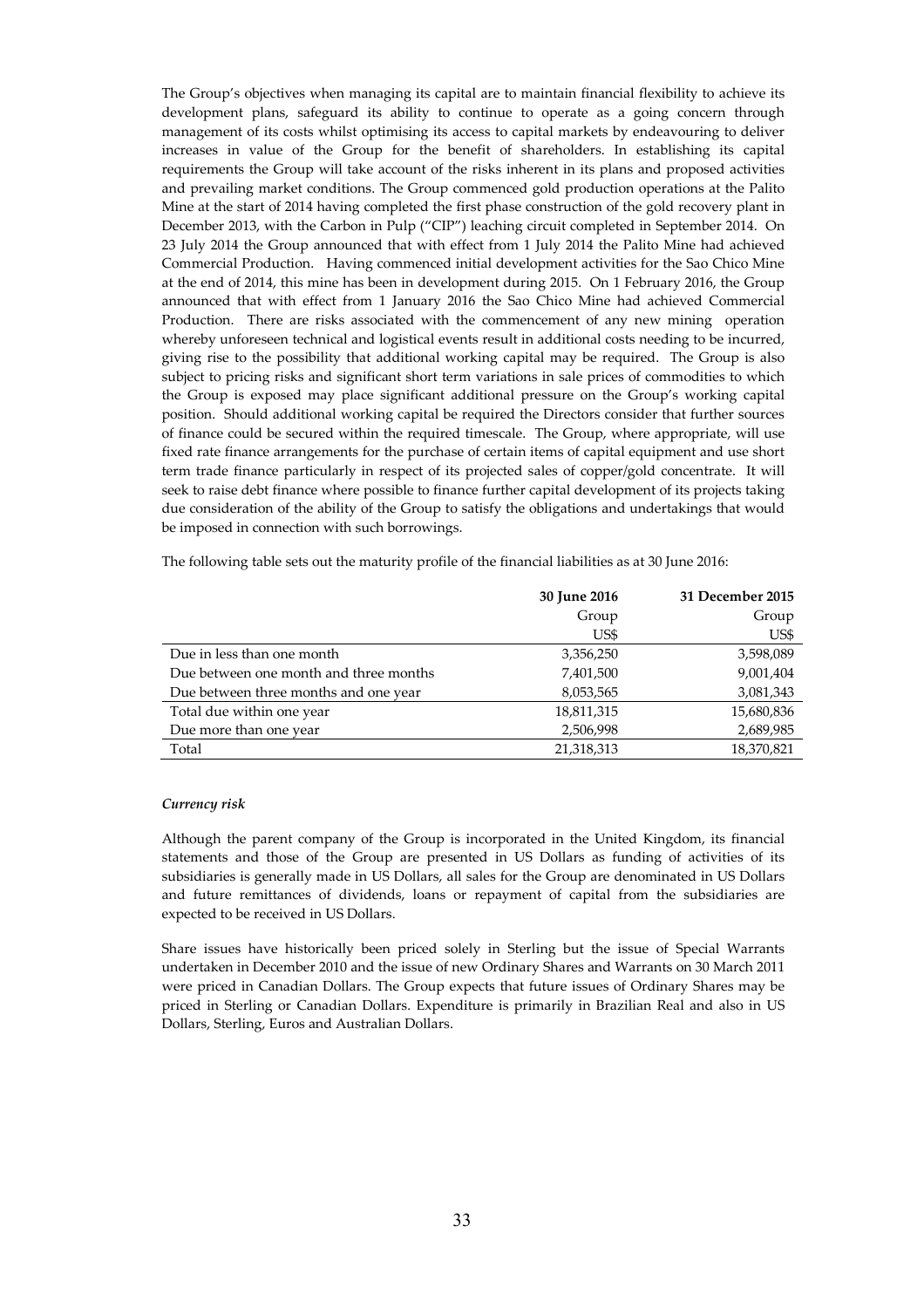The Group's objectives when managing its capital are to maintain financial flexibility to achieve its development plans, safeguard its ability to continue to operate as a going concern through management of its costs whilst optimising its access to capital markets by endeavouring to deliver increases in value of the Group for the benefit of shareholders. In establishing its capital requirements the Group will take account of the risks inherent in its plans and proposed activities and prevailing market conditions. The Group commenced gold production operations at the Palito Mine at the start of 2014 having completed the first phase construction of the gold recovery plant in December 2013, with the Carbon in Pulp ("CIP") leaching circuit completed in September 2014. On 23 July 2014 the Group announced that with effect from 1 July 2014 the Palito Mine had achieved Commercial Production. Having commenced initial development activities for the Sao Chico Mine at the end of 2014, this mine has been in development during 2015. On 1 February 2016, the Group announced that with effect from 1 January 2016 the Sao Chico Mine had achieved Commercial Production. There are risks associated with the commencement of any new mining operation whereby unforeseen technical and logistical events result in additional costs needing to be incurred, giving rise to the possibility that additional working capital may be required. The Group is also subject to pricing risks and significant short term variations in sale prices of commodities to which the Group is exposed may place significant additional pressure on the Group's working capital position. Should additional working capital be required the Directors consider that further sources of finance could be secured within the required timescale. The Group, where appropriate, will use fixed rate finance arrangements for the purchase of certain items of capital equipment and use short term trade finance particularly in respect of its projected sales of copper/gold concentrate. It will seek to raise debt finance where possible to finance further capital development of its projects taking due consideration of the ability of the Group to satisfy the obligations and undertakings that would be imposed in connection with such borrowings.

The following table sets out the maturity profile of the financial liabilities as at 30 June 2016:

| | **30 June 2016** | **31 December 2015** |
|---|---|---|
| | Group | Group |
| | US$ | US$ |
| Due in less than one month | 3,356,250 | 3,598,089 |
| Due between one month and three months | 7,401,500 | 9,001,404 |
| Due between three months and one year | 8,053,565 | 3,081,343 |
| Total due within one year | 18,811,315 | 15,680,836 |
| Due more than one year | 2,506,998 | 2,689,985 |
| Total | 21,318,313 | 18,370,821 |

*Currency risk*

Although the parent company of the Group is incorporated in the United Kingdom, its financial statements and those of the Group are presented in US Dollars as funding of activities of its subsidiaries is generally made in US Dollars, all sales for the Group are denominated in US Dollars and future remittances of dividends, loans or repayment of capital from the subsidiaries are expected to be received in US Dollars.

Share issues have historically been priced solely in Sterling but the issue of Special Warrants undertaken in December 2010 and the issue of new Ordinary Shares and Warrants on 30 March 2011 were priced in Canadian Dollars. The Group expects that future issues of Ordinary Shares may be priced in Sterling or Canadian Dollars. Expenditure is primarily in Brazilian Real and also in US Dollars, Sterling, Euros and Australian Dollars.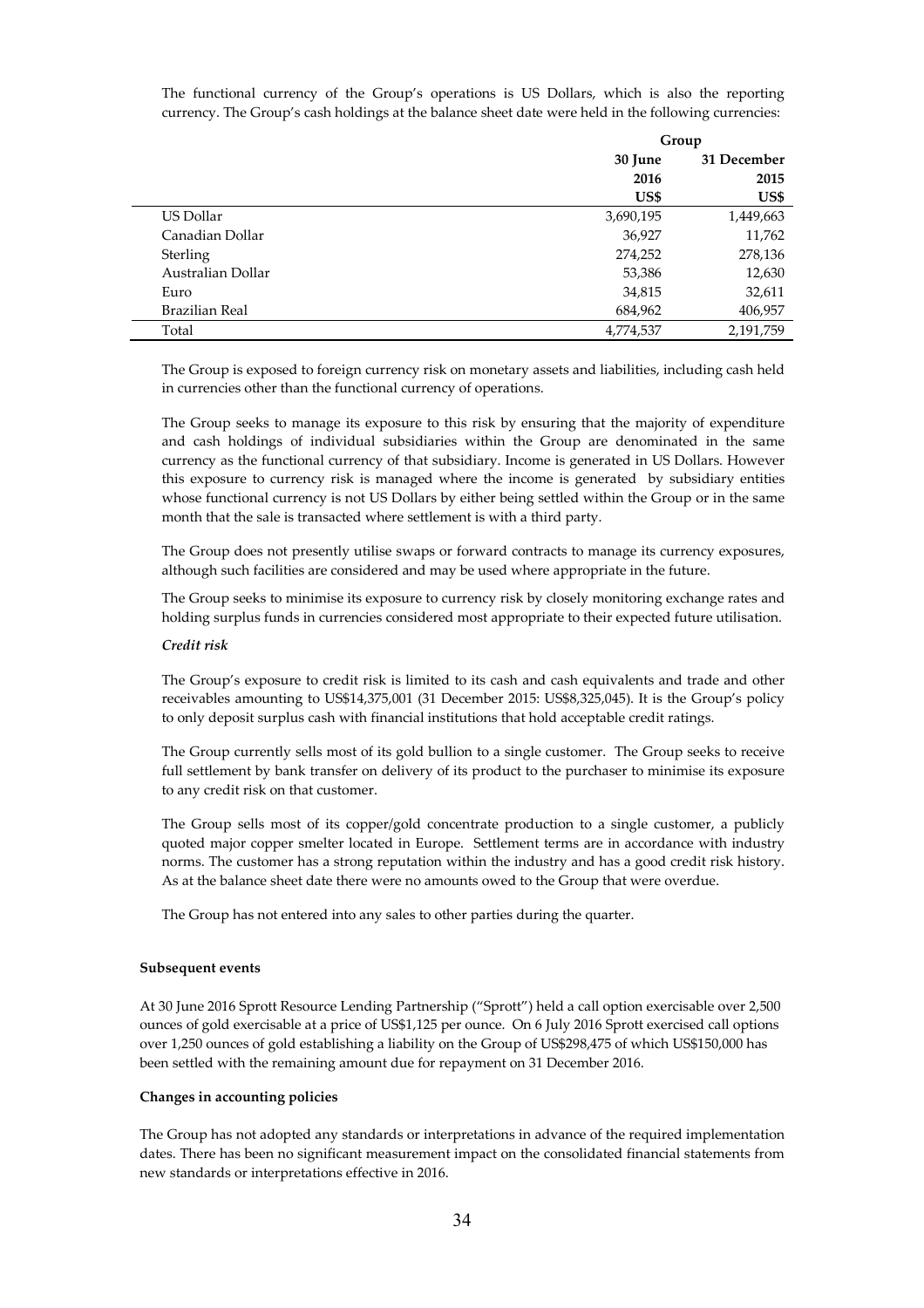The functional currency of the Group's operations is US Dollars, which is also the reporting currency. The Group's cash holdings at the balance sheet date were held in the following currencies:

| | Group | |
|---|---|---|
| | 30 June 2016 | 31 December 2015 |
| | US$ | US$ |
| US Dollar | 3,690,195 | 1,449,663 |
| Canadian Dollar | 36,927 | 11,762 |
| Sterling | 274,252 | 278,136 |
| Australian Dollar | 53,386 | 12,630 |
| Euro | 34,815 | 32,611 |
| Brazilian Real | 684,962 | 406,957 |
| Total | 4,774,537 | 2,191,759 |

The Group is exposed to foreign currency risk on monetary assets and liabilities, including cash held in currencies other than the functional currency of operations.

The Group seeks to manage its exposure to this risk by ensuring that the majority of expenditure and cash holdings of individual subsidiaries within the Group are denominated in the same currency as the functional currency of that subsidiary. Income is generated in US Dollars. However this exposure to currency risk is managed where the income is generated by subsidiary entities whose functional currency is not US Dollars by either being settled within the Group or in the same month that the sale is transacted where settlement is with a third party.

The Group does not presently utilise swaps or forward contracts to manage its currency exposures, although such facilities are considered and may be used where appropriate in the future.

The Group seeks to minimise its exposure to currency risk by closely monitoring exchange rates and holding surplus funds in currencies considered most appropriate to their expected future utilisation.

***Credit risk***

The Group's exposure to credit risk is limited to its cash and cash equivalents and trade and other receivables amounting to US$14,375,001 (31 December 2015: US$8,325,045). It is the Group's policy to only deposit surplus cash with financial institutions that hold acceptable credit ratings.

The Group currently sells most of its gold bullion to a single customer. The Group seeks to receive full settlement by bank transfer on delivery of its product to the purchaser to minimise its exposure to any credit risk on that customer.

The Group sells most of its copper/gold concentrate production to a single customer, a publicly quoted major copper smelter located in Europe. Settlement terms are in accordance with industry norms. The customer has a strong reputation within the industry and has a good credit risk history. As at the balance sheet date there were no amounts owed to the Group that were overdue.

The Group has not entered into any sales to other parties during the quarter.

**Subsequent events**

At 30 June 2016 Sprott Resource Lending Partnership ("Sprott") held a call option exercisable over 2,500 ounces of gold exercisable at a price of US$1,125 per ounce. On 6 July 2016 Sprott exercised call options over 1,250 ounces of gold establishing a liability on the Group of US$298,475 of which US$150,000 has been settled with the remaining amount due for repayment on 31 December 2016.

**Changes in accounting policies**

The Group has not adopted any standards or interpretations in advance of the required implementation dates. There has been no significant measurement impact on the consolidated financial statements from new standards or interpretations effective in 2016.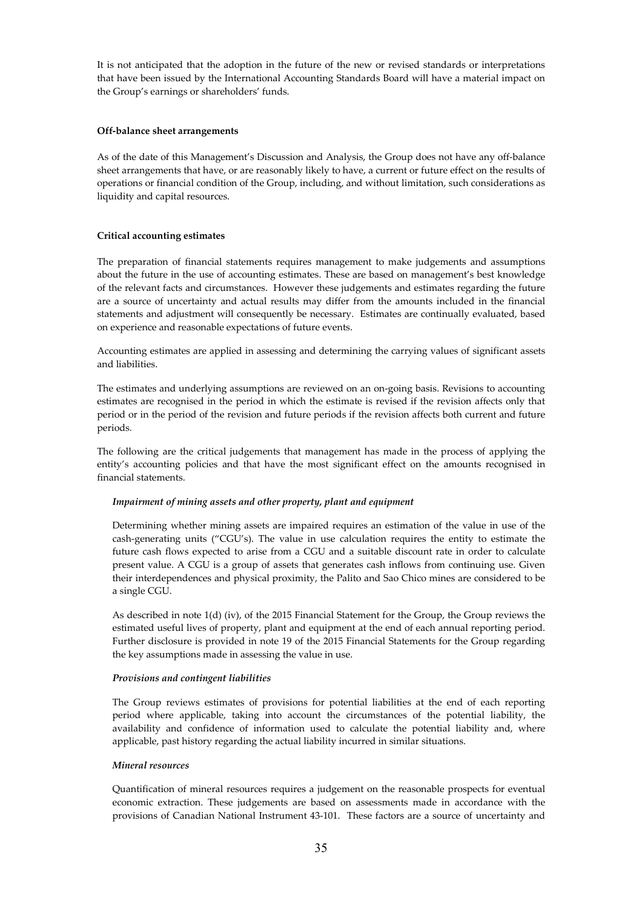It is not anticipated that the adoption in the future of the new or revised standards or interpretations that have been issued by the International Accounting Standards Board will have a material impact on the Group's earnings or shareholders' funds.

**Off-balance sheet arrangements**

As of the date of this Management's Discussion and Analysis, the Group does not have any off-balance sheet arrangements that have, or are reasonably likely to have, a current or future effect on the results of operations or financial condition of the Group, including, and without limitation, such considerations as liquidity and capital resources.

**Critical accounting estimates**

The preparation of financial statements requires management to make judgements and assumptions about the future in the use of accounting estimates. These are based on management's best knowledge of the relevant facts and circumstances. However these judgements and estimates regarding the future are a source of uncertainty and actual results may differ from the amounts included in the financial statements and adjustment will consequently be necessary. Estimates are continually evaluated, based on experience and reasonable expectations of future events.

Accounting estimates are applied in assessing and determining the carrying values of significant assets and liabilities.

The estimates and underlying assumptions are reviewed on an on-going basis. Revisions to accounting estimates are recognised in the period in which the estimate is revised if the revision affects only that period or in the period of the revision and future periods if the revision affects both current and future periods.

The following are the critical judgements that management has made in the process of applying the entity's accounting policies and that have the most significant effect on the amounts recognised in financial statements.

***Impairment of mining assets and other property, plant and equipment***

Determining whether mining assets are impaired requires an estimation of the value in use of the cash-generating units ("CGU's). The value in use calculation requires the entity to estimate the future cash flows expected to arise from a CGU and a suitable discount rate in order to calculate present value. A CGU is a group of assets that generates cash inflows from continuing use. Given their interdependences and physical proximity, the Palito and Sao Chico mines are considered to be a single CGU.

As described in note 1(d) (iv), of the 2015 Financial Statement for the Group, the Group reviews the estimated useful lives of property, plant and equipment at the end of each annual reporting period. Further disclosure is provided in note 19 of the 2015 Financial Statements for the Group regarding the key assumptions made in assessing the value in use.

***Provisions and contingent liabilities***

The Group reviews estimates of provisions for potential liabilities at the end of each reporting period where applicable, taking into account the circumstances of the potential liability, the availability and confidence of information used to calculate the potential liability and, where applicable, past history regarding the actual liability incurred in similar situations.

***Mineral resources***

Quantification of mineral resources requires a judgement on the reasonable prospects for eventual economic extraction. These judgements are based on assessments made in accordance with the provisions of Canadian National Instrument 43-101. These factors are a source of uncertainty and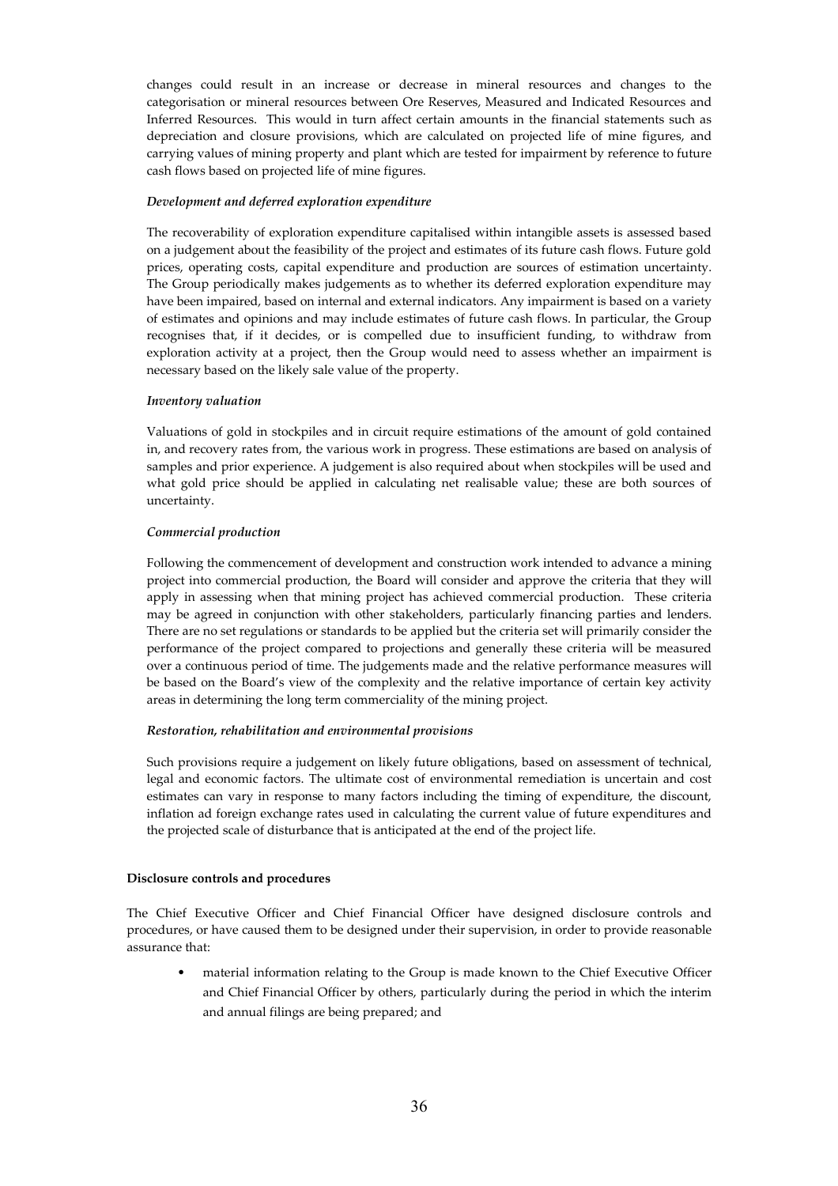changes could result in an increase or decrease in mineral resources and changes to the categorisation or mineral resources between Ore Reserves, Measured and Indicated Resources and Inferred Resources. This would in turn affect certain amounts in the financial statements such as depreciation and closure provisions, which are calculated on projected life of mine figures, and carrying values of mining property and plant which are tested for impairment by reference to future cash flows based on projected life of mine figures.

***Development and deferred exploration expenditure***

The recoverability of exploration expenditure capitalised within intangible assets is assessed based on a judgement about the feasibility of the project and estimates of its future cash flows. Future gold prices, operating costs, capital expenditure and production are sources of estimation uncertainty. The Group periodically makes judgements as to whether its deferred exploration expenditure may have been impaired, based on internal and external indicators. Any impairment is based on a variety of estimates and opinions and may include estimates of future cash flows. In particular, the Group recognises that, if it decides, or is compelled due to insufficient funding, to withdraw from exploration activity at a project, then the Group would need to assess whether an impairment is necessary based on the likely sale value of the property.

***Inventory valuation***

Valuations of gold in stockpiles and in circuit require estimations of the amount of gold contained in, and recovery rates from, the various work in progress. These estimations are based on analysis of samples and prior experience. A judgement is also required about when stockpiles will be used and what gold price should be applied in calculating net realisable value; these are both sources of uncertainty.

***Commercial production***

Following the commencement of development and construction work intended to advance a mining project into commercial production, the Board will consider and approve the criteria that they will apply in assessing when that mining project has achieved commercial production. These criteria may be agreed in conjunction with other stakeholders, particularly financing parties and lenders. There are no set regulations or standards to be applied but the criteria set will primarily consider the performance of the project compared to projections and generally these criteria will be measured over a continuous period of time. The judgements made and the relative performance measures will be based on the Board's view of the complexity and the relative importance of certain key activity areas in determining the long term commerciality of the mining project.

***Restoration, rehabilitation and environmental provisions***

Such provisions require a judgement on likely future obligations, based on assessment of technical, legal and economic factors. The ultimate cost of environmental remediation is uncertain and cost estimates can vary in response to many factors including the timing of expenditure, the discount, inflation ad foreign exchange rates used in calculating the current value of future expenditures and the projected scale of disturbance that is anticipated at the end of the project life.

**Disclosure controls and procedures**

The Chief Executive Officer and Chief Financial Officer have designed disclosure controls and procedures, or have caused them to be designed under their supervision, in order to provide reasonable assurance that:

- material information relating to the Group is made known to the Chief Executive Officer and Chief Financial Officer by others, particularly during the period in which the interim and annual filings are being prepared; and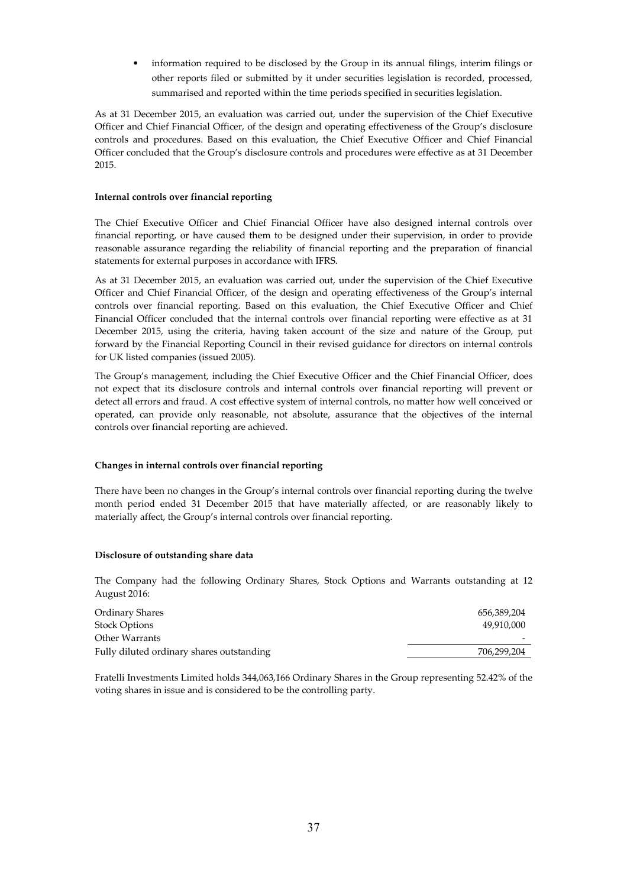- information required to be disclosed by the Group in its annual filings, interim filings or other reports filed or submitted by it under securities legislation is recorded, processed, summarised and reported within the time periods specified in securities legislation.

As at 31 December 2015, an evaluation was carried out, under the supervision of the Chief Executive Officer and Chief Financial Officer, of the design and operating effectiveness of the Group's disclosure controls and procedures. Based on this evaluation, the Chief Executive Officer and Chief Financial Officer concluded that the Group's disclosure controls and procedures were effective as at 31 December 2015.

**Internal controls over financial reporting**

The Chief Executive Officer and Chief Financial Officer have also designed internal controls over financial reporting, or have caused them to be designed under their supervision, in order to provide reasonable assurance regarding the reliability of financial reporting and the preparation of financial statements for external purposes in accordance with IFRS.

As at 31 December 2015, an evaluation was carried out, under the supervision of the Chief Executive Officer and Chief Financial Officer, of the design and operating effectiveness of the Group's internal controls over financial reporting. Based on this evaluation, the Chief Executive Officer and Chief Financial Officer concluded that the internal controls over financial reporting were effective as at 31 December 2015, using the criteria, having taken account of the size and nature of the Group, put forward by the Financial Reporting Council in their revised guidance for directors on internal controls for UK listed companies (issued 2005).

The Group's management, including the Chief Executive Officer and the Chief Financial Officer, does not expect that its disclosure controls and internal controls over financial reporting will prevent or detect all errors and fraud. A cost effective system of internal controls, no matter how well conceived or operated, can provide only reasonable, not absolute, assurance that the objectives of the internal controls over financial reporting are achieved.

**Changes in internal controls over financial reporting**

There have been no changes in the Group's internal controls over financial reporting during the twelve month period ended 31 December 2015 that have materially affected, or are reasonably likely to materially affect, the Group's internal controls over financial reporting.

**Disclosure of outstanding share data**

The Company had the following Ordinary Shares, Stock Options and Warrants outstanding at 12 August 2016:

| | |
|---|---|
| Ordinary Shares | 656,389,204 |
| Stock Options | 49,910,000 |
| Other Warrants | - |
| Fully diluted ordinary shares outstanding | 706,299,204 |

Fratelli Investments Limited holds 344,063,166 Ordinary Shares in the Group representing 52.42% of the voting shares in issue and is considered to be the controlling party.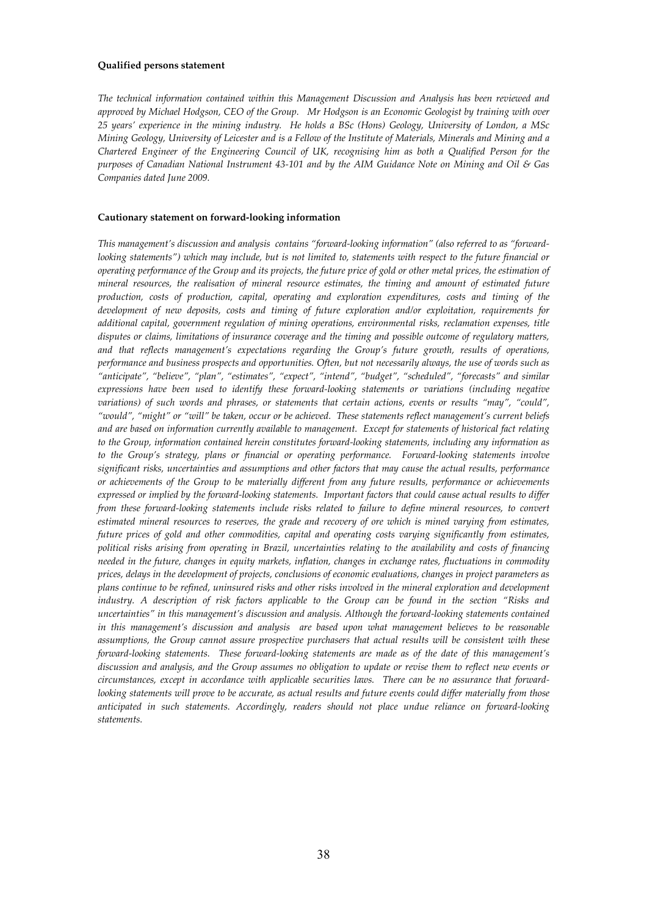**Qualified persons statement**

*The technical information contained within this Management Discussion and Analysis has been reviewed and approved by Michael Hodgson, CEO of the Group. Mr Hodgson is an Economic Geologist by training with over 25 years' experience in the mining industry. He holds a BSc (Hons) Geology, University of London, a MSc Mining Geology, University of Leicester and is a Fellow of the Institute of Materials, Minerals and Mining and a Chartered Engineer of the Engineering Council of UK, recognising him as both a Qualified Person for the purposes of Canadian National Instrument 43-101 and by the AIM Guidance Note on Mining and Oil & Gas Companies dated June 2009.*

**Cautionary statement on forward-looking information**

*This management's discussion and analysis contains "forward-looking information" (also referred to as "forward-looking statements") which may include, but is not limited to, statements with respect to the future financial or operating performance of the Group and its projects, the future price of gold or other metal prices, the estimation of mineral resources, the realisation of mineral resource estimates, the timing and amount of estimated future production, costs of production, capital, operating and exploration expenditures, costs and timing of the development of new deposits, costs and timing of future exploration and/or exploitation, requirements for additional capital, government regulation of mining operations, environmental risks, reclamation expenses, title disputes or claims, limitations of insurance coverage and the timing and possible outcome of regulatory matters, and that reflects management's expectations regarding the Group's future growth, results of operations, performance and business prospects and opportunities. Often, but not necessarily always, the use of words such as "anticipate", "believe", "plan", "estimates", "expect", "intend", "budget", "scheduled", "forecasts" and similar expressions have been used to identify these forward-looking statements or variations (including negative variations) of such words and phrases, or statements that certain actions, events or results "may", "could", "would", "might" or "will" be taken, occur or be achieved. These statements reflect management's current beliefs and are based on information currently available to management. Except for statements of historical fact relating to the Group, information contained herein constitutes forward-looking statements, including any information as to the Group's strategy, plans or financial or operating performance. Forward-looking statements involve significant risks, uncertainties and assumptions and other factors that may cause the actual results, performance or achievements of the Group to be materially different from any future results, performance or achievements expressed or implied by the forward-looking statements. Important factors that could cause actual results to differ from these forward-looking statements include risks related to failure to define mineral resources, to convert estimated mineral resources to reserves, the grade and recovery of ore which is mined varying from estimates, future prices of gold and other commodities, capital and operating costs varying significantly from estimates, political risks arising from operating in Brazil, uncertainties relating to the availability and costs of financing needed in the future, changes in equity markets, inflation, changes in exchange rates, fluctuations in commodity prices, delays in the development of projects, conclusions of economic evaluations, changes in project parameters as plans continue to be refined, uninsured risks and other risks involved in the mineral exploration and development industry. A description of risk factors applicable to the Group can be found in the section "Risks and uncertainties" in this management's discussion and analysis. Although the forward-looking statements contained in this management's discussion and analysis are based upon what management believes to be reasonable assumptions, the Group cannot assure prospective purchasers that actual results will be consistent with these forward-looking statements. These forward-looking statements are made as of the date of this management's discussion and analysis, and the Group assumes no obligation to update or revise them to reflect new events or circumstances, except in accordance with applicable securities laws. There can be no assurance that forward-looking statements will prove to be accurate, as actual results and future events could differ materially from those anticipated in such statements. Accordingly, readers should not place undue reliance on forward-looking statements.*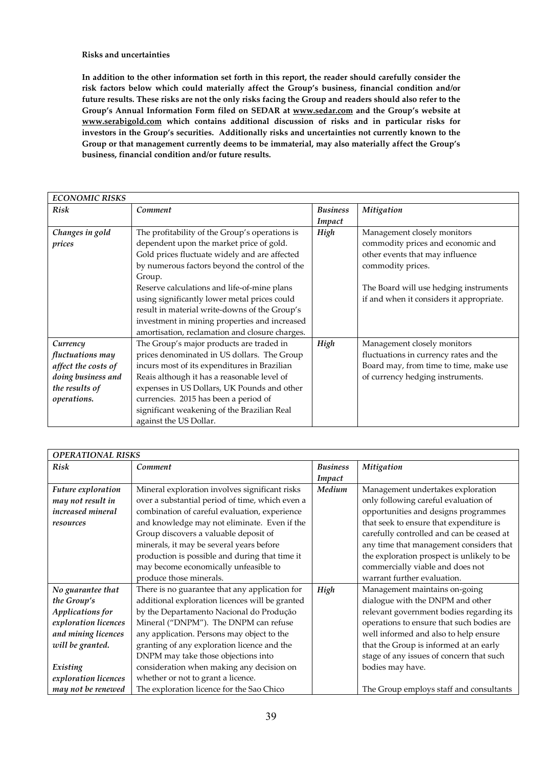**Risks and uncertainties**

**In addition to the other information set forth in this report, the reader should carefully consider the risk factors below which could materially affect the Group's business, financial condition and/or future results. These risks are not the only risks facing the Group and readers should also refer to the Group's Annual Information Form filed on SEDAR at [www.sedar.com](www.sedar.com) and the Group's website at [www.serabigold.com](www.serabigold.com) which contains additional discussion of risks and in particular risks for investors in the Group's securities. Additionally risks and uncertainties not currently known to the Group or that management currently deems to be immaterial, may also materially affect the Group's business, financial condition and/or future results.**

| *ECONOMIC RISKS* | | | |
|---|---|---|---|
| *Risk* | *Comment* | *Business Impact* | *Mitigation* |
| *Changes in gold prices* | The profitability of the Group's operations is dependent upon the market price of gold. Gold prices fluctuate widely and are affected by numerous factors beyond the control of the Group.<br>Reserve calculations and life-of-mine plans using significantly lower metal prices could result in material write-downs of the Group's investment in mining properties and increased amortisation, reclamation and closure charges. | *High* | Management closely monitors commodity prices and economic and other events that may influence commodity prices.<br><br>The Board will use hedging instruments if and when it considers it appropriate. |
| *Currency fluctuations may affect the costs of doing business and the results of operations.* | The Group's major products are traded in prices denominated in US dollars. The Group incurs most of its expenditures in Brazilian Reais although it has a reasonable level of expenses in US Dollars, UK Pounds and other currencies. 2015 has been a period of significant weakening of the Brazilian Real against the US Dollar. | *High* | Management closely monitors fluctuations in currency rates and the Board may, from time to time, make use of currency hedging instruments. |

| *OPERATIONAL RISKS* | | | |
|---|---|---|---|
| *Risk* | *Comment* | *Business Impact* | *Mitigation* |
| *Future exploration may not result in increased mineral resources* | Mineral exploration involves significant risks over a substantial period of time, which even a combination of careful evaluation, experience and knowledge may not eliminate. Even if the Group discovers a valuable deposit of minerals, it may be several years before production is possible and during that time it may become economically unfeasible to produce those minerals. | *Medium* | Management undertakes exploration only following careful evaluation of opportunities and designs programmes that seek to ensure that expenditure is carefully controlled and can be ceased at any time that management considers that the exploration prospect is unlikely to be commercially viable and does not warrant further evaluation. |
| *No guarantee that the Group's Applications for exploration licences and mining licences will be granted.*<br><br>*Existing exploration licences may not be renewed* | There is no guarantee that any application for additional exploration licences will be granted by the Departamento Nacional do Produção Mineral ("DNPM"). The DNPM can refuse any application. Persons may object to the granting of any exploration licence and the DNPM may take those objections into consideration when making any decision on whether or not to grant a licence.<br>The exploration licence for the Sao Chico | *High* | Management maintains on-going dialogue with the DNPM and other relevant government bodies regarding its operations to ensure that such bodies are well informed and also to help ensure that the Group is informed at an early stage of any issues of concern that such bodies may have.<br><br>The Group employs staff and consultants |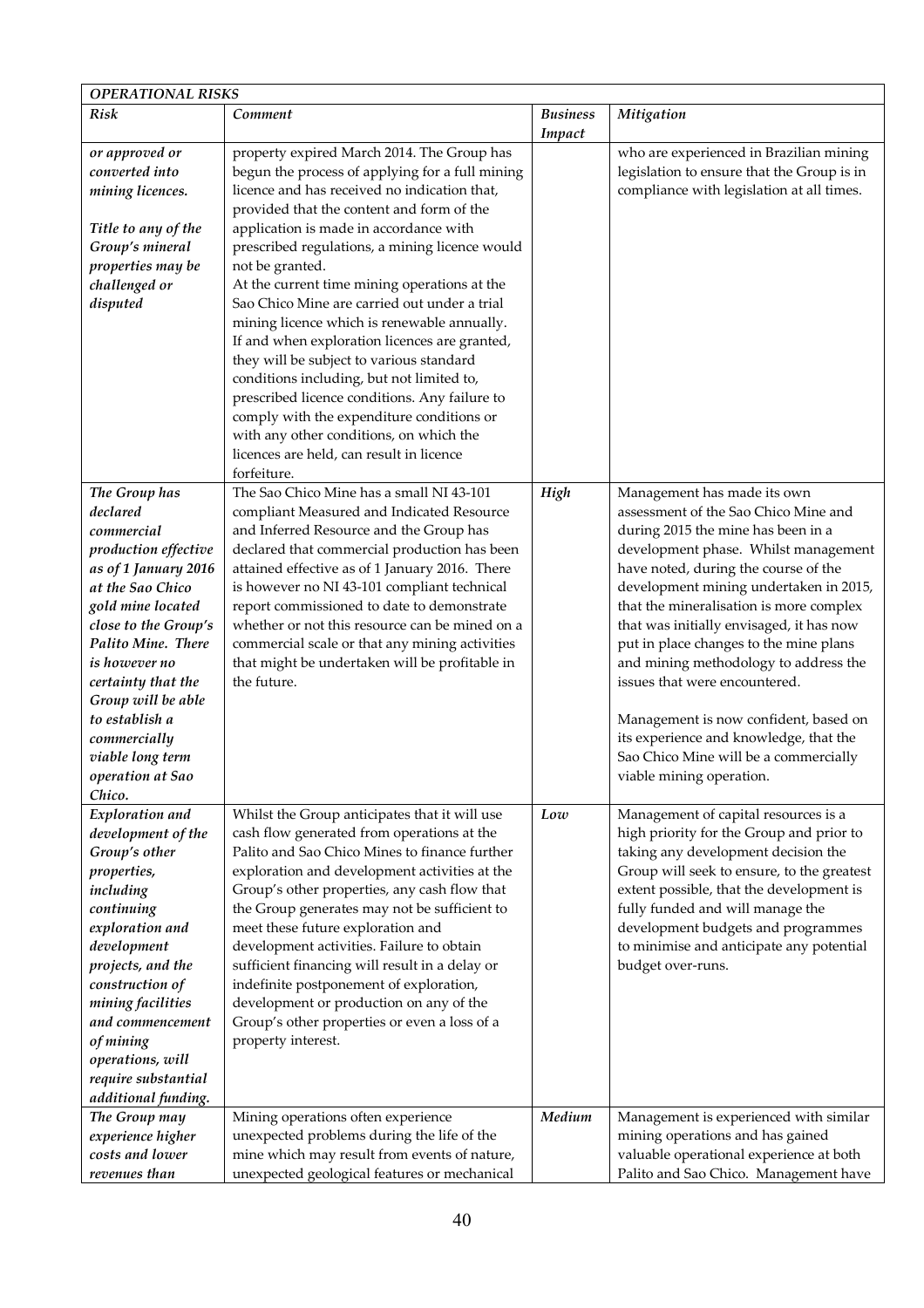| *OPERATIONAL RISKS* | | | |
|---|---|---|---|
| ***Risk*** | ***Comment*** | ***Business Impact*** | ***Mitigation*** |
| ***or approved or converted into mining licences.*** <br><br> ***Title to any of the Group's mineral properties may be challenged or disputed*** | property expired March 2014. The Group has begun the process of applying for a full mining licence and has received no indication that, provided that the content and form of the application is made in accordance with prescribed regulations, a mining licence would not be granted. <br> At the current time mining operations at the Sao Chico Mine are carried out under a trial mining licence which is renewable annually. <br> If and when exploration licences are granted, they will be subject to various standard conditions including, but not limited to, prescribed licence conditions. Any failure to comply with the expenditure conditions or with any other conditions, on which the licences are held, can result in licence forfeiture. | | who are experienced in Brazilian mining legislation to ensure that the Group is in compliance with legislation at all times. |
| ***The Group has declared commercial production effective as of 1 January 2016 at the Sao Chico gold mine located close to the Group's Palito Mine. There is however no certainty that the Group will be able to establish a commercially viable long term operation at Sao Chico.*** | The Sao Chico Mine has a small NI 43-101 compliant Measured and Indicated Resource and Inferred Resource and the Group has declared that commercial production has been attained effective as of 1 January 2016. There is however no NI 43-101 compliant technical report commissioned to date to demonstrate whether or not this resource can be mined on a commercial scale or that any mining activities that might be undertaken will be profitable in the future. | ***High*** | Management has made its own assessment of the Sao Chico Mine and during 2015 the mine has been in a development phase. Whilst management have noted, during the course of the development mining undertaken in 2015, that the mineralisation is more complex that was initially envisaged, it has now put in place changes to the mine plans and mining methodology to address the issues that were encountered. <br><br> Management is now confident, based on its experience and knowledge, that the Sao Chico Mine will be a commercially viable mining operation. |
| ***Exploration and development of the Group's other properties, including continuing exploration and development projects, and the construction of mining facilities and commencement of mining operations, will require substantial additional funding.*** | Whilst the Group anticipates that it will use cash flow generated from operations at the Palito and Sao Chico Mines to finance further exploration and development activities at the Group's other properties, any cash flow that the Group generates may not be sufficient to meet these future exploration and development activities. Failure to obtain sufficient financing will result in a delay or indefinite postponement of exploration, development or production on any of the Group's other properties or even a loss of a property interest. | ***Low*** | Management of capital resources is a high priority for the Group and prior to taking any development decision the Group will seek to ensure, to the greatest extent possible, that the development is fully funded and will manage the development budgets and programmes to minimise and anticipate any potential budget over-runs. |
| ***The Group may experience higher costs and lower revenues than*** | Mining operations often experience unexpected problems during the life of the mine which may result from events of nature, unexpected geological features or mechanical | ***Medium*** | Management is experienced with similar mining operations and has gained valuable operational experience at both Palito and Sao Chico. Management have |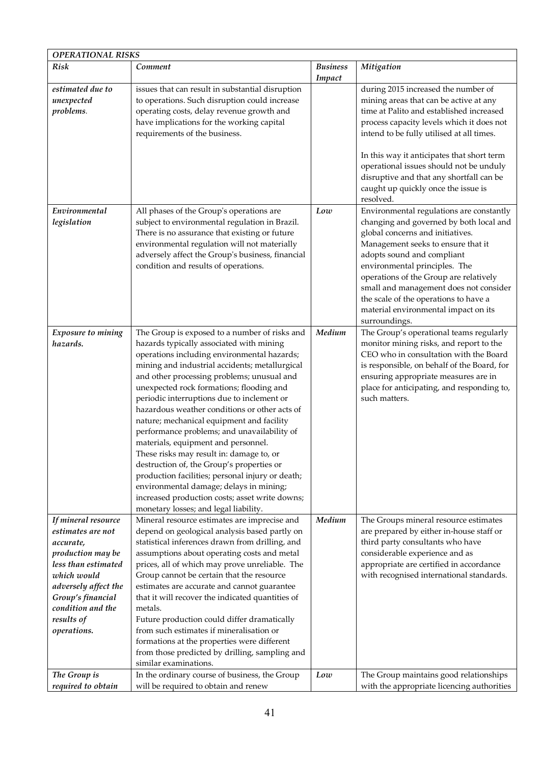| *OPERATIONAL RISKS* | | | |
|---|---|---|---|
| ***Risk*** | ***Comment*** | ***Business Impact*** | ***Mitigation*** |
| ***estimated due to unexpected problems.*** | issues that can result in substantial disruption to operations. Such disruption could increase operating costs, delay revenue growth and have implications for the working capital requirements of the business. | | during 2015 increased the number of mining areas that can be active at any time at Palito and established increased process capacity levels which it does not intend to be fully utilised at all times.<br><br>In this way it anticipates that short term operational issues should not be unduly disruptive and that any shortfall can be caught up quickly once the issue is resolved. |
| ***Environmental legislation*** | All phases of the Group's operations are subject to environmental regulation in Brazil. There is no assurance that existing or future environmental regulation will not materially adversely affect the Group's business, financial condition and results of operations. | ***Low*** | Environmental regulations are constantly changing and governed by both local and global concerns and initiatives. Management seeks to ensure that it adopts sound and compliant environmental principles. The operations of the Group are relatively small and management does not consider the scale of the operations to have a material environmental impact on its surroundings. |
| ***Exposure to mining hazards.*** | The Group is exposed to a number of risks and hazards typically associated with mining operations including environmental hazards; mining and industrial accidents; metallurgical and other processing problems; unusual and unexpected rock formations; flooding and periodic interruptions due to inclement or hazardous weather conditions or other acts of nature; mechanical equipment and facility performance problems; and unavailability of materials, equipment and personnel.<br>These risks may result in: damage to, or destruction of, the Group's properties or production facilities; personal injury or death; environmental damage; delays in mining; increased production costs; asset write downs; monetary losses; and legal liability. | ***Medium*** | The Group's operational teams regularly monitor mining risks, and report to the CEO who in consultation with the Board is responsible, on behalf of the Board, for ensuring appropriate measures are in place for anticipating, and responding to, such matters. |
| ***If mineral resource estimates are not accurate, production may be less than estimated which would adversely affect the Group's financial condition and the results of operations.*** | Mineral resource estimates are imprecise and depend on geological analysis based partly on statistical inferences drawn from drilling, and assumptions about operating costs and metal prices, all of which may prove unreliable. The Group cannot be certain that the resource estimates are accurate and cannot guarantee that it will recover the indicated quantities of metals.<br>Future production could differ dramatically from such estimates if mineralisation or formations at the properties were different from those predicted by drilling, sampling and similar examinations. | ***Medium*** | The Groups mineral resource estimates are prepared by either in-house staff or third party consultants who have considerable experience and as appropriate are certified in accordance with recognised international standards. |
| ***The Group is required to obtain*** | In the ordinary course of business, the Group will be required to obtain and renew | ***Low*** | The Group maintains good relationships with the appropriate licencing authorities |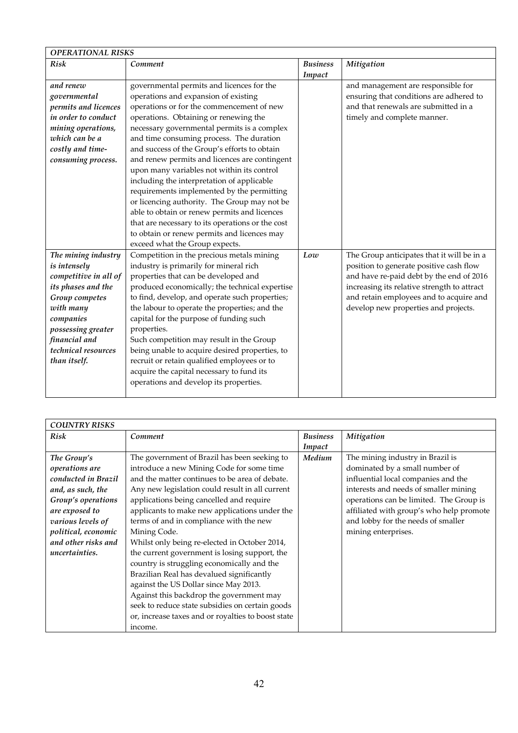| *OPERATIONAL RISKS* | | | |
|---|---|---|---|
| ***Risk*** | ***Comment*** | ***Business Impact*** | ***Mitigation*** |
| ***and renew governmental permits and licences in order to conduct mining operations, which can be a costly and time-consuming process.*** | governmental permits and licences for the operations and expansion of existing operations or for the commencement of new operations. Obtaining or renewing the necessary governmental permits is a complex and time consuming process. The duration and success of the Group's efforts to obtain and renew permits and licences are contingent upon many variables not within its control including the interpretation of applicable requirements implemented by the permitting or licencing authority. The Group may not be able to obtain or renew permits and licences that are necessary to its operations or the cost to obtain or renew permits and licences may exceed what the Group expects. | | and management are responsible for ensuring that conditions are adhered to and that renewals are submitted in a timely and complete manner. |
| ***The mining industry is intensely competitive in all of its phases and the Group competes with many companies possessing greater financial and technical resources than itself.*** | Competition in the precious metals mining industry is primarily for mineral rich properties that can be developed and produced economically; the technical expertise to find, develop, and operate such properties; the labour to operate the properties; and the capital for the purpose of funding such properties.<br>Such competition may result in the Group being unable to acquire desired properties, to recruit or retain qualified employees or to acquire the capital necessary to fund its operations and develop its properties. | ***Low*** | The Group anticipates that it will be in a position to generate positive cash flow and have re-paid debt by the end of 2016 increasing its relative strength to attract and retain employees and to acquire and develop new properties and projects. |

| *COUNTRY RISKS* | | | |
|---|---|---|---|
| ***Risk*** | ***Comment*** | ***Business Impact*** | ***Mitigation*** |
| ***The Group's operations are conducted in Brazil and, as such, the Group's operations are exposed to various levels of political, economic and other risks and uncertainties.*** | The government of Brazil has been seeking to introduce a new Mining Code for some time and the matter continues to be area of debate. Any new legislation could result in all current applications being cancelled and require applicants to make new applications under the terms of and in compliance with the new Mining Code.<br>Whilst only being re-elected in October 2014, the current government is losing support, the country is struggling economically and the Brazilian Real has devalued significantly against the US Dollar since May 2013.<br>Against this backdrop the government may seek to reduce state subsidies on certain goods or, increase taxes and or royalties to boost state income. | ***Medium*** | The mining industry in Brazil is dominated by a small number of influential local companies and the interests and needs of smaller mining operations can be limited. The Group is affiliated with group's who help promote and lobby for the needs of smaller mining enterprises. |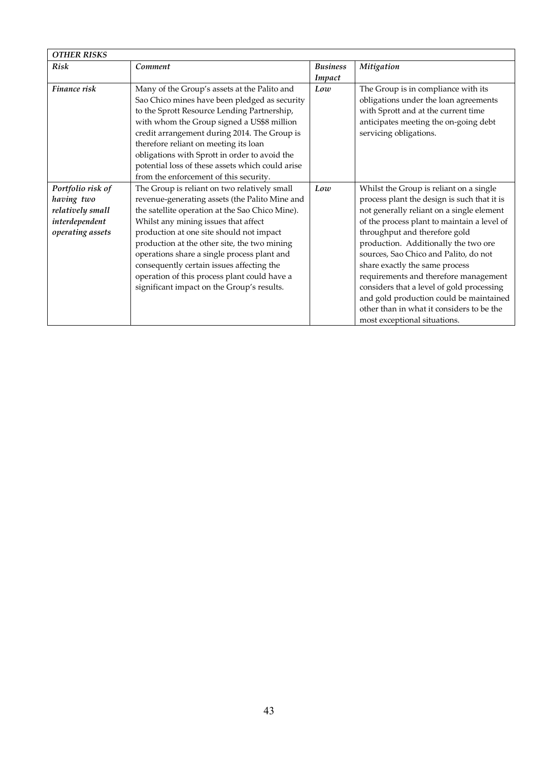| *OTHER RISKS* | | | |
|---|---|---|---|
| ***Risk*** | ***Comment*** | ***Business Impact*** | ***Mitigation*** |
| ***Finance risk*** | Many of the Group's assets at the Palito and Sao Chico mines have been pledged as security to the Sprott Resource Lending Partnership, with whom the Group signed a US$8 million credit arrangement during 2014. The Group is therefore reliant on meeting its loan obligations with Sprott in order to avoid the potential loss of these assets which could arise from the enforcement of this security. | *Low* | The Group is in compliance with its obligations under the loan agreements with Sprott and at the current time anticipates meeting the on-going debt servicing obligations. |
| ***Portfolio risk of having two relatively small interdependent operating assets*** | The Group is reliant on two relatively small revenue-generating assets (the Palito Mine and the satellite operation at the Sao Chico Mine). Whilst any mining issues that affect production at one site should not impact production at the other site, the two mining operations share a single process plant and consequently certain issues affecting the operation of this process plant could have a significant impact on the Group's results. | *Low* | Whilst the Group is reliant on a single process plant the design is such that it is not generally reliant on a single element of the process plant to maintain a level of throughput and therefore gold production. Additionally the two ore sources, Sao Chico and Palito, do not share exactly the same process requirements and therefore management considers that a level of gold processing and gold production could be maintained other than in what it considers to be the most exceptional situations. |